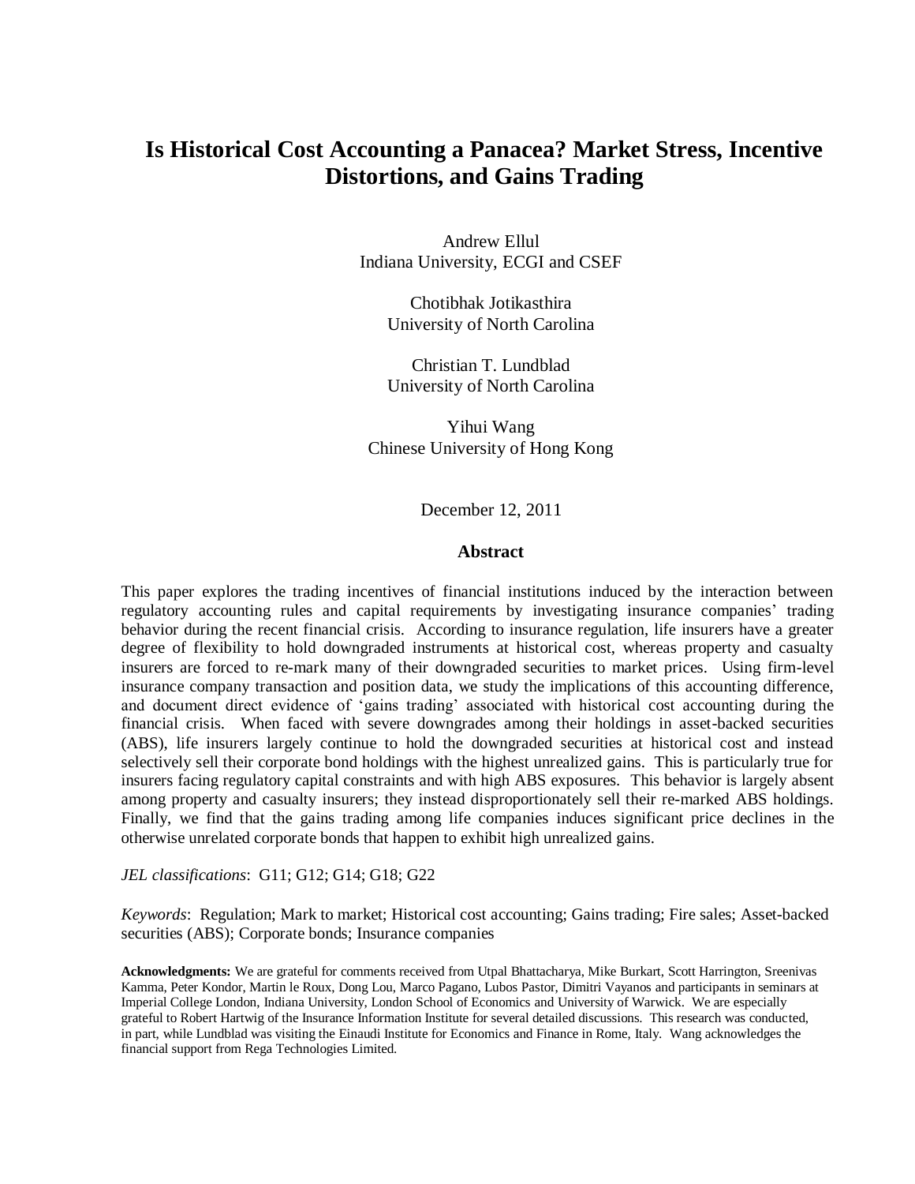# Is Historical Cost Accounting a Panacea? Market Stress, Incentive Distortions, and Gains Trading

Andrew Ellul
Indiana University, ECGI and CSEF

Chotibhak Jotikasthira
University of North Carolina

Christian T. Lundblad
University of North Carolina

Yihui Wang
Chinese University of Hong Kong

December 12, 2011

## Abstract

This paper explores the trading incentives of financial institutions induced by the interaction between regulatory accounting rules and capital requirements by investigating insurance companies' trading behavior during the recent financial crisis. According to insurance regulation, life insurers have a greater degree of flexibility to hold downgraded instruments at historical cost, whereas property and casualty insurers are forced to re-mark many of their downgraded securities to market prices. Using firm-level insurance company transaction and position data, we study the implications of this accounting difference, and document direct evidence of 'gains trading' associated with historical cost accounting during the financial crisis. When faced with severe downgrades among their holdings in asset-backed securities (ABS), life insurers largely continue to hold the downgraded securities at historical cost and instead selectively sell their corporate bond holdings with the highest unrealized gains. This is particularly true for insurers facing regulatory capital constraints and with high ABS exposures. This behavior is largely absent among property and casualty insurers; they instead disproportionately sell their re-marked ABS holdings. Finally, we find that the gains trading among life companies induces significant price declines in the otherwise unrelated corporate bonds that happen to exhibit high unrealized gains.

*JEL classifications*: G11; G12; G14; G18; G22

*Keywords*: Regulation; Mark to market; Historical cost accounting; Gains trading; Fire sales; Asset-backed securities (ABS); Corporate bonds; Insurance companies

**Acknowledgments:** We are grateful for comments received from Utpal Bhattacharya, Mike Burkart, Scott Harrington, Sreenivas Kamma, Peter Kondor, Martin le Roux, Dong Lou, Marco Pagano, Lubos Pastor, Dimitri Vayanos and participants in seminars at Imperial College London, Indiana University, London School of Economics and University of Warwick. We are especially grateful to Robert Hartwig of the Insurance Information Institute for several detailed discussions. This research was conducted, in part, while Lundblad was visiting the Einaudi Institute for Economics and Finance in Rome, Italy. Wang acknowledges the financial support from Rega Technologies Limited.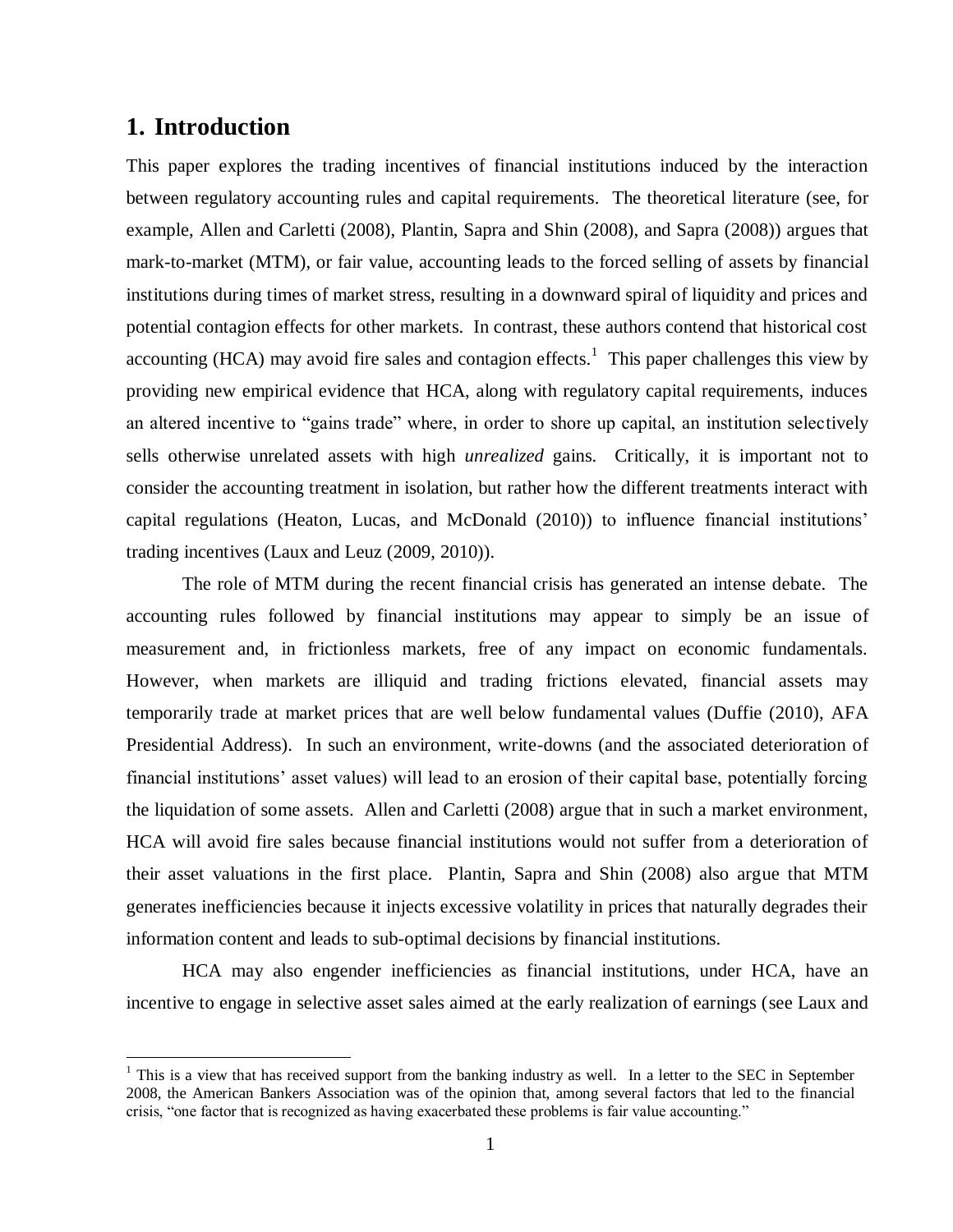# 1. Introduction

This paper explores the trading incentives of financial institutions induced by the interaction between regulatory accounting rules and capital requirements. The theoretical literature (see, for example, Allen and Carletti (2008), Plantin, Sapra and Shin (2008), and Sapra (2008)) argues that mark-to-market (MTM), or fair value, accounting leads to the forced selling of assets by financial institutions during times of market stress, resulting in a downward spiral of liquidity and prices and potential contagion effects for other markets. In contrast, these authors contend that historical cost accounting (HCA) may avoid fire sales and contagion effects.[1] This paper challenges this view by providing new empirical evidence that HCA, along with regulatory capital requirements, induces an altered incentive to "gains trade" where, in order to shore up capital, an institution selectively sells otherwise unrelated assets with high *unrealized* gains. Critically, it is important not to consider the accounting treatment in isolation, but rather how the different treatments interact with capital regulations (Heaton, Lucas, and McDonald (2010)) to influence financial institutions' trading incentives (Laux and Leuz (2009, 2010)).

The role of MTM during the recent financial crisis has generated an intense debate. The accounting rules followed by financial institutions may appear to simply be an issue of measurement and, in frictionless markets, free of any impact on economic fundamentals. However, when markets are illiquid and trading frictions elevated, financial assets may temporarily trade at market prices that are well below fundamental values (Duffie (2010), AFA Presidential Address). In such an environment, write-downs (and the associated deterioration of financial institutions' asset values) will lead to an erosion of their capital base, potentially forcing the liquidation of some assets. Allen and Carletti (2008) argue that in such a market environment, HCA will avoid fire sales because financial institutions would not suffer from a deterioration of their asset valuations in the first place. Plantin, Sapra and Shin (2008) also argue that MTM generates inefficiencies because it injects excessive volatility in prices that naturally degrades their information content and leads to sub-optimal decisions by financial institutions.

HCA may also engender inefficiencies as financial institutions, under HCA, have an incentive to engage in selective asset sales aimed at the early realization of earnings (see Laux and

[1] This is a view that has received support from the banking industry as well. In a letter to the SEC in September 2008, the American Bankers Association was of the opinion that, among several factors that led to the financial crisis, "one factor that is recognized as having exacerbated these problems is fair value accounting."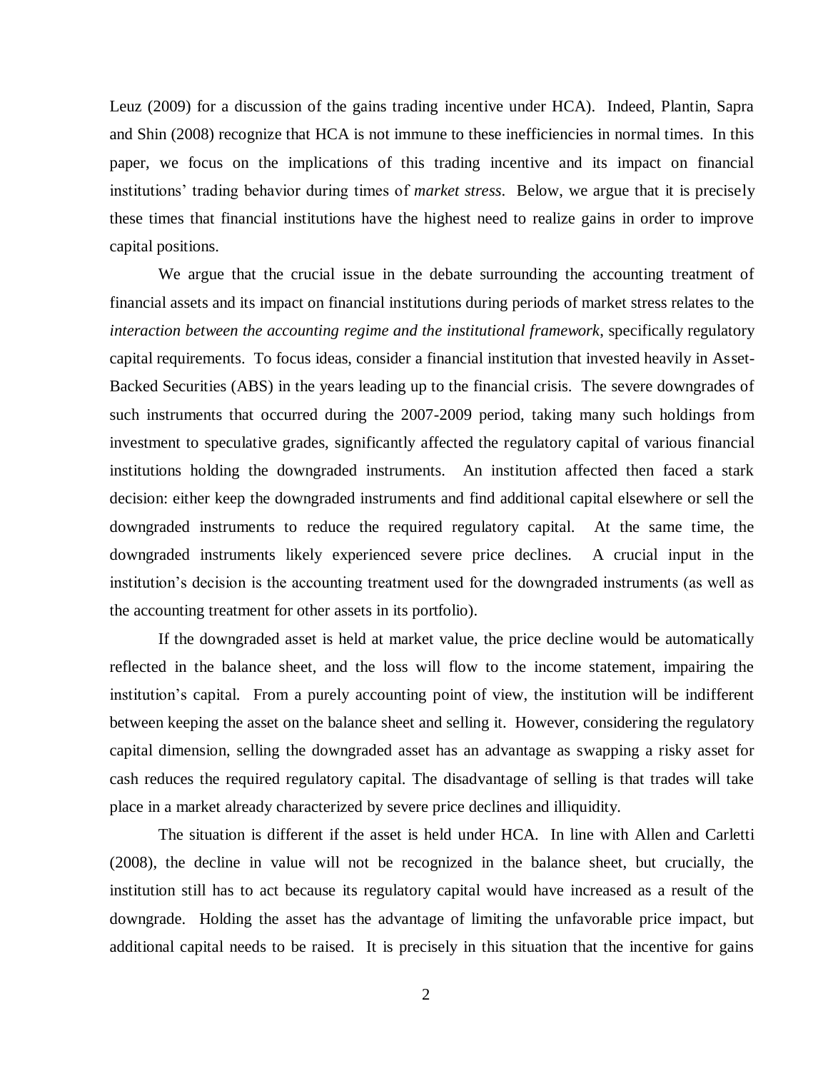Leuz (2009) for a discussion of the gains trading incentive under HCA). Indeed, Plantin, Sapra and Shin (2008) recognize that HCA is not immune to these inefficiencies in normal times. In this paper, we focus on the implications of this trading incentive and its impact on financial institutions' trading behavior during times of *market stress*. Below, we argue that it is precisely these times that financial institutions have the highest need to realize gains in order to improve capital positions.

We argue that the crucial issue in the debate surrounding the accounting treatment of financial assets and its impact on financial institutions during periods of market stress relates to the *interaction between the accounting regime and the institutional framework*, specifically regulatory capital requirements. To focus ideas, consider a financial institution that invested heavily in Asset-Backed Securities (ABS) in the years leading up to the financial crisis. The severe downgrades of such instruments that occurred during the 2007-2009 period, taking many such holdings from investment to speculative grades, significantly affected the regulatory capital of various financial institutions holding the downgraded instruments. An institution affected then faced a stark decision: either keep the downgraded instruments and find additional capital elsewhere or sell the downgraded instruments to reduce the required regulatory capital. At the same time, the downgraded instruments likely experienced severe price declines. A crucial input in the institution's decision is the accounting treatment used for the downgraded instruments (as well as the accounting treatment for other assets in its portfolio).

If the downgraded asset is held at market value, the price decline would be automatically reflected in the balance sheet, and the loss will flow to the income statement, impairing the institution's capital. From a purely accounting point of view, the institution will be indifferent between keeping the asset on the balance sheet and selling it. However, considering the regulatory capital dimension, selling the downgraded asset has an advantage as swapping a risky asset for cash reduces the required regulatory capital. The disadvantage of selling is that trades will take place in a market already characterized by severe price declines and illiquidity.

The situation is different if the asset is held under HCA. In line with Allen and Carletti (2008), the decline in value will not be recognized in the balance sheet, but crucially, the institution still has to act because its regulatory capital would have increased as a result of the downgrade. Holding the asset has the advantage of limiting the unfavorable price impact, but additional capital needs to be raised. It is precisely in this situation that the incentive for gains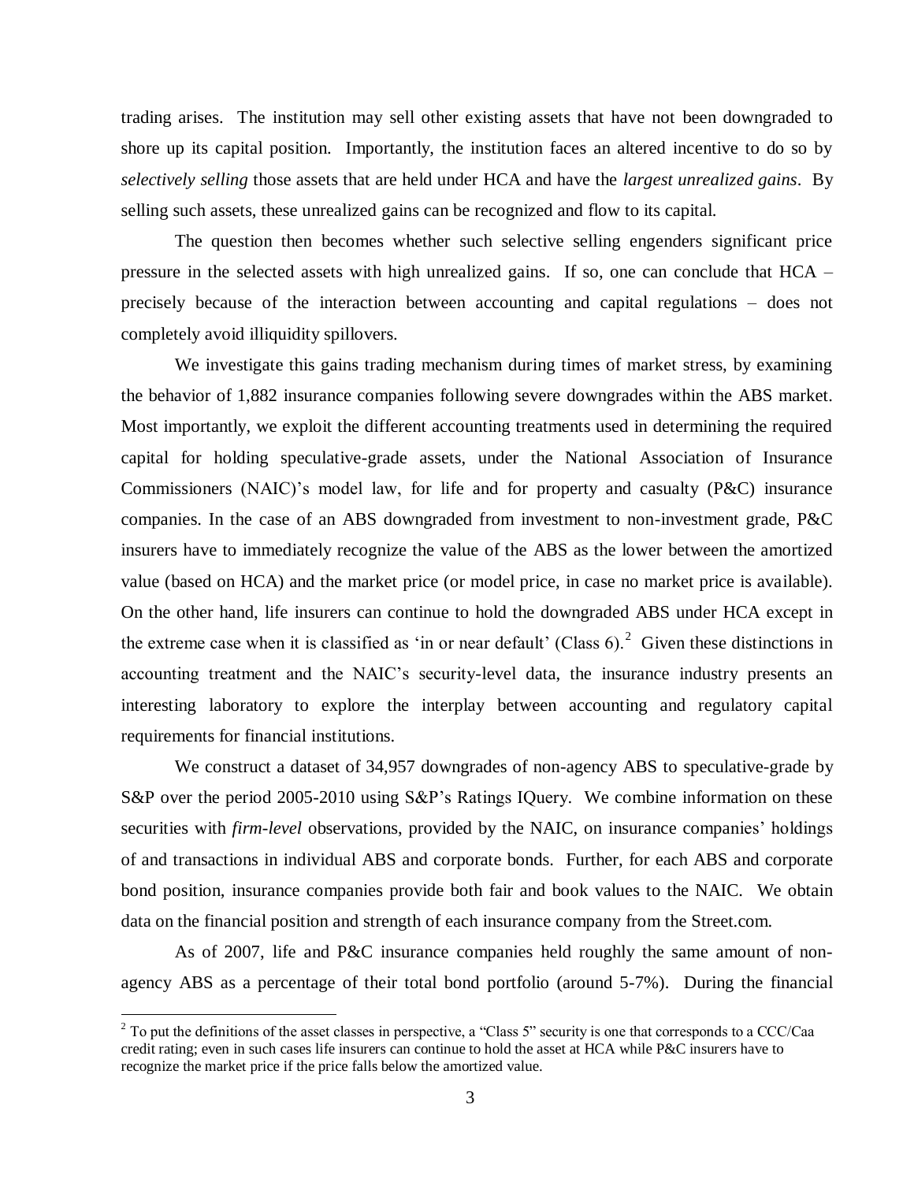trading arises. The institution may sell other existing assets that have not been downgraded to shore up its capital position. Importantly, the institution faces an altered incentive to do so by *selectively selling* those assets that are held under HCA and have the *largest unrealized gains*. By selling such assets, these unrealized gains can be recognized and flow to its capital.

The question then becomes whether such selective selling engenders significant price pressure in the selected assets with high unrealized gains. If so, one can conclude that HCA – precisely because of the interaction between accounting and capital regulations – does not completely avoid illiquidity spillovers.

We investigate this gains trading mechanism during times of market stress, by examining the behavior of 1,882 insurance companies following severe downgrades within the ABS market. Most importantly, we exploit the different accounting treatments used in determining the required capital for holding speculative-grade assets, under the National Association of Insurance Commissioners (NAIC)'s model law, for life and for property and casualty (P&C) insurance companies. In the case of an ABS downgraded from investment to non-investment grade, P&C insurers have to immediately recognize the value of the ABS as the lower between the amortized value (based on HCA) and the market price (or model price, in case no market price is available). On the other hand, life insurers can continue to hold the downgraded ABS under HCA except in the extreme case when it is classified as 'in or near default' (Class 6).[2] Given these distinctions in accounting treatment and the NAIC's security-level data, the insurance industry presents an interesting laboratory to explore the interplay between accounting and regulatory capital requirements for financial institutions.

We construct a dataset of 34,957 downgrades of non-agency ABS to speculative-grade by S&P over the period 2005-2010 using S&P's Ratings IQuery. We combine information on these securities with *firm-level* observations, provided by the NAIC, on insurance companies' holdings of and transactions in individual ABS and corporate bonds. Further, for each ABS and corporate bond position, insurance companies provide both fair and book values to the NAIC. We obtain data on the financial position and strength of each insurance company from the Street.com.

As of 2007, life and P&C insurance companies held roughly the same amount of non-agency ABS as a percentage of their total bond portfolio (around 5-7%). During the financial

[2] To put the definitions of the asset classes in perspective, a "Class 5" security is one that corresponds to a CCC/Caa credit rating; even in such cases life insurers can continue to hold the asset at HCA while P&C insurers have to recognize the market price if the price falls below the amortized value.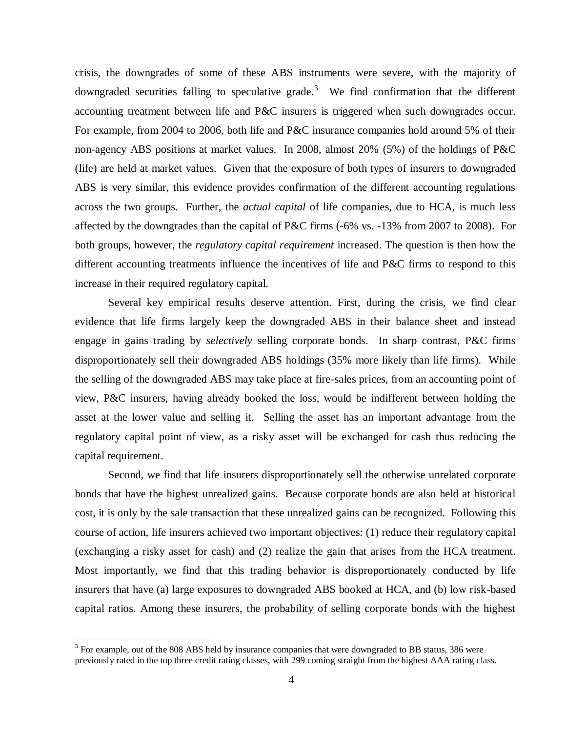crisis, the downgrades of some of these ABS instruments were severe, with the majority of downgraded securities falling to speculative grade.[3] We find confirmation that the different accounting treatment between life and P&C insurers is triggered when such downgrades occur. For example, from 2004 to 2006, both life and P&C insurance companies hold around 5% of their non-agency ABS positions at market values. In 2008, almost 20% (5%) of the holdings of P&C (life) are held at market values. Given that the exposure of both types of insurers to downgraded ABS is very similar, this evidence provides confirmation of the different accounting regulations across the two groups. Further, the *actual capital* of life companies, due to HCA, is much less affected by the downgrades than the capital of P&C firms (-6% vs. -13% from 2007 to 2008). For both groups, however, the *regulatory capital requirement* increased. The question is then how the different accounting treatments influence the incentives of life and P&C firms to respond to this increase in their required regulatory capital.

Several key empirical results deserve attention. First, during the crisis, we find clear evidence that life firms largely keep the downgraded ABS in their balance sheet and instead engage in gains trading by *selectively* selling corporate bonds. In sharp contrast, P&C firms disproportionately sell their downgraded ABS holdings (35% more likely than life firms). While the selling of the downgraded ABS may take place at fire-sales prices, from an accounting point of view, P&C insurers, having already booked the loss, would be indifferent between holding the asset at the lower value and selling it. Selling the asset has an important advantage from the regulatory capital point of view, as a risky asset will be exchanged for cash thus reducing the capital requirement.

Second, we find that life insurers disproportionately sell the otherwise unrelated corporate bonds that have the highest unrealized gains. Because corporate bonds are also held at historical cost, it is only by the sale transaction that these unrealized gains can be recognized. Following this course of action, life insurers achieved two important objectives: (1) reduce their regulatory capital (exchanging a risky asset for cash) and (2) realize the gain that arises from the HCA treatment. Most importantly, we find that this trading behavior is disproportionately conducted by life insurers that have (a) large exposures to downgraded ABS booked at HCA, and (b) low risk-based capital ratios. Among these insurers, the probability of selling corporate bonds with the highest

[3] For example, out of the 808 ABS held by insurance companies that were downgraded to BB status, 386 were previously rated in the top three credit rating classes, with 299 coming straight from the highest AAA rating class.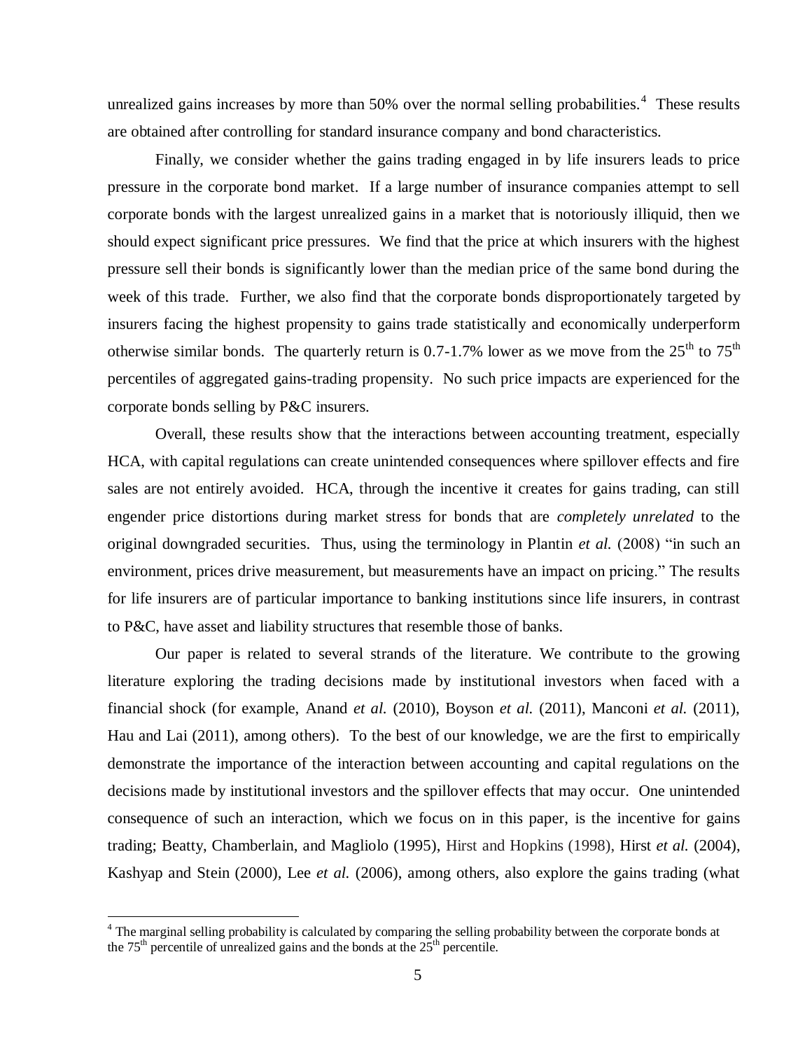unrealized gains increases by more than 50% over the normal selling probabilities.[4] These results are obtained after controlling for standard insurance company and bond characteristics.

Finally, we consider whether the gains trading engaged in by life insurers leads to price pressure in the corporate bond market. If a large number of insurance companies attempt to sell corporate bonds with the largest unrealized gains in a market that is notoriously illiquid, then we should expect significant price pressures. We find that the price at which insurers with the highest pressure sell their bonds is significantly lower than the median price of the same bond during the week of this trade. Further, we also find that the corporate bonds disproportionately targeted by insurers facing the highest propensity to gains trade statistically and economically underperform otherwise similar bonds. The quarterly return is 0.7-1.7% lower as we move from the 25th to 75th percentiles of aggregated gains-trading propensity. No such price impacts are experienced for the corporate bonds selling by P&C insurers.

Overall, these results show that the interactions between accounting treatment, especially HCA, with capital regulations can create unintended consequences where spillover effects and fire sales are not entirely avoided. HCA, through the incentive it creates for gains trading, can still engender price distortions during market stress for bonds that are *completely unrelated* to the original downgraded securities. Thus, using the terminology in Plantin *et al.* (2008) "in such an environment, prices drive measurement, but measurements have an impact on pricing." The results for life insurers are of particular importance to banking institutions since life insurers, in contrast to P&C, have asset and liability structures that resemble those of banks.

Our paper is related to several strands of the literature. We contribute to the growing literature exploring the trading decisions made by institutional investors when faced with a financial shock (for example, Anand *et al.* (2010), Boyson *et al.* (2011), Manconi *et al.* (2011), Hau and Lai (2011), among others). To the best of our knowledge, we are the first to empirically demonstrate the importance of the interaction between accounting and capital regulations on the decisions made by institutional investors and the spillover effects that may occur. One unintended consequence of such an interaction, which we focus on in this paper, is the incentive for gains trading; Beatty, Chamberlain, and Magliolo (1995), Hirst and Hopkins (1998), Hirst *et al.* (2004), Kashyap and Stein (2000), Lee *et al.* (2006), among others, also explore the gains trading (what

[4] The marginal selling probability is calculated by comparing the selling probability between the corporate bonds at the 75th percentile of unrealized gains and the bonds at the 25th percentile.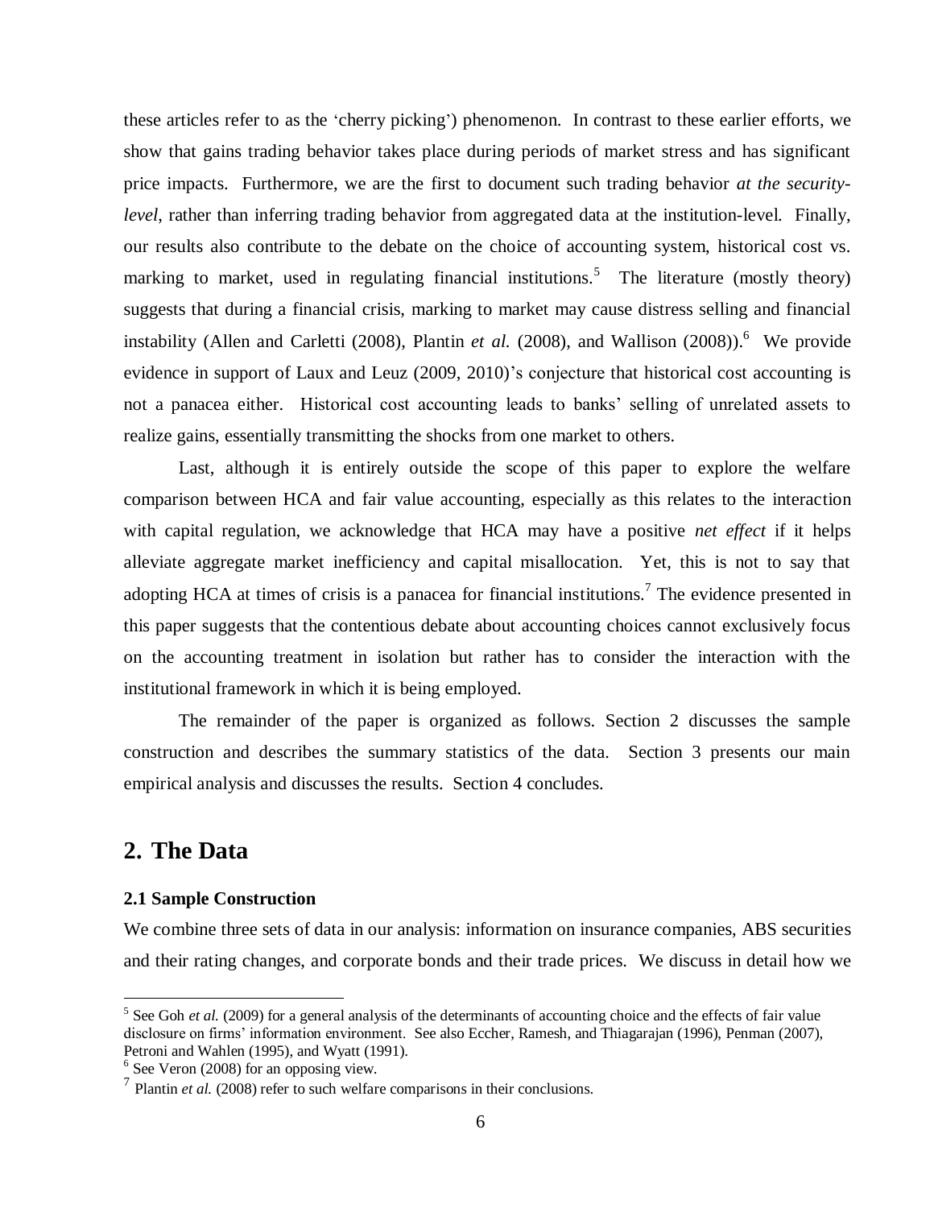these articles refer to as the 'cherry picking') phenomenon. In contrast to these earlier efforts, we show that gains trading behavior takes place during periods of market stress and has significant price impacts. Furthermore, we are the first to document such trading behavior *at the security-level*, rather than inferring trading behavior from aggregated data at the institution-level. Finally, our results also contribute to the debate on the choice of accounting system, historical cost vs. marking to market, used in regulating financial institutions.[5] The literature (mostly theory) suggests that during a financial crisis, marking to market may cause distress selling and financial instability (Allen and Carletti (2008), Plantin *et al.* (2008), and Wallison (2008)).[6] We provide evidence in support of Laux and Leuz (2009, 2010)'s conjecture that historical cost accounting is not a panacea either. Historical cost accounting leads to banks' selling of unrelated assets to realize gains, essentially transmitting the shocks from one market to others.

Last, although it is entirely outside the scope of this paper to explore the welfare comparison between HCA and fair value accounting, especially as this relates to the interaction with capital regulation, we acknowledge that HCA may have a positive *net effect* if it helps alleviate aggregate market inefficiency and capital misallocation. Yet, this is not to say that adopting HCA at times of crisis is a panacea for financial institutions.[7] The evidence presented in this paper suggests that the contentious debate about accounting choices cannot exclusively focus on the accounting treatment in isolation but rather has to consider the interaction with the institutional framework in which it is being employed.

The remainder of the paper is organized as follows. Section 2 discusses the sample construction and describes the summary statistics of the data. Section 3 presents our main empirical analysis and discusses the results. Section 4 concludes.

## 2. The Data

### 2.1 Sample Construction

We combine three sets of data in our analysis: information on insurance companies, ABS securities and their rating changes, and corporate bonds and their trade prices. We discuss in detail how we

---

[5] See Goh *et al.* (2009) for a general analysis of the determinants of accounting choice and the effects of fair value disclosure on firms' information environment. See also Eccher, Ramesh, and Thiagarajan (1996), Penman (2007), Petroni and Wahlen (1995), and Wyatt (1991).

[6] See Veron (2008) for an opposing view.

[7] Plantin *et al.* (2008) refer to such welfare comparisons in their conclusions.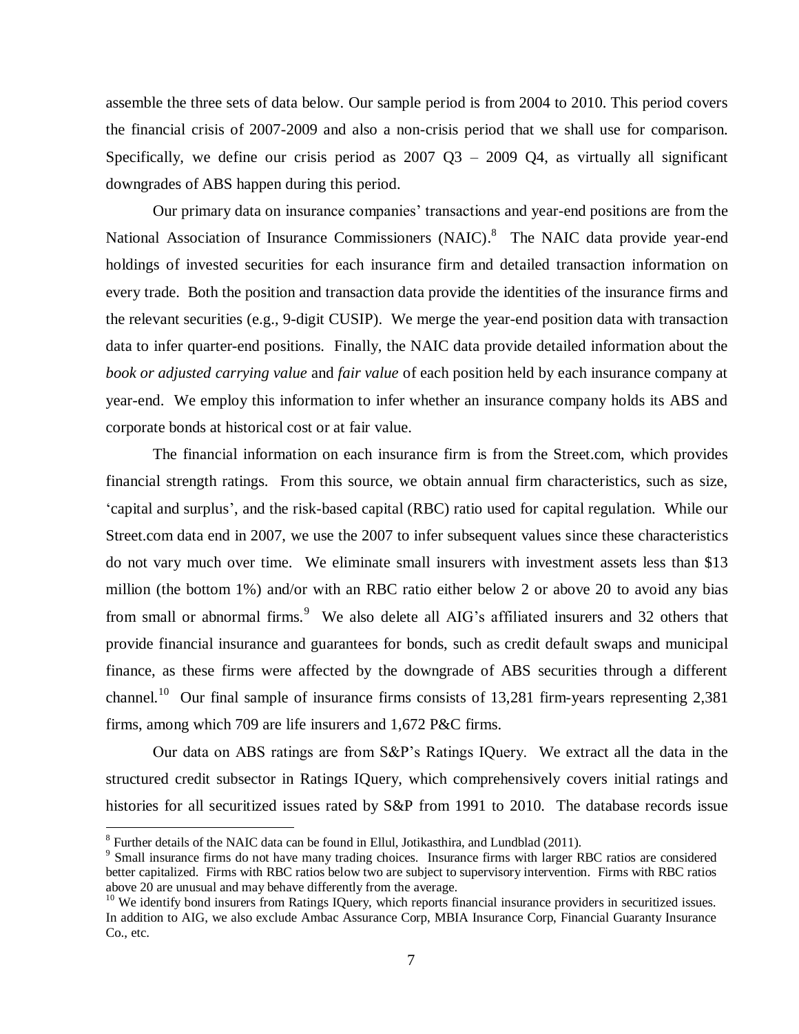assemble the three sets of data below. Our sample period is from 2004 to 2010. This period covers the financial crisis of 2007-2009 and also a non-crisis period that we shall use for comparison. Specifically, we define our crisis period as 2007 Q3 – 2009 Q4, as virtually all significant downgrades of ABS happen during this period.

Our primary data on insurance companies' transactions and year-end positions are from the National Association of Insurance Commissioners (NAIC).[8] The NAIC data provide year-end holdings of invested securities for each insurance firm and detailed transaction information on every trade. Both the position and transaction data provide the identities of the insurance firms and the relevant securities (e.g., 9-digit CUSIP). We merge the year-end position data with transaction data to infer quarter-end positions. Finally, the NAIC data provide detailed information about the *book or adjusted carrying value* and *fair value* of each position held by each insurance company at year-end. We employ this information to infer whether an insurance company holds its ABS and corporate bonds at historical cost or at fair value.

The financial information on each insurance firm is from the Street.com, which provides financial strength ratings. From this source, we obtain annual firm characteristics, such as size, 'capital and surplus', and the risk-based capital (RBC) ratio used for capital regulation. While our Street.com data end in 2007, we use the 2007 to infer subsequent values since these characteristics do not vary much over time. We eliminate small insurers with investment assets less than $13 million (the bottom 1%) and/or with an RBC ratio either below 2 or above 20 to avoid any bias from small or abnormal firms.[9] We also delete all AIG's affiliated insurers and 32 others that provide financial insurance and guarantees for bonds, such as credit default swaps and municipal finance, as these firms were affected by the downgrade of ABS securities through a different channel.[10] Our final sample of insurance firms consists of 13,281 firm-years representing 2,381 firms, among which 709 are life insurers and 1,672 P&C firms.

Our data on ABS ratings are from S&P's Ratings IQuery. We extract all the data in the structured credit subsector in Ratings IQuery, which comprehensively covers initial ratings and histories for all securitized issues rated by S&P from 1991 to 2010. The database records issue

---

[8] Further details of the NAIC data can be found in Ellul, Jotikasthira, and Lundblad (2011).

[9] Small insurance firms do not have many trading choices. Insurance firms with larger RBC ratios are considered better capitalized. Firms with RBC ratios below two are subject to supervisory intervention. Firms with RBC ratios above 20 are unusual and may behave differently from the average.

[10] We identify bond insurers from Ratings IQuery, which reports financial insurance providers in securitized issues. In addition to AIG, we also exclude Ambac Assurance Corp, MBIA Insurance Corp, Financial Guaranty Insurance Co., etc.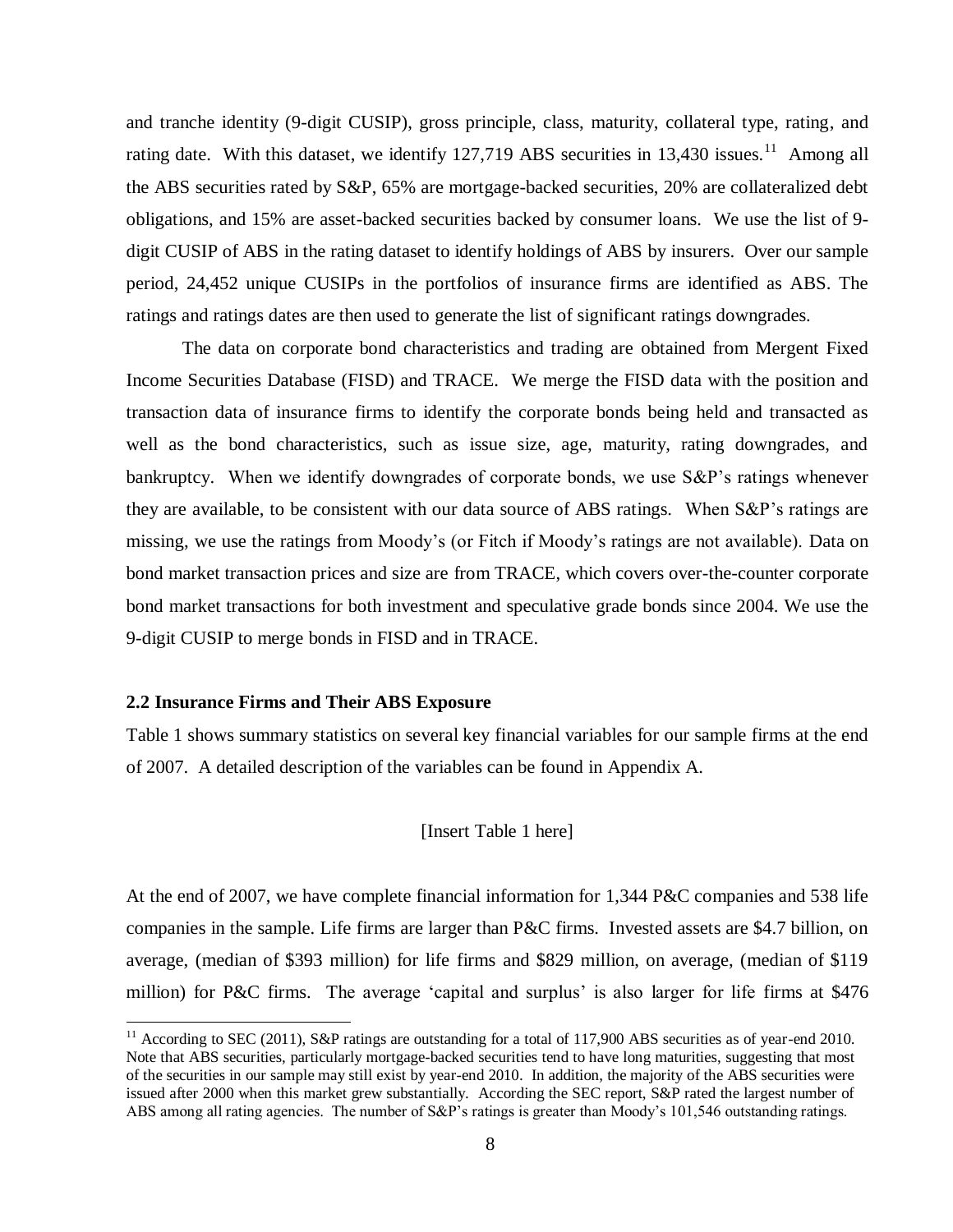and tranche identity (9-digit CUSIP), gross principle, class, maturity, collateral type, rating, and rating date. With this dataset, we identify 127,719 ABS securities in 13,430 issues.[11] Among all the ABS securities rated by S&P, 65% are mortgage-backed securities, 20% are collateralized debt obligations, and 15% are asset-backed securities backed by consumer loans. We use the list of 9-digit CUSIP of ABS in the rating dataset to identify holdings of ABS by insurers. Over our sample period, 24,452 unique CUSIPs in the portfolios of insurance firms are identified as ABS. The ratings and ratings dates are then used to generate the list of significant ratings downgrades.

The data on corporate bond characteristics and trading are obtained from Mergent Fixed Income Securities Database (FISD) and TRACE. We merge the FISD data with the position and transaction data of insurance firms to identify the corporate bonds being held and transacted as well as the bond characteristics, such as issue size, age, maturity, rating downgrades, and bankruptcy. When we identify downgrades of corporate bonds, we use S&P's ratings whenever they are available, to be consistent with our data source of ABS ratings. When S&P's ratings are missing, we use the ratings from Moody's (or Fitch if Moody's ratings are not available). Data on bond market transaction prices and size are from TRACE, which covers over-the-counter corporate bond market transactions for both investment and speculative grade bonds since 2004. We use the 9-digit CUSIP to merge bonds in FISD and in TRACE.

### 2.2 Insurance Firms and Their ABS Exposure

Table 1 shows summary statistics on several key financial variables for our sample firms at the end of 2007. A detailed description of the variables can be found in Appendix A.

[Insert Table 1 here]

At the end of 2007, we have complete financial information for 1,344 P&C companies and 538 life companies in the sample. Life firms are larger than P&C firms. Invested assets are \$4.7 billion, on average, (median of \$393 million) for life firms and \$829 million, on average, (median of \$119 million) for P&C firms. The average 'capital and surplus' is also larger for life firms at \$476

[11] According to SEC (2011), S&P ratings are outstanding for a total of 117,900 ABS securities as of year-end 2010. Note that ABS securities, particularly mortgage-backed securities tend to have long maturities, suggesting that most of the securities in our sample may still exist by year-end 2010. In addition, the majority of the ABS securities were issued after 2000 when this market grew substantially. According the SEC report, S&P rated the largest number of ABS among all rating agencies. The number of S&P's ratings is greater than Moody's 101,546 outstanding ratings.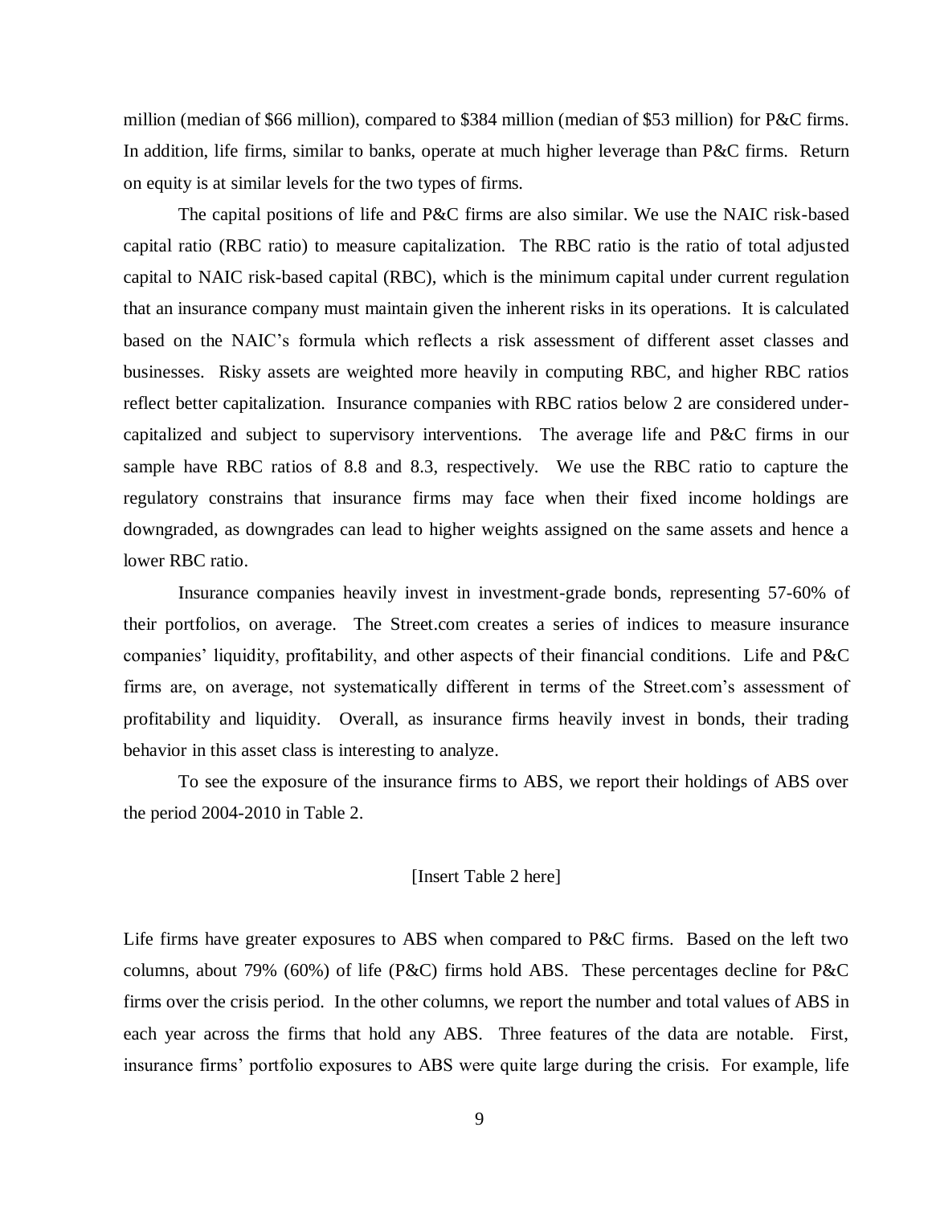million (median of \$66 million), compared to \$384 million (median of \$53 million) for P&C firms. In addition, life firms, similar to banks, operate at much higher leverage than P&C firms. Return on equity is at similar levels for the two types of firms.

The capital positions of life and P&C firms are also similar. We use the NAIC risk-based capital ratio (RBC ratio) to measure capitalization. The RBC ratio is the ratio of total adjusted capital to NAIC risk-based capital (RBC), which is the minimum capital under current regulation that an insurance company must maintain given the inherent risks in its operations. It is calculated based on the NAIC's formula which reflects a risk assessment of different asset classes and businesses. Risky assets are weighted more heavily in computing RBC, and higher RBC ratios reflect better capitalization. Insurance companies with RBC ratios below 2 are considered under-capitalized and subject to supervisory interventions. The average life and P&C firms in our sample have RBC ratios of 8.8 and 8.3, respectively. We use the RBC ratio to capture the regulatory constrains that insurance firms may face when their fixed income holdings are downgraded, as downgrades can lead to higher weights assigned on the same assets and hence a lower RBC ratio.

Insurance companies heavily invest in investment-grade bonds, representing 57-60% of their portfolios, on average. The Street.com creates a series of indices to measure insurance companies' liquidity, profitability, and other aspects of their financial conditions. Life and P&C firms are, on average, not systematically different in terms of the Street.com's assessment of profitability and liquidity. Overall, as insurance firms heavily invest in bonds, their trading behavior in this asset class is interesting to analyze.

To see the exposure of the insurance firms to ABS, we report their holdings of ABS over the period 2004-2010 in Table 2.

[Insert Table 2 here]

Life firms have greater exposures to ABS when compared to P&C firms. Based on the left two columns, about 79% (60%) of life (P&C) firms hold ABS. These percentages decline for P&C firms over the crisis period. In the other columns, we report the number and total values of ABS in each year across the firms that hold any ABS. Three features of the data are notable. First, insurance firms' portfolio exposures to ABS were quite large during the crisis. For example, life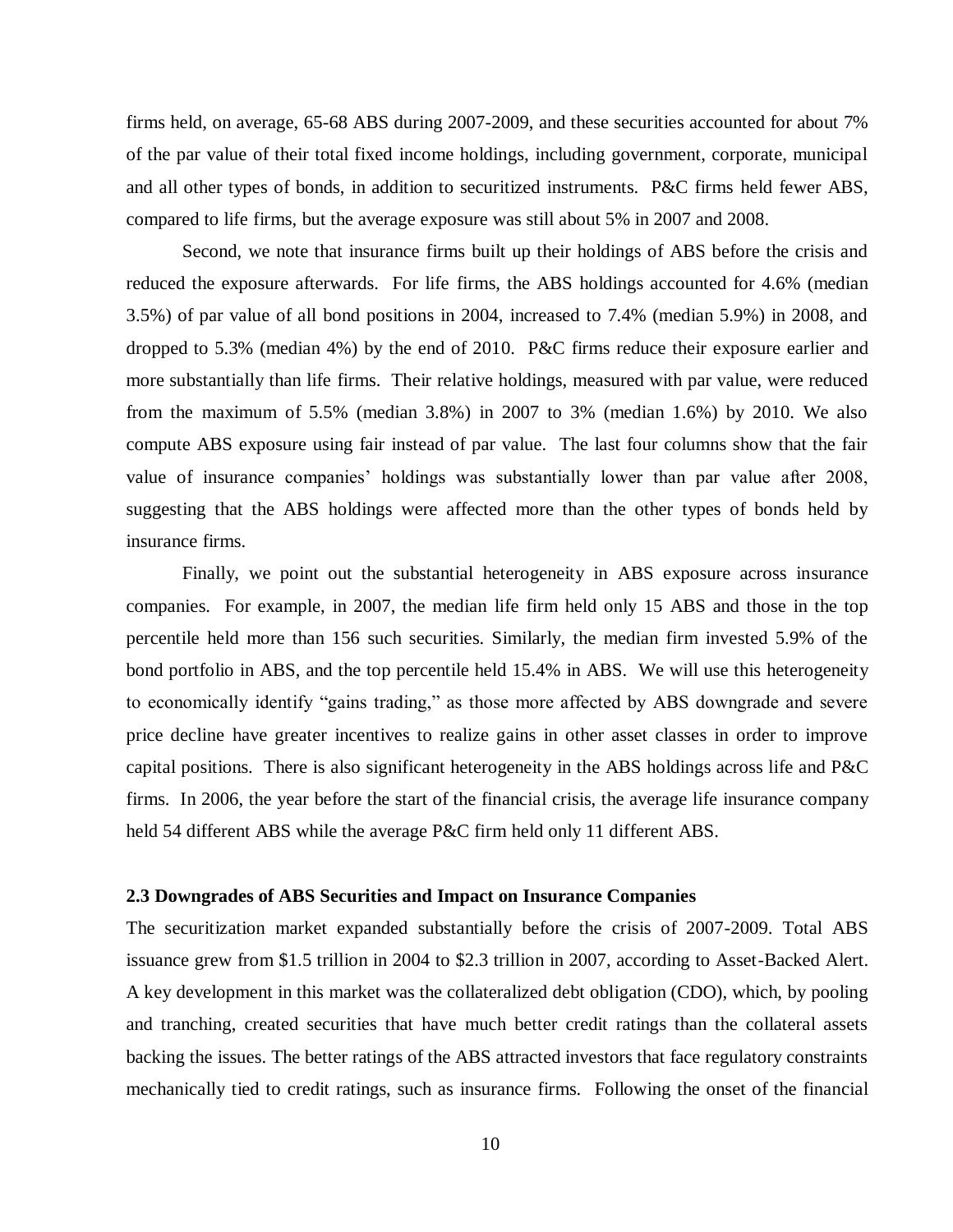firms held, on average, 65-68 ABS during 2007-2009, and these securities accounted for about 7% of the par value of their total fixed income holdings, including government, corporate, municipal and all other types of bonds, in addition to securitized instruments. P&C firms held fewer ABS, compared to life firms, but the average exposure was still about 5% in 2007 and 2008.

Second, we note that insurance firms built up their holdings of ABS before the crisis and reduced the exposure afterwards. For life firms, the ABS holdings accounted for 4.6% (median 3.5%) of par value of all bond positions in 2004, increased to 7.4% (median 5.9%) in 2008, and dropped to 5.3% (median 4%) by the end of 2010. P&C firms reduce their exposure earlier and more substantially than life firms. Their relative holdings, measured with par value, were reduced from the maximum of 5.5% (median 3.8%) in 2007 to 3% (median 1.6%) by 2010. We also compute ABS exposure using fair instead of par value. The last four columns show that the fair value of insurance companies' holdings was substantially lower than par value after 2008, suggesting that the ABS holdings were affected more than the other types of bonds held by insurance firms.

Finally, we point out the substantial heterogeneity in ABS exposure across insurance companies. For example, in 2007, the median life firm held only 15 ABS and those in the top percentile held more than 156 such securities. Similarly, the median firm invested 5.9% of the bond portfolio in ABS, and the top percentile held 15.4% in ABS. We will use this heterogeneity to economically identify "gains trading," as those more affected by ABS downgrade and severe price decline have greater incentives to realize gains in other asset classes in order to improve capital positions. There is also significant heterogeneity in the ABS holdings across life and P&C firms. In 2006, the year before the start of the financial crisis, the average life insurance company held 54 different ABS while the average P&C firm held only 11 different ABS.

### 2.3 Downgrades of ABS Securities and Impact on Insurance Companies

The securitization market expanded substantially before the crisis of 2007-2009. Total ABS issuance grew from $1.5 trillion in 2004 to $2.3 trillion in 2007, according to Asset-Backed Alert. A key development in this market was the collateralized debt obligation (CDO), which, by pooling and tranching, created securities that have much better credit ratings than the collateral assets backing the issues. The better ratings of the ABS attracted investors that face regulatory constraints mechanically tied to credit ratings, such as insurance firms. Following the onset of the financial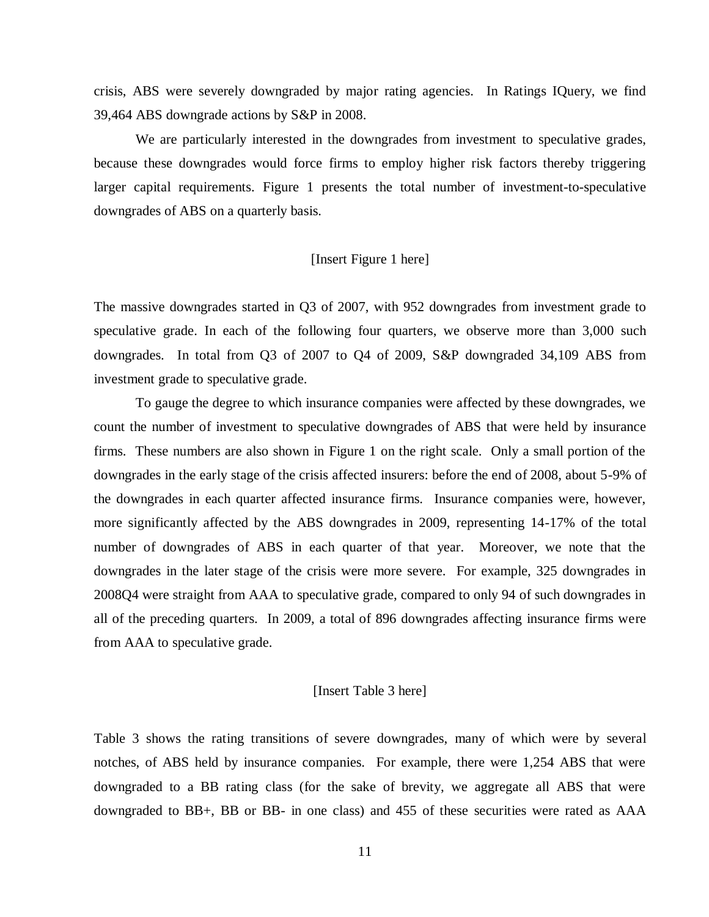crisis, ABS were severely downgraded by major rating agencies. In Ratings IQuery, we find 39,464 ABS downgrade actions by S&P in 2008.

We are particularly interested in the downgrades from investment to speculative grades, because these downgrades would force firms to employ higher risk factors thereby triggering larger capital requirements. Figure 1 presents the total number of investment-to-speculative downgrades of ABS on a quarterly basis.

[Insert Figure 1 here]

The massive downgrades started in Q3 of 2007, with 952 downgrades from investment grade to speculative grade. In each of the following four quarters, we observe more than 3,000 such downgrades. In total from Q3 of 2007 to Q4 of 2009, S&P downgraded 34,109 ABS from investment grade to speculative grade.

To gauge the degree to which insurance companies were affected by these downgrades, we count the number of investment to speculative downgrades of ABS that were held by insurance firms. These numbers are also shown in Figure 1 on the right scale. Only a small portion of the downgrades in the early stage of the crisis affected insurers: before the end of 2008, about 5-9% of the downgrades in each quarter affected insurance firms. Insurance companies were, however, more significantly affected by the ABS downgrades in 2009, representing 14-17% of the total number of downgrades of ABS in each quarter of that year. Moreover, we note that the downgrades in the later stage of the crisis were more severe. For example, 325 downgrades in 2008Q4 were straight from AAA to speculative grade, compared to only 94 of such downgrades in all of the preceding quarters. In 2009, a total of 896 downgrades affecting insurance firms were from AAA to speculative grade.

[Insert Table 3 here]

Table 3 shows the rating transitions of severe downgrades, many of which were by several notches, of ABS held by insurance companies. For example, there were 1,254 ABS that were downgraded to a BB rating class (for the sake of brevity, we aggregate all ABS that were downgraded to BB+, BB or BB- in one class) and 455 of these securities were rated as AAA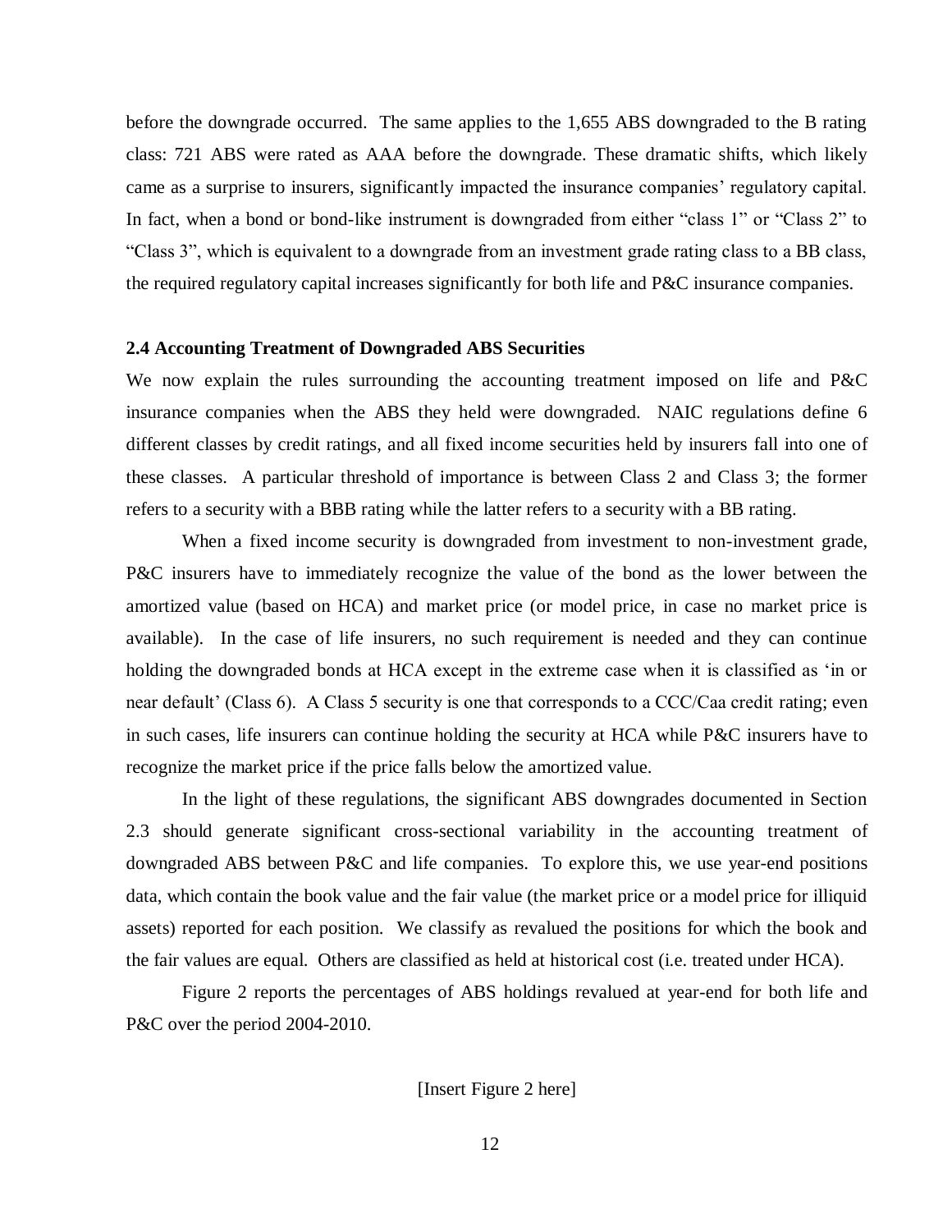before the downgrade occurred. The same applies to the 1,655 ABS downgraded to the B rating class: 721 ABS were rated as AAA before the downgrade. These dramatic shifts, which likely came as a surprise to insurers, significantly impacted the insurance companies' regulatory capital. In fact, when a bond or bond-like instrument is downgraded from either "class 1" or "Class 2" to "Class 3", which is equivalent to a downgrade from an investment grade rating class to a BB class, the required regulatory capital increases significantly for both life and P&C insurance companies.

### 2.4 Accounting Treatment of Downgraded ABS Securities

We now explain the rules surrounding the accounting treatment imposed on life and P&C insurance companies when the ABS they held were downgraded. NAIC regulations define 6 different classes by credit ratings, and all fixed income securities held by insurers fall into one of these classes. A particular threshold of importance is between Class 2 and Class 3; the former refers to a security with a BBB rating while the latter refers to a security with a BB rating.

When a fixed income security is downgraded from investment to non-investment grade, P&C insurers have to immediately recognize the value of the bond as the lower between the amortized value (based on HCA) and market price (or model price, in case no market price is available). In the case of life insurers, no such requirement is needed and they can continue holding the downgraded bonds at HCA except in the extreme case when it is classified as 'in or near default' (Class 6). A Class 5 security is one that corresponds to a CCC/Caa credit rating; even in such cases, life insurers can continue holding the security at HCA while P&C insurers have to recognize the market price if the price falls below the amortized value.

In the light of these regulations, the significant ABS downgrades documented in Section 2.3 should generate significant cross-sectional variability in the accounting treatment of downgraded ABS between P&C and life companies. To explore this, we use year-end positions data, which contain the book value and the fair value (the market price or a model price for illiquid assets) reported for each position. We classify as revalued the positions for which the book and the fair values are equal. Others are classified as held at historical cost (i.e. treated under HCA).

Figure 2 reports the percentages of ABS holdings revalued at year-end for both life and P&C over the period 2004-2010.

[Insert Figure 2 here]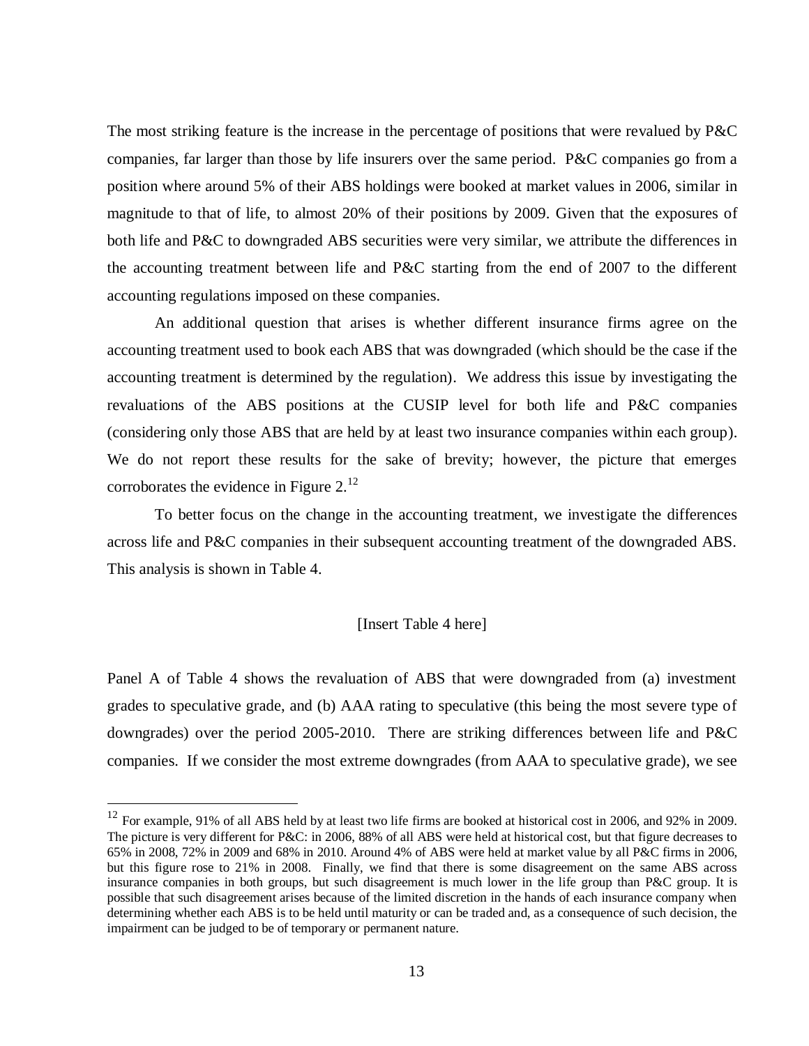The most striking feature is the increase in the percentage of positions that were revalued by P&C companies, far larger than those by life insurers over the same period. P&C companies go from a position where around 5% of their ABS holdings were booked at market values in 2006, similar in magnitude to that of life, to almost 20% of their positions by 2009. Given that the exposures of both life and P&C to downgraded ABS securities were very similar, we attribute the differences in the accounting treatment between life and P&C starting from the end of 2007 to the different accounting regulations imposed on these companies.

An additional question that arises is whether different insurance firms agree on the accounting treatment used to book each ABS that was downgraded (which should be the case if the accounting treatment is determined by the regulation). We address this issue by investigating the revaluations of the ABS positions at the CUSIP level for both life and P&C companies (considering only those ABS that are held by at least two insurance companies within each group). We do not report these results for the sake of brevity; however, the picture that emerges corroborates the evidence in Figure 2.[12]

To better focus on the change in the accounting treatment, we investigate the differences across life and P&C companies in their subsequent accounting treatment of the downgraded ABS. This analysis is shown in Table 4.

[Insert Table 4 here]

Panel A of Table 4 shows the revaluation of ABS that were downgraded from (a) investment grades to speculative grade, and (b) AAA rating to speculative (this being the most severe type of downgrades) over the period 2005-2010. There are striking differences between life and P&C companies. If we consider the most extreme downgrades (from AAA to speculative grade), we see

---

[12] For example, 91% of all ABS held by at least two life firms are booked at historical cost in 2006, and 92% in 2009. The picture is very different for P&C: in 2006, 88% of all ABS were held at historical cost, but that figure decreases to 65% in 2008, 72% in 2009 and 68% in 2010. Around 4% of ABS were held at market value by all P&C firms in 2006, but this figure rose to 21% in 2008. Finally, we find that there is some disagreement on the same ABS across insurance companies in both groups, but such disagreement is much lower in the life group than P&C group. It is possible that such disagreement arises because of the limited discretion in the hands of each insurance company when determining whether each ABS is to be held until maturity or can be traded and, as a consequence of such decision, the impairment can be judged to be of temporary or permanent nature.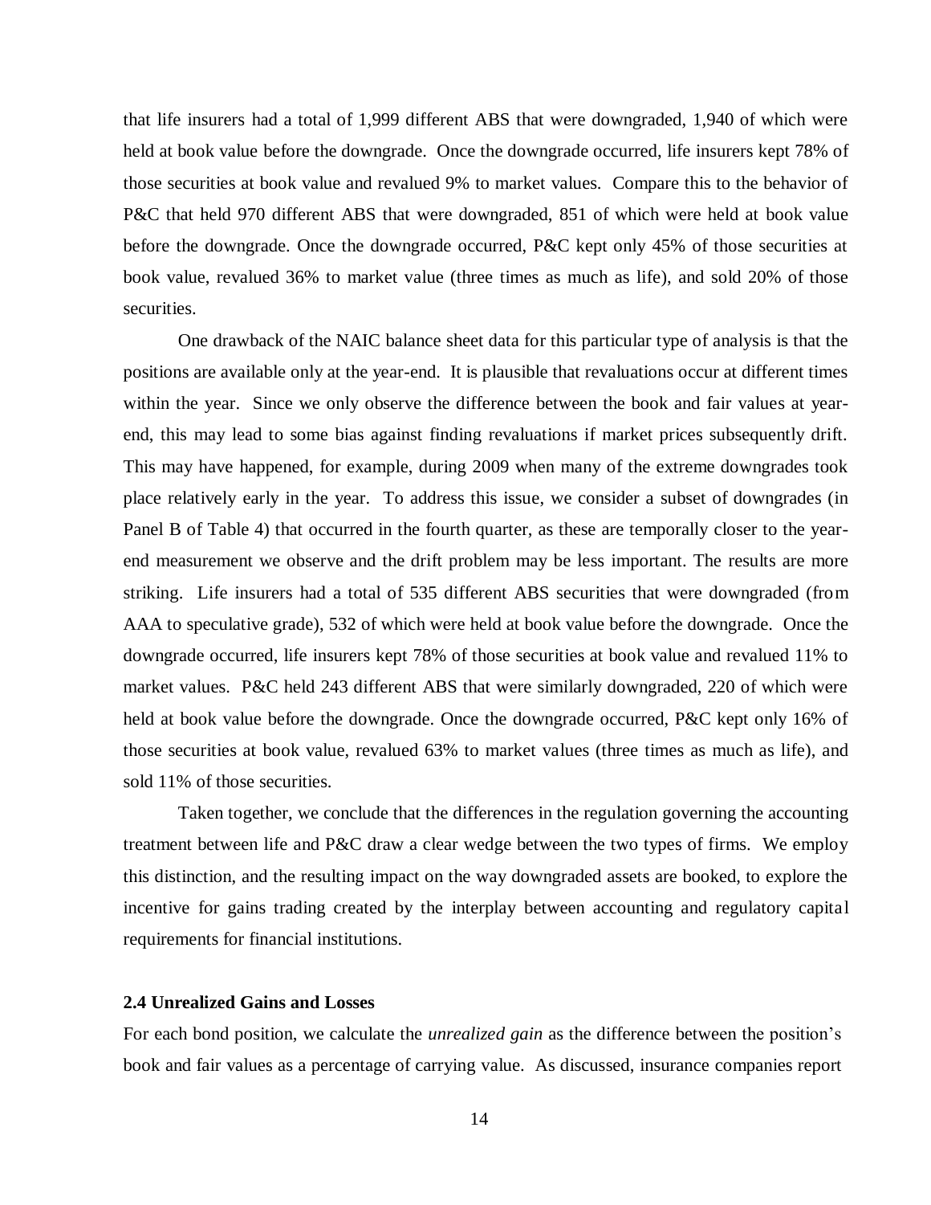that life insurers had a total of 1,999 different ABS that were downgraded, 1,940 of which were held at book value before the downgrade. Once the downgrade occurred, life insurers kept 78% of those securities at book value and revalued 9% to market values. Compare this to the behavior of P&C that held 970 different ABS that were downgraded, 851 of which were held at book value before the downgrade. Once the downgrade occurred, P&C kept only 45% of those securities at book value, revalued 36% to market value (three times as much as life), and sold 20% of those securities.

One drawback of the NAIC balance sheet data for this particular type of analysis is that the positions are available only at the year-end. It is plausible that revaluations occur at different times within the year. Since we only observe the difference between the book and fair values at year-end, this may lead to some bias against finding revaluations if market prices subsequently drift. This may have happened, for example, during 2009 when many of the extreme downgrades took place relatively early in the year. To address this issue, we consider a subset of downgrades (in Panel B of Table 4) that occurred in the fourth quarter, as these are temporally closer to the year-end measurement we observe and the drift problem may be less important. The results are more striking. Life insurers had a total of 535 different ABS securities that were downgraded (from AAA to speculative grade), 532 of which were held at book value before the downgrade. Once the downgrade occurred, life insurers kept 78% of those securities at book value and revalued 11% to market values. P&C held 243 different ABS that were similarly downgraded, 220 of which were held at book value before the downgrade. Once the downgrade occurred, P&C kept only 16% of those securities at book value, revalued 63% to market values (three times as much as life), and sold 11% of those securities.

Taken together, we conclude that the differences in the regulation governing the accounting treatment between life and P&C draw a clear wedge between the two types of firms. We employ this distinction, and the resulting impact on the way downgraded assets are booked, to explore the incentive for gains trading created by the interplay between accounting and regulatory capital requirements for financial institutions.

### 2.4 Unrealized Gains and Losses

For each bond position, we calculate the *unrealized gain* as the difference between the position's book and fair values as a percentage of carrying value. As discussed, insurance companies report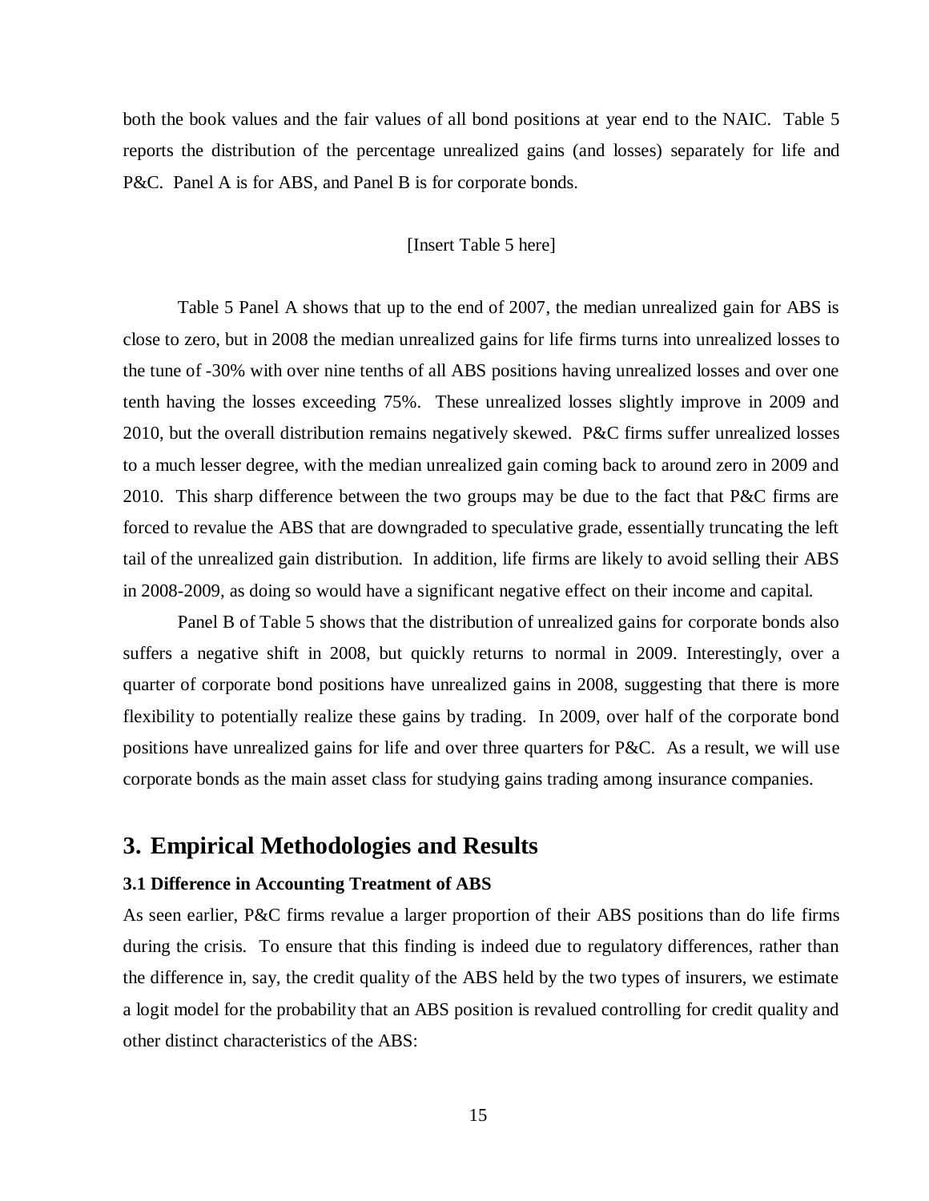both the book values and the fair values of all bond positions at year end to the NAIC. Table 5 reports the distribution of the percentage unrealized gains (and losses) separately for life and P&C. Panel A is for ABS, and Panel B is for corporate bonds.

[Insert Table 5 here]

Table 5 Panel A shows that up to the end of 2007, the median unrealized gain for ABS is close to zero, but in 2008 the median unrealized gains for life firms turns into unrealized losses to the tune of -30% with over nine tenths of all ABS positions having unrealized losses and over one tenth having the losses exceeding 75%. These unrealized losses slightly improve in 2009 and 2010, but the overall distribution remains negatively skewed. P&C firms suffer unrealized losses to a much lesser degree, with the median unrealized gain coming back to around zero in 2009 and 2010. This sharp difference between the two groups may be due to the fact that P&C firms are forced to revalue the ABS that are downgraded to speculative grade, essentially truncating the left tail of the unrealized gain distribution. In addition, life firms are likely to avoid selling their ABS in 2008-2009, as doing so would have a significant negative effect on their income and capital.

Panel B of Table 5 shows that the distribution of unrealized gains for corporate bonds also suffers a negative shift in 2008, but quickly returns to normal in 2009. Interestingly, over a quarter of corporate bond positions have unrealized gains in 2008, suggesting that there is more flexibility to potentially realize these gains by trading. In 2009, over half of the corporate bond positions have unrealized gains for life and over three quarters for P&C. As a result, we will use corporate bonds as the main asset class for studying gains trading among insurance companies.

# 3. Empirical Methodologies and Results

### 3.1 Difference in Accounting Treatment of ABS

As seen earlier, P&C firms revalue a larger proportion of their ABS positions than do life firms during the crisis. To ensure that this finding is indeed due to regulatory differences, rather than the difference in, say, the credit quality of the ABS held by the two types of insurers, we estimate a logit model for the probability that an ABS position is revalued controlling for credit quality and other distinct characteristics of the ABS: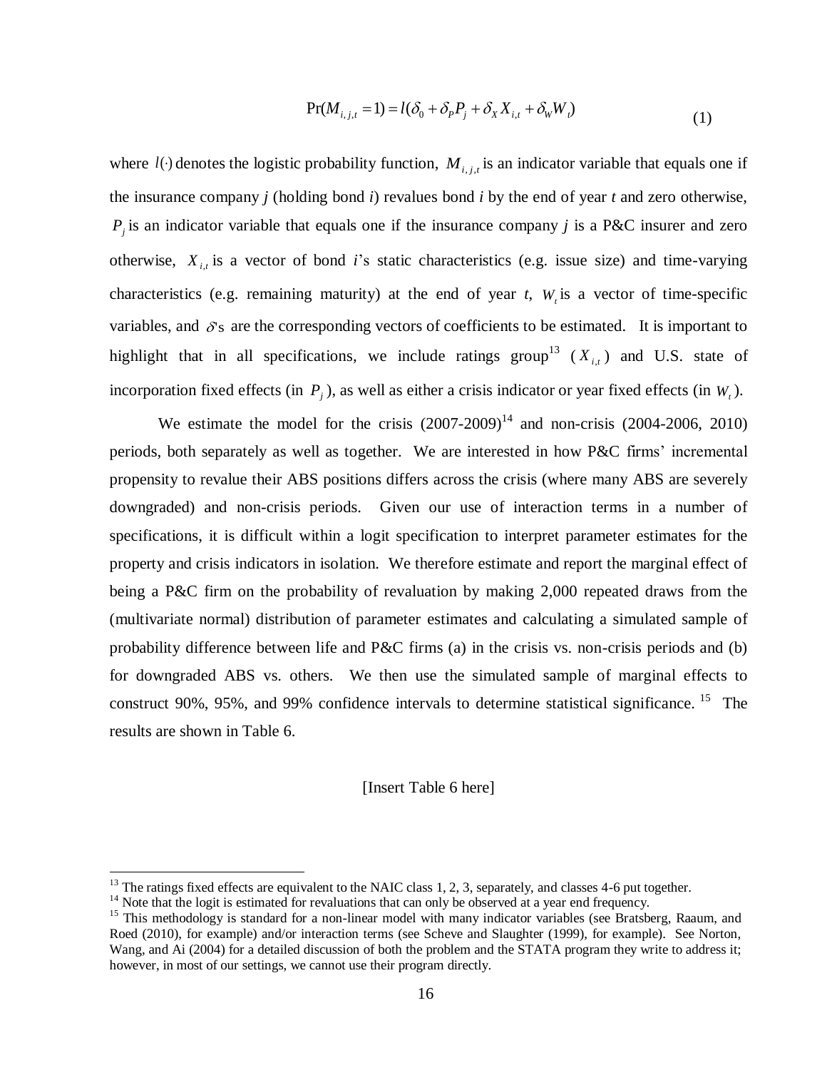$$\Pr(M_{i,j,t} = 1) = l(\delta_0 + \delta_P P_j + \delta_X X_{i,t} + \delta_W W_t) \tag{1}$$

where $l(\cdot)$ denotes the logistic probability function, $M_{i,j,t}$ is an indicator variable that equals one if the insurance company *j* (holding bond *i*) revalues bond *i* by the end of year *t* and zero otherwise, $P_j$ is an indicator variable that equals one if the insurance company *j* is a P&C insurer and zero otherwise, $X_{i,t}$ is a vector of bond *i*'s static characteristics (e.g. issue size) and time-varying characteristics (e.g. remaining maturity) at the end of year *t*, $W_t$ is a vector of time-specific variables, and $\delta$'s are the corresponding vectors of coefficients to be estimated. It is important to highlight that in all specifications, we include ratings group[13] ($X_{i,t}$) and U.S. state of incorporation fixed effects (in $P_j$), as well as either a crisis indicator or year fixed effects (in $W_t$).

We estimate the model for the crisis (2007-2009)[14] and non-crisis (2004-2006, 2010) periods, both separately as well as together. We are interested in how P&C firms' incremental propensity to revalue their ABS positions differs across the crisis (where many ABS are severely downgraded) and non-crisis periods. Given our use of interaction terms in a number of specifications, it is difficult within a logit specification to interpret parameter estimates for the property and crisis indicators in isolation. We therefore estimate and report the marginal effect of being a P&C firm on the probability of revaluation by making 2,000 repeated draws from the (multivariate normal) distribution of parameter estimates and calculating a simulated sample of probability difference between life and P&C firms (a) in the crisis vs. non-crisis periods and (b) for downgraded ABS vs. others. We then use the simulated sample of marginal effects to construct 90%, 95%, and 99% confidence intervals to determine statistical significance.[15] The results are shown in Table 6.

[Insert Table 6 here]

[13] The ratings fixed effects are equivalent to the NAIC class 1, 2, 3, separately, and classes 4-6 put together.

[14] Note that the logit is estimated for revaluations that can only be observed at a year end frequency.

[15] This methodology is standard for a non-linear model with many indicator variables (see Bratsberg, Raaum, and Roed (2010), for example) and/or interaction terms (see Scheve and Slaughter (1999), for example). See Norton, Wang, and Ai (2004) for a detailed discussion of both the problem and the STATA program they write to address it; however, in most of our settings, we cannot use their program directly.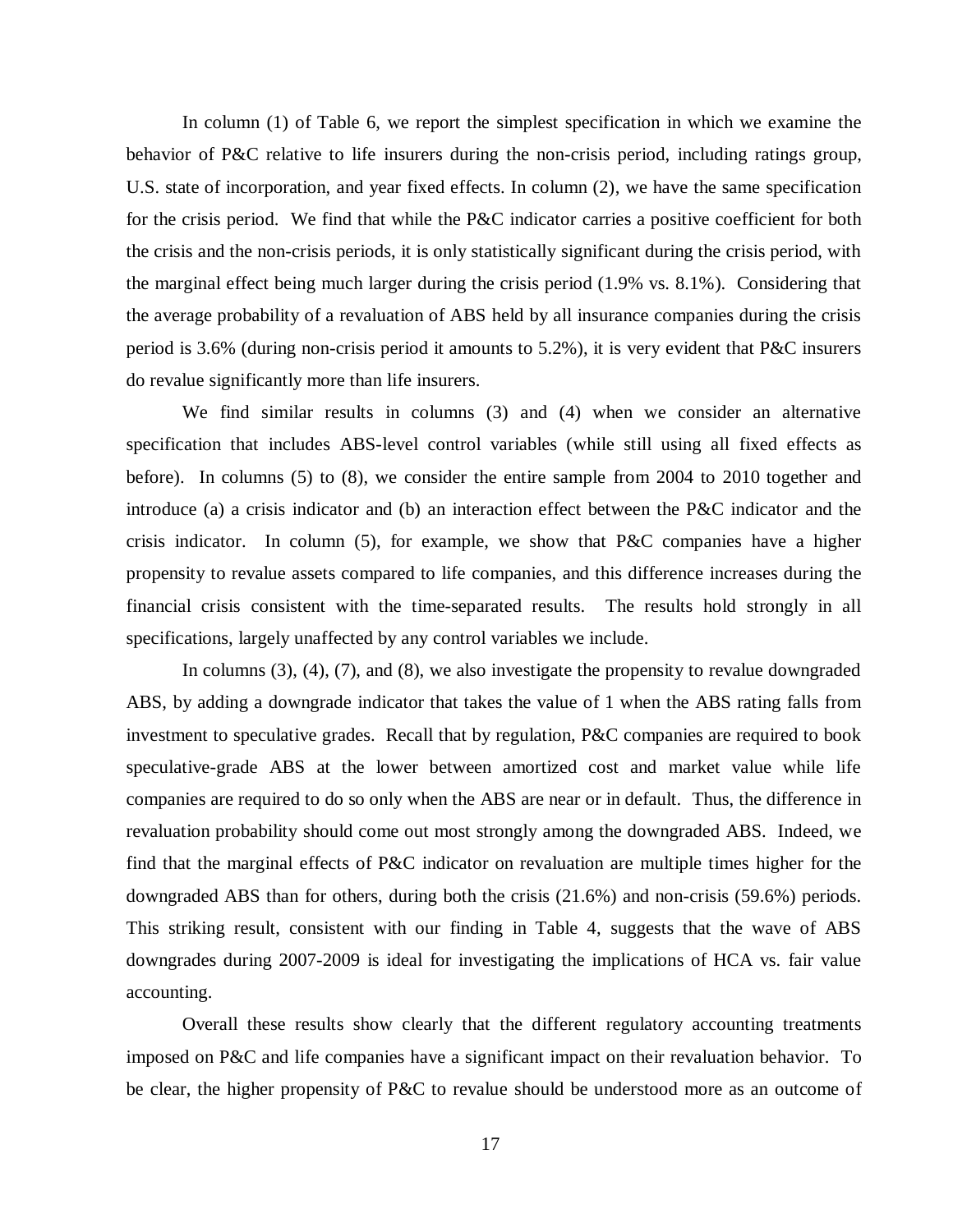In column (1) of Table 6, we report the simplest specification in which we examine the behavior of P&C relative to life insurers during the non-crisis period, including ratings group, U.S. state of incorporation, and year fixed effects. In column (2), we have the same specification for the crisis period. We find that while the P&C indicator carries a positive coefficient for both the crisis and the non-crisis periods, it is only statistically significant during the crisis period, with the marginal effect being much larger during the crisis period (1.9% vs. 8.1%). Considering that the average probability of a revaluation of ABS held by all insurance companies during the crisis period is 3.6% (during non-crisis period it amounts to 5.2%), it is very evident that P&C insurers do revalue significantly more than life insurers.

We find similar results in columns (3) and (4) when we consider an alternative specification that includes ABS-level control variables (while still using all fixed effects as before). In columns (5) to (8), we consider the entire sample from 2004 to 2010 together and introduce (a) a crisis indicator and (b) an interaction effect between the P&C indicator and the crisis indicator. In column (5), for example, we show that P&C companies have a higher propensity to revalue assets compared to life companies, and this difference increases during the financial crisis consistent with the time-separated results. The results hold strongly in all specifications, largely unaffected by any control variables we include.

In columns (3), (4), (7), and (8), we also investigate the propensity to revalue downgraded ABS, by adding a downgrade indicator that takes the value of 1 when the ABS rating falls from investment to speculative grades. Recall that by regulation, P&C companies are required to book speculative-grade ABS at the lower between amortized cost and market value while life companies are required to do so only when the ABS are near or in default. Thus, the difference in revaluation probability should come out most strongly among the downgraded ABS. Indeed, we find that the marginal effects of P&C indicator on revaluation are multiple times higher for the downgraded ABS than for others, during both the crisis (21.6%) and non-crisis (59.6%) periods. This striking result, consistent with our finding in Table 4, suggests that the wave of ABS downgrades during 2007-2009 is ideal for investigating the implications of HCA vs. fair value accounting.

Overall these results show clearly that the different regulatory accounting treatments imposed on P&C and life companies have a significant impact on their revaluation behavior. To be clear, the higher propensity of P&C to revalue should be understood more as an outcome of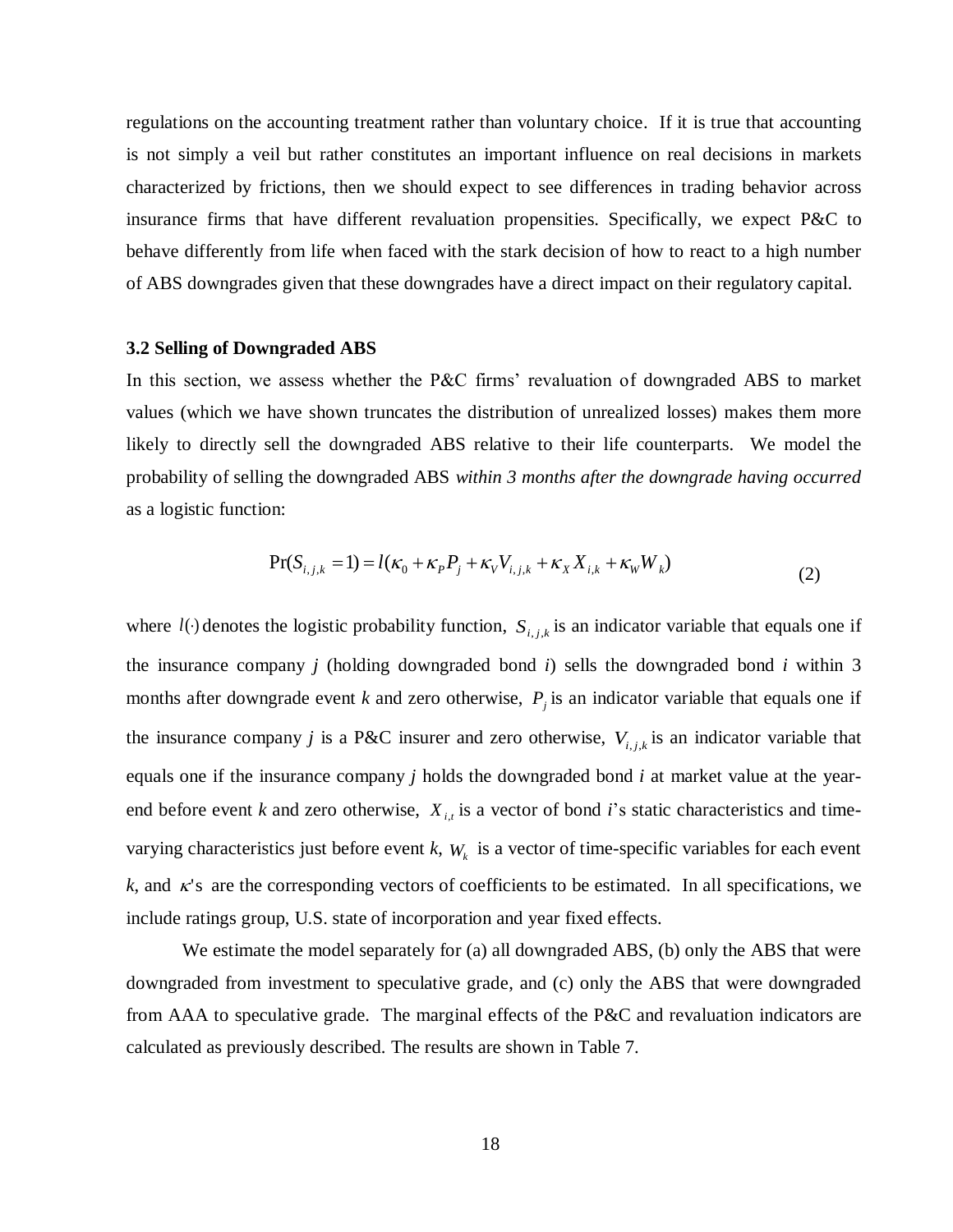regulations on the accounting treatment rather than voluntary choice. If it is true that accounting is not simply a veil but rather constitutes an important influence on real decisions in markets characterized by frictions, then we should expect to see differences in trading behavior across insurance firms that have different revaluation propensities. Specifically, we expect P&C to behave differently from life when faced with the stark decision of how to react to a high number of ABS downgrades given that these downgrades have a direct impact on their regulatory capital.

### 3.2 Selling of Downgraded ABS

In this section, we assess whether the P&C firms' revaluation of downgraded ABS to market values (which we have shown truncates the distribution of unrealized losses) makes them more likely to directly sell the downgraded ABS relative to their life counterparts. We model the probability of selling the downgraded ABS *within 3 months after the downgrade having occurred* as a logistic function:

$$\Pr(S_{i,j,k} = 1) = l(\kappa_0 + \kappa_P P_j + \kappa_V V_{i,j,k} + \kappa_X X_{i,k} + \kappa_W W_k) \tag{2}$$

where $l(\cdot)$ denotes the logistic probability function, $S_{i,j,k}$ is an indicator variable that equals one if the insurance company *j* (holding downgraded bond *i*) sells the downgraded bond *i* within 3 months after downgrade event *k* and zero otherwise, $P_j$ is an indicator variable that equals one if the insurance company *j* is a P&C insurer and zero otherwise, $V_{i,j,k}$ is an indicator variable that equals one if the insurance company *j* holds the downgraded bond *i* at market value at the year-end before event *k* and zero otherwise, $X_{i,t}$ is a vector of bond *i*'s static characteristics and time-varying characteristics just before event *k*, $W_k$ is a vector of time-specific variables for each event *k*, and $\kappa$'s are the corresponding vectors of coefficients to be estimated. In all specifications, we include ratings group, U.S. state of incorporation and year fixed effects.

We estimate the model separately for (a) all downgraded ABS, (b) only the ABS that were downgraded from investment to speculative grade, and (c) only the ABS that were downgraded from AAA to speculative grade. The marginal effects of the P&C and revaluation indicators are calculated as previously described. The results are shown in Table 7.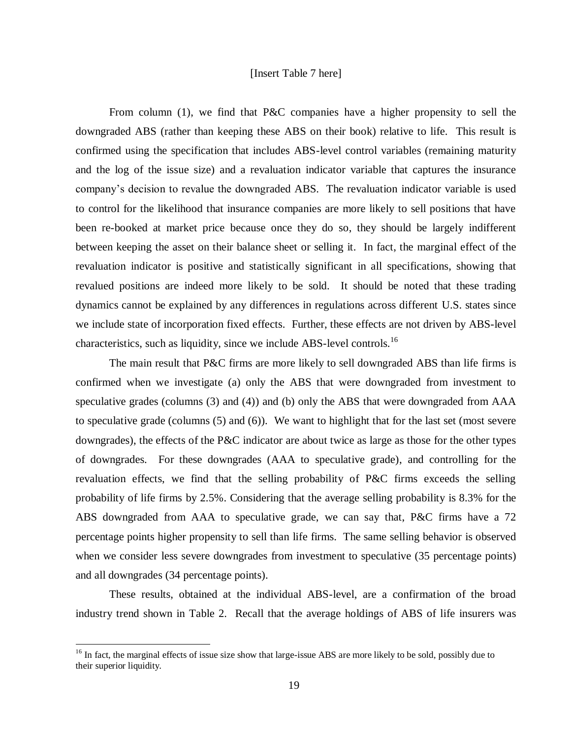[Insert Table 7 here]

From column (1), we find that P&C companies have a higher propensity to sell the downgraded ABS (rather than keeping these ABS on their book) relative to life. This result is confirmed using the specification that includes ABS-level control variables (remaining maturity and the log of the issue size) and a revaluation indicator variable that captures the insurance company's decision to revalue the downgraded ABS. The revaluation indicator variable is used to control for the likelihood that insurance companies are more likely to sell positions that have been re-booked at market price because once they do so, they should be largely indifferent between keeping the asset on their balance sheet or selling it. In fact, the marginal effect of the revaluation indicator is positive and statistically significant in all specifications, showing that revalued positions are indeed more likely to be sold. It should be noted that these trading dynamics cannot be explained by any differences in regulations across different U.S. states since we include state of incorporation fixed effects. Further, these effects are not driven by ABS-level characteristics, such as liquidity, since we include ABS-level controls.[16]

The main result that P&C firms are more likely to sell downgraded ABS than life firms is confirmed when we investigate (a) only the ABS that were downgraded from investment to speculative grades (columns (3) and (4)) and (b) only the ABS that were downgraded from AAA to speculative grade (columns (5) and (6)). We want to highlight that for the last set (most severe downgrades), the effects of the P&C indicator are about twice as large as those for the other types of downgrades. For these downgrades (AAA to speculative grade), and controlling for the revaluation effects, we find that the selling probability of P&C firms exceeds the selling probability of life firms by 2.5%. Considering that the average selling probability is 8.3% for the ABS downgraded from AAA to speculative grade, we can say that, P&C firms have a 72 percentage points higher propensity to sell than life firms. The same selling behavior is observed when we consider less severe downgrades from investment to speculative (35 percentage points) and all downgrades (34 percentage points).

These results, obtained at the individual ABS-level, are a confirmation of the broad industry trend shown in Table 2. Recall that the average holdings of ABS of life insurers was

[16] In fact, the marginal effects of issue size show that large-issue ABS are more likely to be sold, possibly due to their superior liquidity.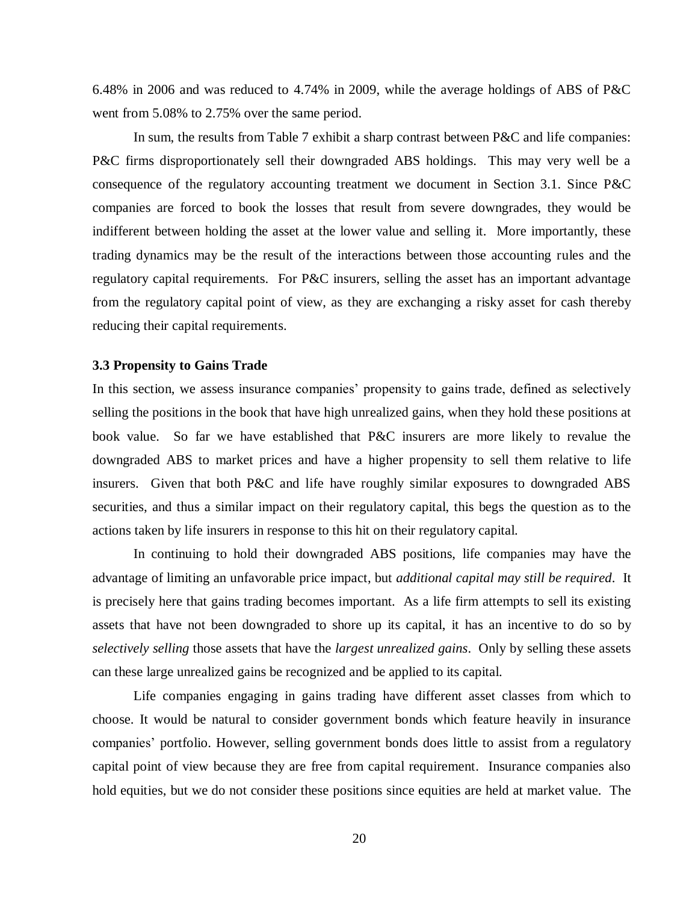6.48% in 2006 and was reduced to 4.74% in 2009, while the average holdings of ABS of P&C went from 5.08% to 2.75% over the same period.

In sum, the results from Table 7 exhibit a sharp contrast between P&C and life companies: P&C firms disproportionately sell their downgraded ABS holdings. This may very well be a consequence of the regulatory accounting treatment we document in Section 3.1. Since P&C companies are forced to book the losses that result from severe downgrades, they would be indifferent between holding the asset at the lower value and selling it. More importantly, these trading dynamics may be the result of the interactions between those accounting rules and the regulatory capital requirements. For P&C insurers, selling the asset has an important advantage from the regulatory capital point of view, as they are exchanging a risky asset for cash thereby reducing their capital requirements.

### 3.3 Propensity to Gains Trade

In this section, we assess insurance companies' propensity to gains trade, defined as selectively selling the positions in the book that have high unrealized gains, when they hold these positions at book value. So far we have established that P&C insurers are more likely to revalue the downgraded ABS to market prices and have a higher propensity to sell them relative to life insurers. Given that both P&C and life have roughly similar exposures to downgraded ABS securities, and thus a similar impact on their regulatory capital, this begs the question as to the actions taken by life insurers in response to this hit on their regulatory capital.

In continuing to hold their downgraded ABS positions, life companies may have the advantage of limiting an unfavorable price impact, but *additional capital may still be required*. It is precisely here that gains trading becomes important. As a life firm attempts to sell its existing assets that have not been downgraded to shore up its capital, it has an incentive to do so by *selectively selling* those assets that have the *largest unrealized gains*. Only by selling these assets can these large unrealized gains be recognized and be applied to its capital.

Life companies engaging in gains trading have different asset classes from which to choose. It would be natural to consider government bonds which feature heavily in insurance companies' portfolio. However, selling government bonds does little to assist from a regulatory capital point of view because they are free from capital requirement. Insurance companies also hold equities, but we do not consider these positions since equities are held at market value. The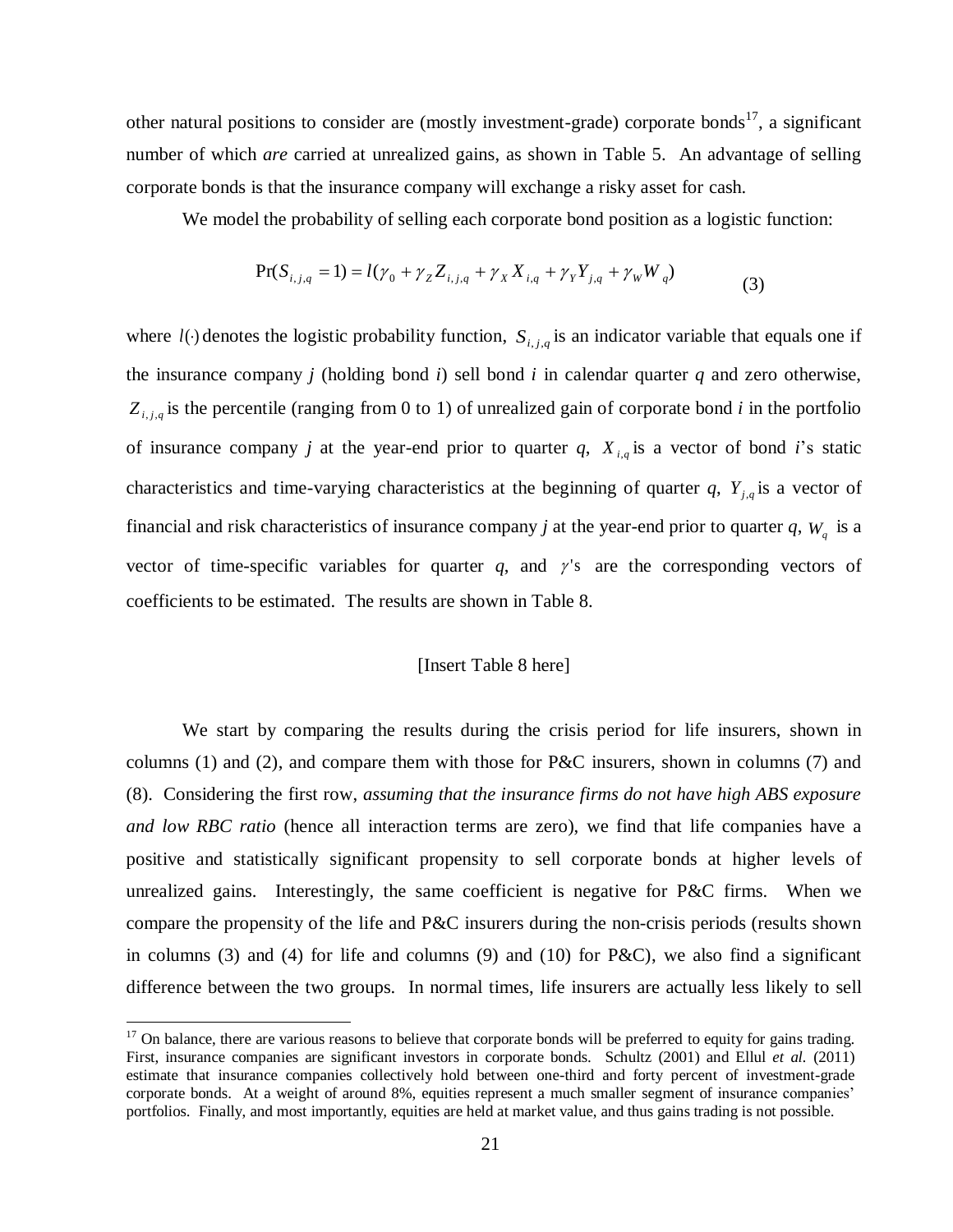other natural positions to consider are (mostly investment-grade) corporate bonds[17], a significant number of which *are* carried at unrealized gains, as shown in Table 5. An advantage of selling corporate bonds is that the insurance company will exchange a risky asset for cash.

We model the probability of selling each corporate bond position as a logistic function:

$$\Pr(S_{i,j,q} = 1) = l(\gamma_0 + \gamma_Z Z_{i,j,q} + \gamma_X X_{i,q} + \gamma_Y Y_{j,q} + \gamma_W W_q) \tag{3}$$

where $l(\cdot)$ denotes the logistic probability function, $S_{i,j,q}$ is an indicator variable that equals one if the insurance company *j* (holding bond *i*) sell bond *i* in calendar quarter *q* and zero otherwise, $Z_{i,j,q}$ is the percentile (ranging from 0 to 1) of unrealized gain of corporate bond *i* in the portfolio of insurance company *j* at the year-end prior to quarter *q*, $X_{i,q}$ is a vector of bond *i*'s static characteristics and time-varying characteristics at the beginning of quarter *q*, $Y_{j,q}$ is a vector of financial and risk characteristics of insurance company *j* at the year-end prior to quarter *q*, $W_q$ is a vector of time-specific variables for quarter *q*, and $\gamma$'s are the corresponding vectors of coefficients to be estimated. The results are shown in Table 8.

[Insert Table 8 here]

We start by comparing the results during the crisis period for life insurers, shown in columns (1) and (2), and compare them with those for P&C insurers, shown in columns (7) and (8). Considering the first row, *assuming that the insurance firms do not have high ABS exposure and low RBC ratio* (hence all interaction terms are zero), we find that life companies have a positive and statistically significant propensity to sell corporate bonds at higher levels of unrealized gains. Interestingly, the same coefficient is negative for P&C firms. When we compare the propensity of the life and P&C insurers during the non-crisis periods (results shown in columns (3) and (4) for life and columns (9) and (10) for P&C), we also find a significant difference between the two groups. In normal times, life insurers are actually less likely to sell

[17] On balance, there are various reasons to believe that corporate bonds will be preferred to equity for gains trading. First, insurance companies are significant investors in corporate bonds. Schultz (2001) and Ellul *et al.* (2011) estimate that insurance companies collectively hold between one-third and forty percent of investment-grade corporate bonds. At a weight of around 8%, equities represent a much smaller segment of insurance companies' portfolios. Finally, and most importantly, equities are held at market value, and thus gains trading is not possible.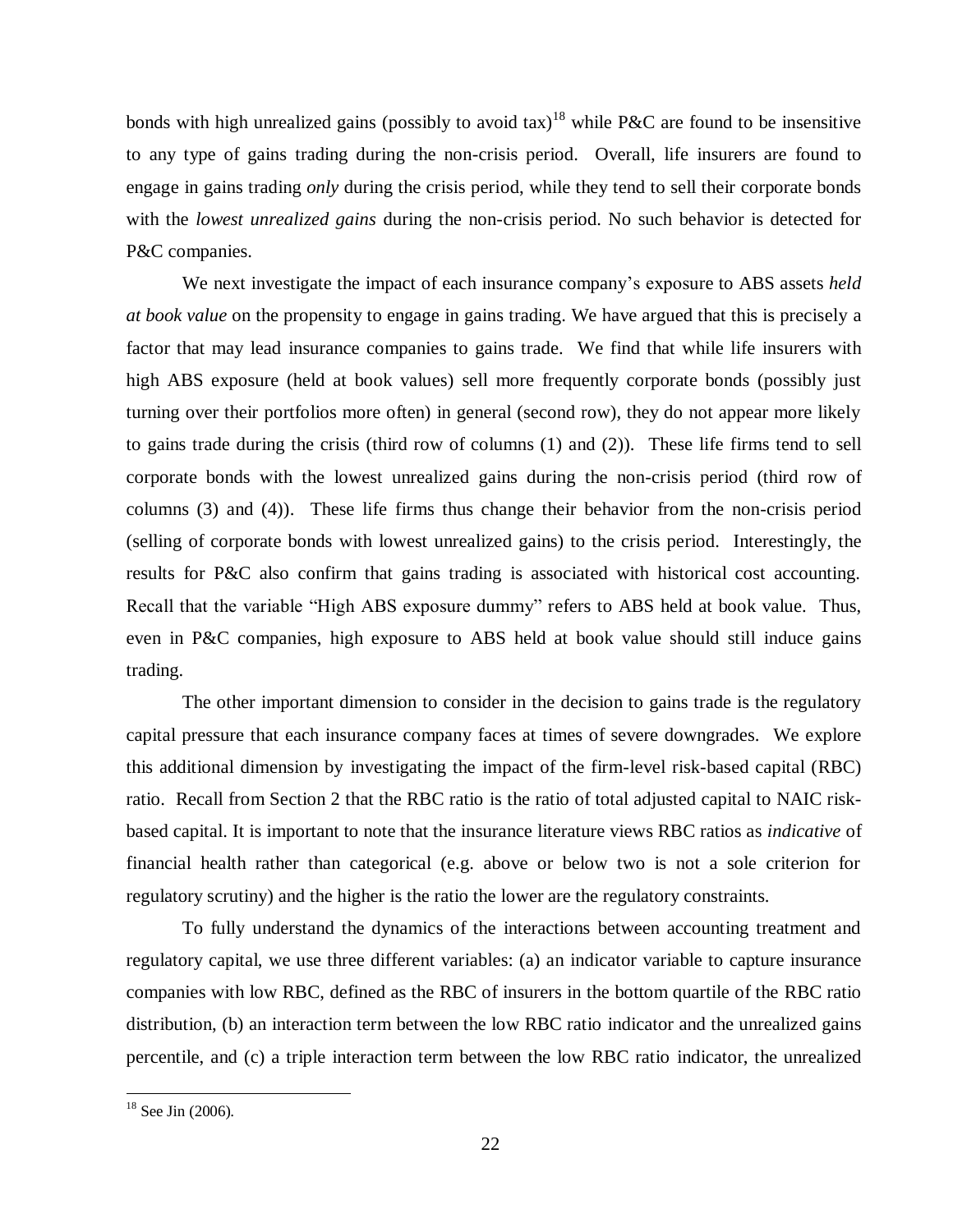bonds with high unrealized gains (possibly to avoid tax)[18] while P&C are found to be insensitive to any type of gains trading during the non-crisis period. Overall, life insurers are found to engage in gains trading *only* during the crisis period, while they tend to sell their corporate bonds with the *lowest unrealized gains* during the non-crisis period. No such behavior is detected for P&C companies.

We next investigate the impact of each insurance company's exposure to ABS assets *held at book value* on the propensity to engage in gains trading. We have argued that this is precisely a factor that may lead insurance companies to gains trade. We find that while life insurers with high ABS exposure (held at book values) sell more frequently corporate bonds (possibly just turning over their portfolios more often) in general (second row), they do not appear more likely to gains trade during the crisis (third row of columns (1) and (2)). These life firms tend to sell corporate bonds with the lowest unrealized gains during the non-crisis period (third row of columns (3) and (4)). These life firms thus change their behavior from the non-crisis period (selling of corporate bonds with lowest unrealized gains) to the crisis period. Interestingly, the results for P&C also confirm that gains trading is associated with historical cost accounting. Recall that the variable "High ABS exposure dummy" refers to ABS held at book value. Thus, even in P&C companies, high exposure to ABS held at book value should still induce gains trading.

The other important dimension to consider in the decision to gains trade is the regulatory capital pressure that each insurance company faces at times of severe downgrades. We explore this additional dimension by investigating the impact of the firm-level risk-based capital (RBC) ratio. Recall from Section 2 that the RBC ratio is the ratio of total adjusted capital to NAIC risk-based capital. It is important to note that the insurance literature views RBC ratios as *indicative* of financial health rather than categorical (e.g. above or below two is not a sole criterion for regulatory scrutiny) and the higher is the ratio the lower are the regulatory constraints.

To fully understand the dynamics of the interactions between accounting treatment and regulatory capital, we use three different variables: (a) an indicator variable to capture insurance companies with low RBC, defined as the RBC of insurers in the bottom quartile of the RBC ratio distribution, (b) an interaction term between the low RBC ratio indicator and the unrealized gains percentile, and (c) a triple interaction term between the low RBC ratio indicator, the unrealized

[18] See Jin (2006).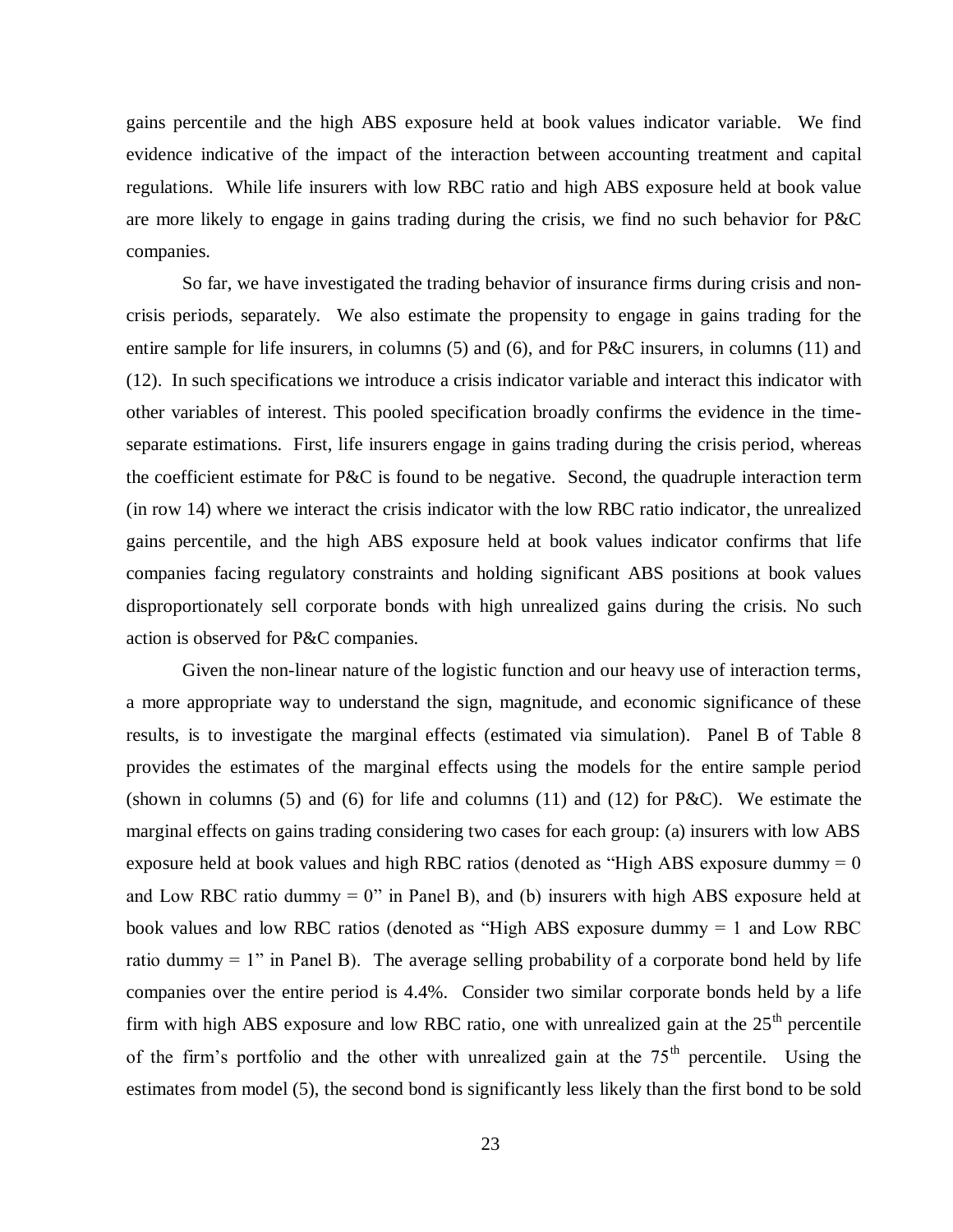gains percentile and the high ABS exposure held at book values indicator variable. We find evidence indicative of the impact of the interaction between accounting treatment and capital regulations. While life insurers with low RBC ratio and high ABS exposure held at book value are more likely to engage in gains trading during the crisis, we find no such behavior for P&C companies.

So far, we have investigated the trading behavior of insurance firms during crisis and non-crisis periods, separately. We also estimate the propensity to engage in gains trading for the entire sample for life insurers, in columns (5) and (6), and for P&C insurers, in columns (11) and (12). In such specifications we introduce a crisis indicator variable and interact this indicator with other variables of interest. This pooled specification broadly confirms the evidence in the time-separate estimations. First, life insurers engage in gains trading during the crisis period, whereas the coefficient estimate for P&C is found to be negative. Second, the quadruple interaction term (in row 14) where we interact the crisis indicator with the low RBC ratio indicator, the unrealized gains percentile, and the high ABS exposure held at book values indicator confirms that life companies facing regulatory constraints and holding significant ABS positions at book values disproportionately sell corporate bonds with high unrealized gains during the crisis. No such action is observed for P&C companies.

Given the non-linear nature of the logistic function and our heavy use of interaction terms, a more appropriate way to understand the sign, magnitude, and economic significance of these results, is to investigate the marginal effects (estimated via simulation). Panel B of Table 8 provides the estimates of the marginal effects using the models for the entire sample period (shown in columns (5) and (6) for life and columns (11) and (12) for P&C). We estimate the marginal effects on gains trading considering two cases for each group: (a) insurers with low ABS exposure held at book values and high RBC ratios (denoted as "High ABS exposure dummy = 0 and Low RBC ratio dummy = 0" in Panel B), and (b) insurers with high ABS exposure held at book values and low RBC ratios (denoted as "High ABS exposure dummy = 1 and Low RBC ratio dummy = 1" in Panel B). The average selling probability of a corporate bond held by life companies over the entire period is 4.4%. Consider two similar corporate bonds held by a life firm with high ABS exposure and low RBC ratio, one with unrealized gain at the 25th percentile of the firm's portfolio and the other with unrealized gain at the 75th percentile. Using the estimates from model (5), the second bond is significantly less likely than the first bond to be sold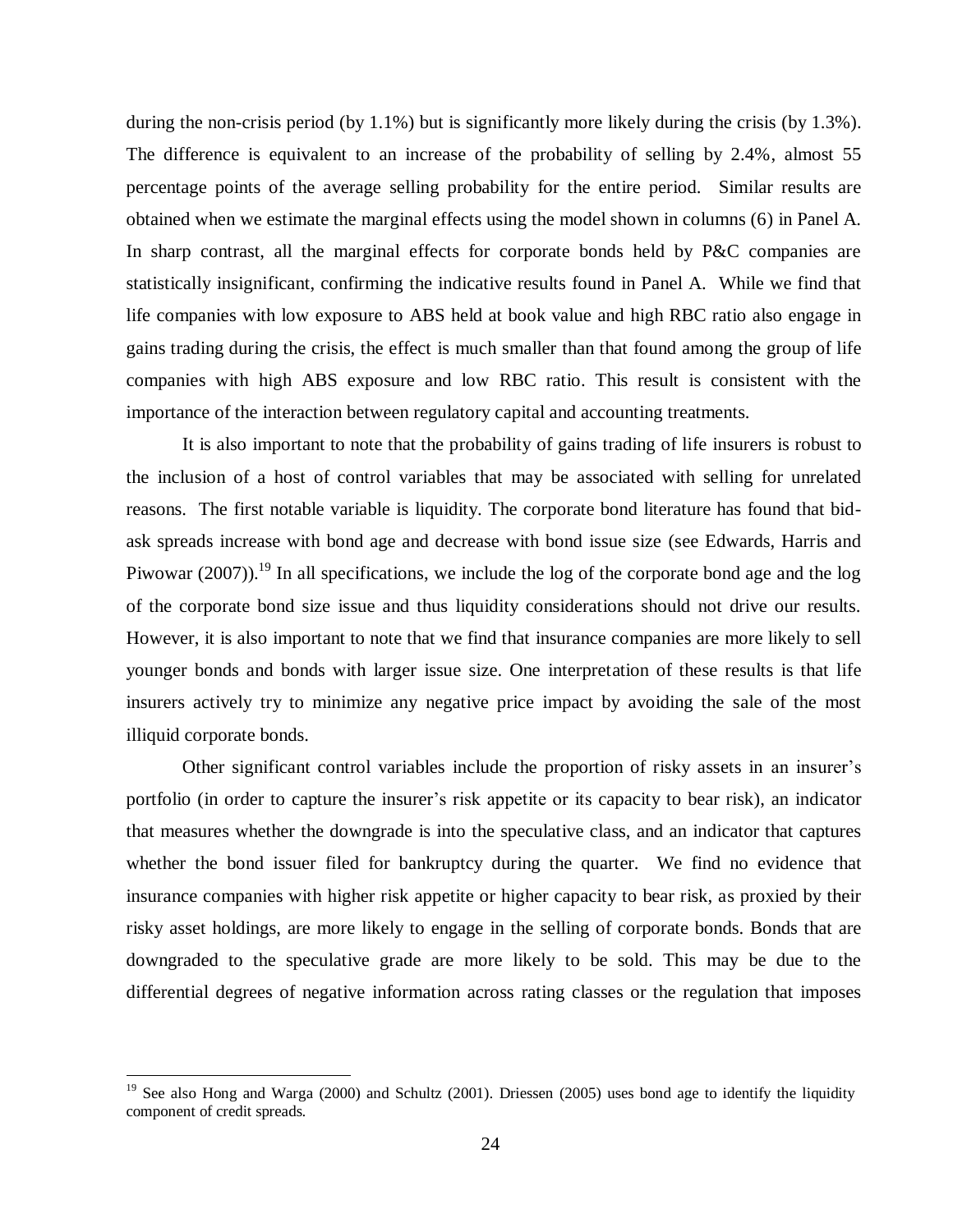during the non-crisis period (by 1.1%) but is significantly more likely during the crisis (by 1.3%). The difference is equivalent to an increase of the probability of selling by 2.4%, almost 55 percentage points of the average selling probability for the entire period. Similar results are obtained when we estimate the marginal effects using the model shown in columns (6) in Panel A. In sharp contrast, all the marginal effects for corporate bonds held by P&C companies are statistically insignificant, confirming the indicative results found in Panel A. While we find that life companies with low exposure to ABS held at book value and high RBC ratio also engage in gains trading during the crisis, the effect is much smaller than that found among the group of life companies with high ABS exposure and low RBC ratio. This result is consistent with the importance of the interaction between regulatory capital and accounting treatments.

It is also important to note that the probability of gains trading of life insurers is robust to the inclusion of a host of control variables that may be associated with selling for unrelated reasons. The first notable variable is liquidity. The corporate bond literature has found that bid-ask spreads increase with bond age and decrease with bond issue size (see Edwards, Harris and Piwowar (2007)).[19] In all specifications, we include the log of the corporate bond age and the log of the corporate bond size issue and thus liquidity considerations should not drive our results. However, it is also important to note that we find that insurance companies are more likely to sell younger bonds and bonds with larger issue size. One interpretation of these results is that life insurers actively try to minimize any negative price impact by avoiding the sale of the most illiquid corporate bonds.

Other significant control variables include the proportion of risky assets in an insurer's portfolio (in order to capture the insurer's risk appetite or its capacity to bear risk), an indicator that measures whether the downgrade is into the speculative class, and an indicator that captures whether the bond issuer filed for bankruptcy during the quarter. We find no evidence that insurance companies with higher risk appetite or higher capacity to bear risk, as proxied by their risky asset holdings, are more likely to engage in the selling of corporate bonds. Bonds that are downgraded to the speculative grade are more likely to be sold. This may be due to the differential degrees of negative information across rating classes or the regulation that imposes

[19] See also Hong and Warga (2000) and Schultz (2001). Driessen (2005) uses bond age to identify the liquidity component of credit spreads.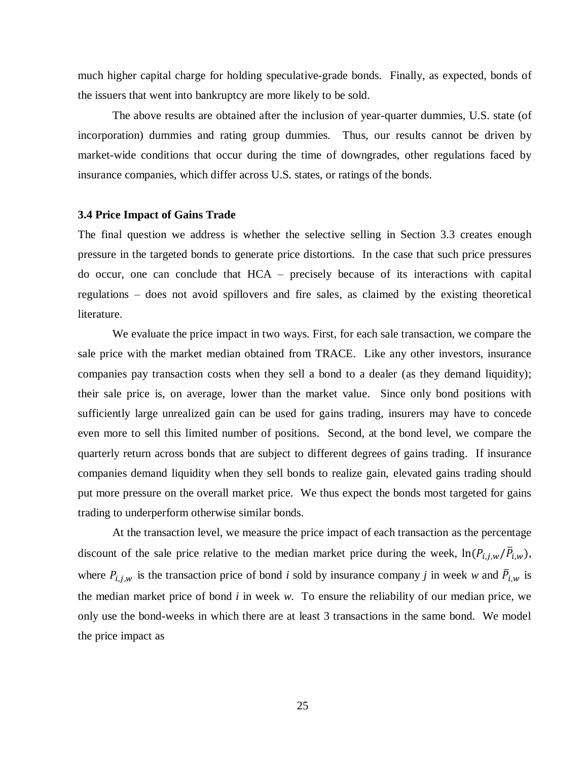much higher capital charge for holding speculative-grade bonds. Finally, as expected, bonds of the issuers that went into bankruptcy are more likely to be sold.

The above results are obtained after the inclusion of year-quarter dummies, U.S. state (of incorporation) dummies and rating group dummies. Thus, our results cannot be driven by market-wide conditions that occur during the time of downgrades, other regulations faced by insurance companies, which differ across U.S. states, or ratings of the bonds.

### 3.4 Price Impact of Gains Trade

The final question we address is whether the selective selling in Section 3.3 creates enough pressure in the targeted bonds to generate price distortions. In the case that such price pressures do occur, one can conclude that HCA – precisely because of its interactions with capital regulations – does not avoid spillovers and fire sales, as claimed by the existing theoretical literature.

We evaluate the price impact in two ways. First, for each sale transaction, we compare the sale price with the market median obtained from TRACE. Like any other investors, insurance companies pay transaction costs when they sell a bond to a dealer (as they demand liquidity); their sale price is, on average, lower than the market value. Since only bond positions with sufficiently large unrealized gain can be used for gains trading, insurers may have to concede even more to sell this limited number of positions. Second, at the bond level, we compare the quarterly return across bonds that are subject to different degrees of gains trading. If insurance companies demand liquidity when they sell bonds to realize gain, elevated gains trading should put more pressure on the overall market price. We thus expect the bonds most targeted for gains trading to underperform otherwise similar bonds.

At the transaction level, we measure the price impact of each transaction as the percentage discount of the sale price relative to the median market price during the week, $\ln(P_{i,j,w}/\bar{P}_{i,w})$, where $P_{i,j,w}$ is the transaction price of bond *i* sold by insurance company *j* in week *w* and $\bar{P}_{i,w}$ is the median market price of bond *i* in week *w*. To ensure the reliability of our median price, we only use the bond-weeks in which there are at least 3 transactions in the same bond. We model the price impact as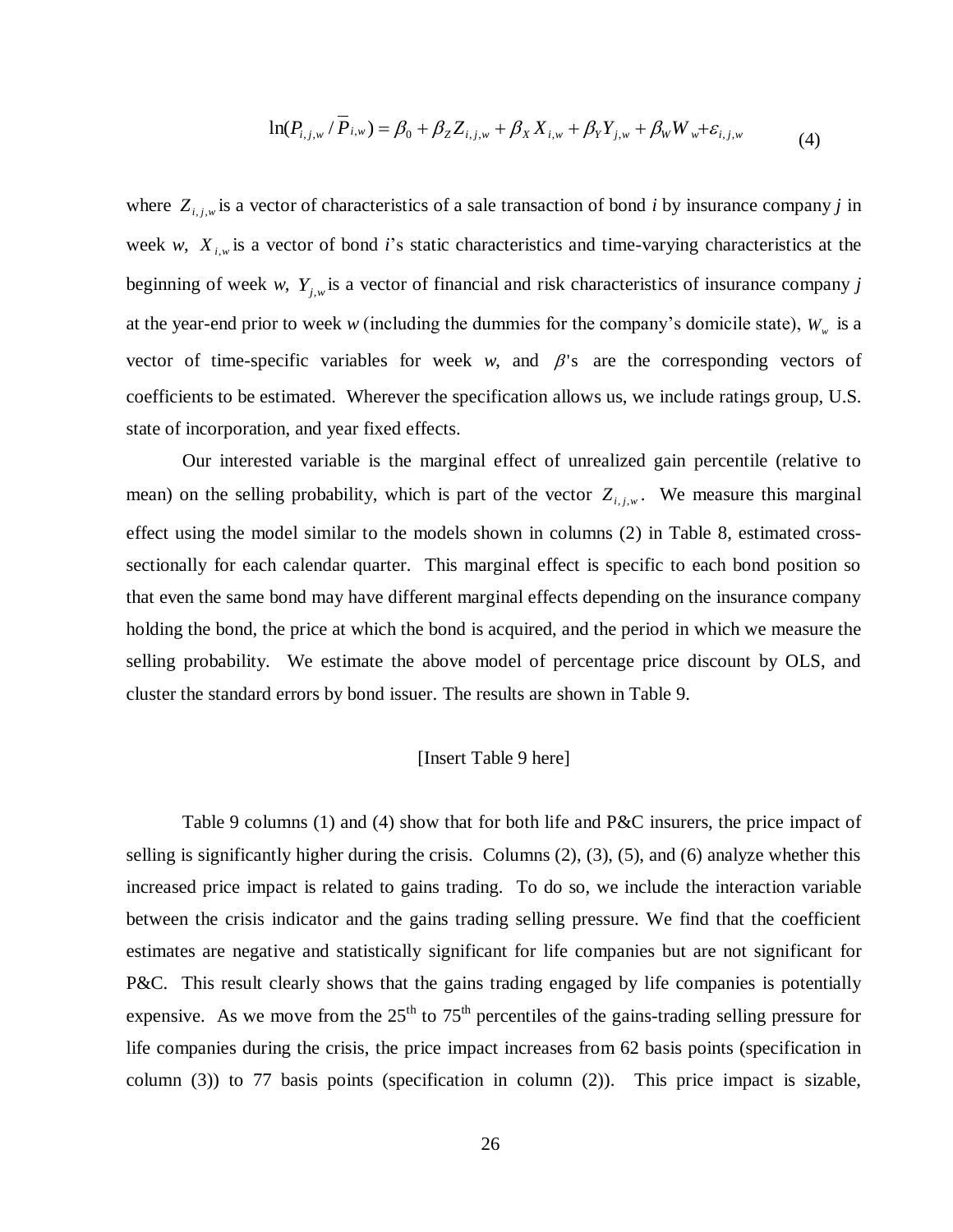$$\ln(P_{i,j,w} / \overline{P}_{i,w}) = \beta_0 + \beta_Z Z_{i,j,w} + \beta_X X_{i,w} + \beta_Y Y_{j,w} + \beta_W W_w + \varepsilon_{i,j,w} \tag{4}$$

where $Z_{i,j,w}$ is a vector of characteristics of a sale transaction of bond *i* by insurance company *j* in week *w*, $X_{i,w}$ is a vector of bond *i*'s static characteristics and time-varying characteristics at the beginning of week *w*, $Y_{j,w}$ is a vector of financial and risk characteristics of insurance company *j* at the year-end prior to week *w* (including the dummies for the company's domicile state), $W_w$ is a vector of time-specific variables for week *w*, and $\beta$'s are the corresponding vectors of coefficients to be estimated. Wherever the specification allows us, we include ratings group, U.S. state of incorporation, and year fixed effects.

Our interested variable is the marginal effect of unrealized gain percentile (relative to mean) on the selling probability, which is part of the vector $Z_{i,j,w}$. We measure this marginal effect using the model similar to the models shown in columns (2) in Table 8, estimated cross-sectionally for each calendar quarter. This marginal effect is specific to each bond position so that even the same bond may have different marginal effects depending on the insurance company holding the bond, the price at which the bond is acquired, and the period in which we measure the selling probability. We estimate the above model of percentage price discount by OLS, and cluster the standard errors by bond issuer. The results are shown in Table 9.

[Insert Table 9 here]

Table 9 columns (1) and (4) show that for both life and P&C insurers, the price impact of selling is significantly higher during the crisis. Columns (2), (3), (5), and (6) analyze whether this increased price impact is related to gains trading. To do so, we include the interaction variable between the crisis indicator and the gains trading selling pressure. We find that the coefficient estimates are negative and statistically significant for life companies but are not significant for P&C. This result clearly shows that the gains trading engaged by life companies is potentially expensive. As we move from the 25th to 75th percentiles of the gains-trading selling pressure for life companies during the crisis, the price impact increases from 62 basis points (specification in column (3)) to 77 basis points (specification in column (2)). This price impact is sizable,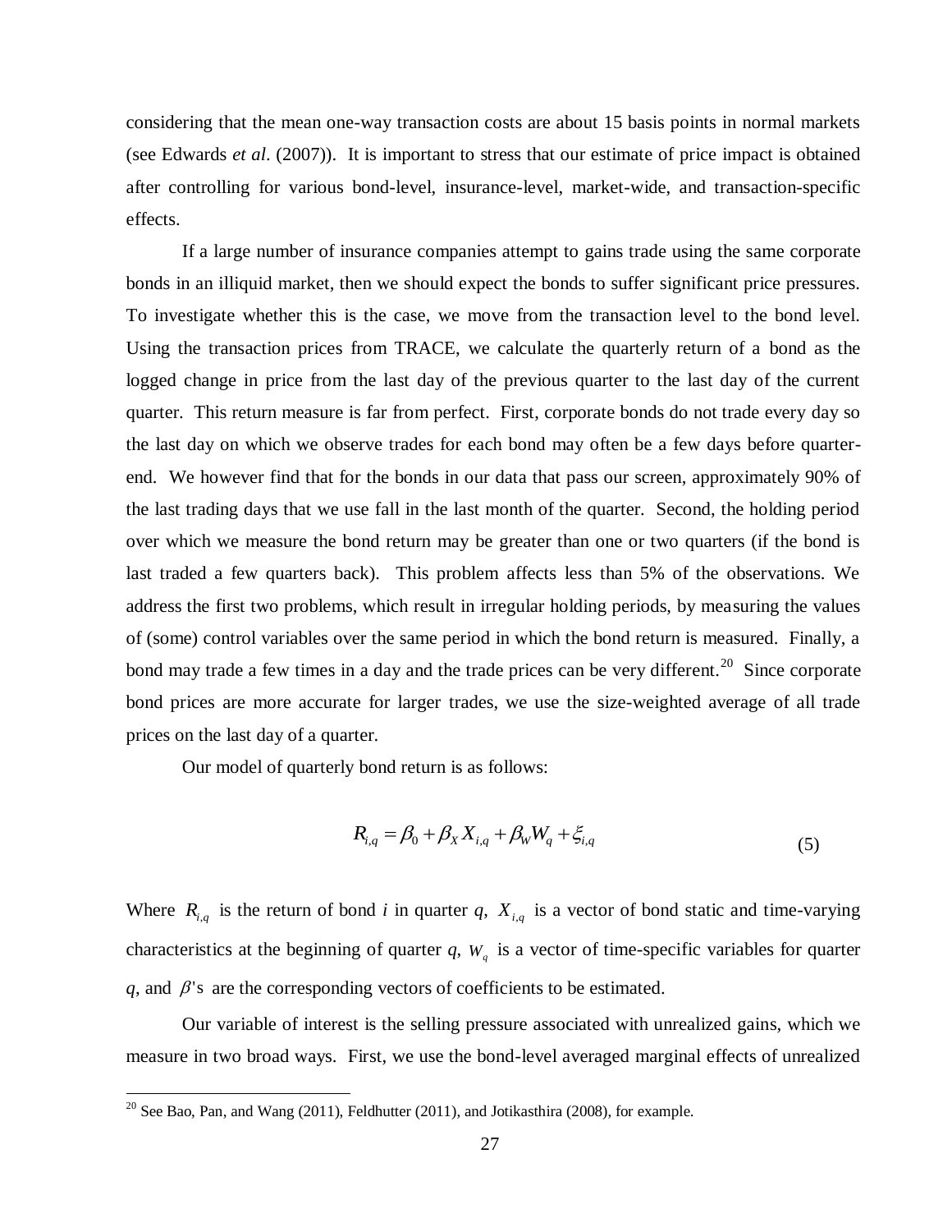considering that the mean one-way transaction costs are about 15 basis points in normal markets (see Edwards *et al*. (2007)). It is important to stress that our estimate of price impact is obtained after controlling for various bond-level, insurance-level, market-wide, and transaction-specific effects.

If a large number of insurance companies attempt to gains trade using the same corporate bonds in an illiquid market, then we should expect the bonds to suffer significant price pressures. To investigate whether this is the case, we move from the transaction level to the bond level. Using the transaction prices from TRACE, we calculate the quarterly return of a bond as the logged change in price from the last day of the previous quarter to the last day of the current quarter. This return measure is far from perfect. First, corporate bonds do not trade every day so the last day on which we observe trades for each bond may often be a few days before quarter-end. We however find that for the bonds in our data that pass our screen, approximately 90% of the last trading days that we use fall in the last month of the quarter. Second, the holding period over which we measure the bond return may be greater than one or two quarters (if the bond is last traded a few quarters back). This problem affects less than 5% of the observations. We address the first two problems, which result in irregular holding periods, by measuring the values of (some) control variables over the same period in which the bond return is measured. Finally, a bond may trade a few times in a day and the trade prices can be very different.[20] Since corporate bond prices are more accurate for larger trades, we use the size-weighted average of all trade prices on the last day of a quarter.

Our model of quarterly bond return is as follows:

$$R_{i,q} = \beta_0 + \beta_X X_{i,q} + \beta_W W_q + \xi_{i,q} \tag{5}$$

Where $R_{i,q}$ is the return of bond *i* in quarter *q*, $X_{i,q}$ is a vector of bond static and time-varying characteristics at the beginning of quarter *q*, $W_q$ is a vector of time-specific variables for quarter *q*, and $\beta$'s are the corresponding vectors of coefficients to be estimated.

Our variable of interest is the selling pressure associated with unrealized gains, which we measure in two broad ways. First, we use the bond-level averaged marginal effects of unrealized

[20] See Bao, Pan, and Wang (2011), Feldhutter (2011), and Jotikasthira (2008), for example.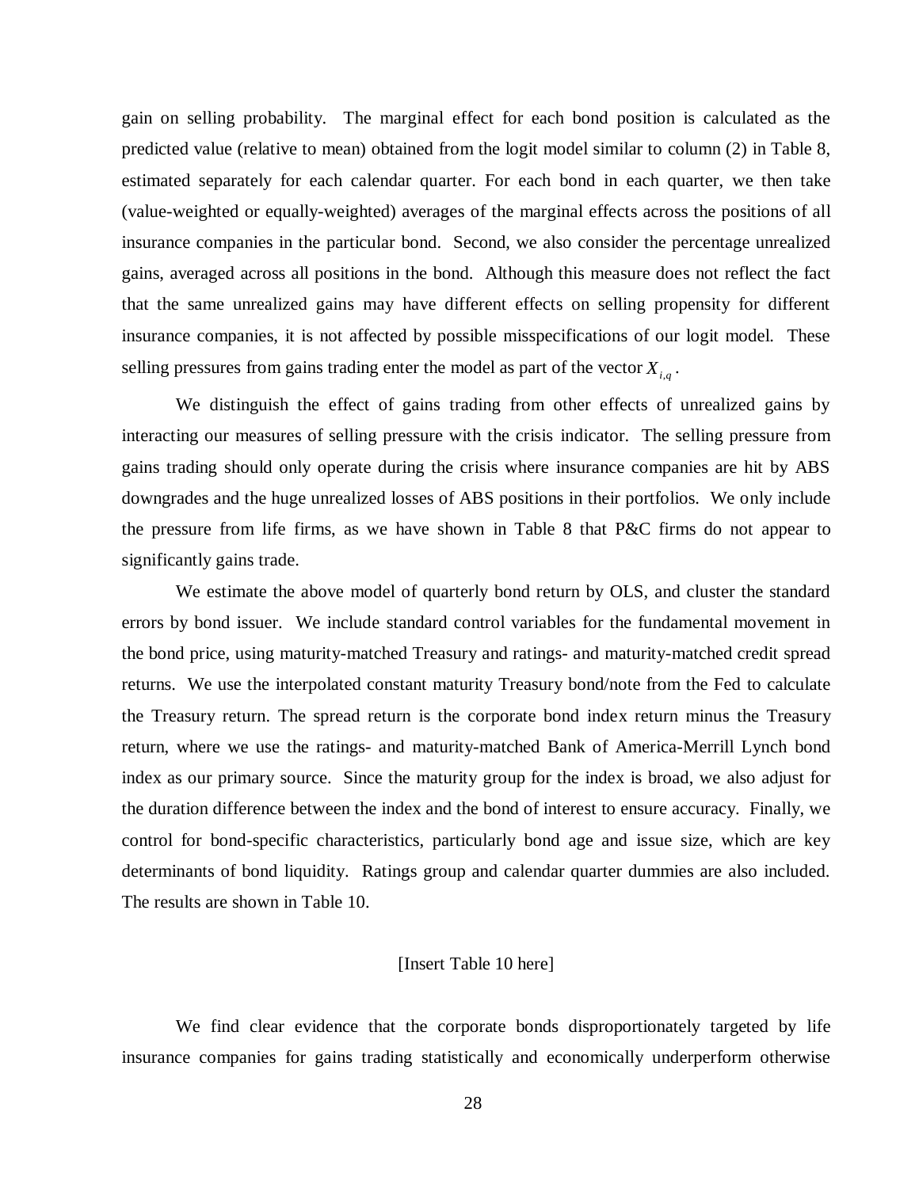gain on selling probability. The marginal effect for each bond position is calculated as the predicted value (relative to mean) obtained from the logit model similar to column (2) in Table 8, estimated separately for each calendar quarter. For each bond in each quarter, we then take (value-weighted or equally-weighted) averages of the marginal effects across the positions of all insurance companies in the particular bond. Second, we also consider the percentage unrealized gains, averaged across all positions in the bond. Although this measure does not reflect the fact that the same unrealized gains may have different effects on selling propensity for different insurance companies, it is not affected by possible misspecifications of our logit model. These selling pressures from gains trading enter the model as part of the vector $X_{i,q}$.

We distinguish the effect of gains trading from other effects of unrealized gains by interacting our measures of selling pressure with the crisis indicator. The selling pressure from gains trading should only operate during the crisis where insurance companies are hit by ABS downgrades and the huge unrealized losses of ABS positions in their portfolios. We only include the pressure from life firms, as we have shown in Table 8 that P&C firms do not appear to significantly gains trade.

We estimate the above model of quarterly bond return by OLS, and cluster the standard errors by bond issuer. We include standard control variables for the fundamental movement in the bond price, using maturity-matched Treasury and ratings- and maturity-matched credit spread returns. We use the interpolated constant maturity Treasury bond/note from the Fed to calculate the Treasury return. The spread return is the corporate bond index return minus the Treasury return, where we use the ratings- and maturity-matched Bank of America-Merrill Lynch bond index as our primary source. Since the maturity group for the index is broad, we also adjust for the duration difference between the index and the bond of interest to ensure accuracy. Finally, we control for bond-specific characteristics, particularly bond age and issue size, which are key determinants of bond liquidity. Ratings group and calendar quarter dummies are also included. The results are shown in Table 10.

[Insert Table 10 here]

We find clear evidence that the corporate bonds disproportionately targeted by life insurance companies for gains trading statistically and economically underperform otherwise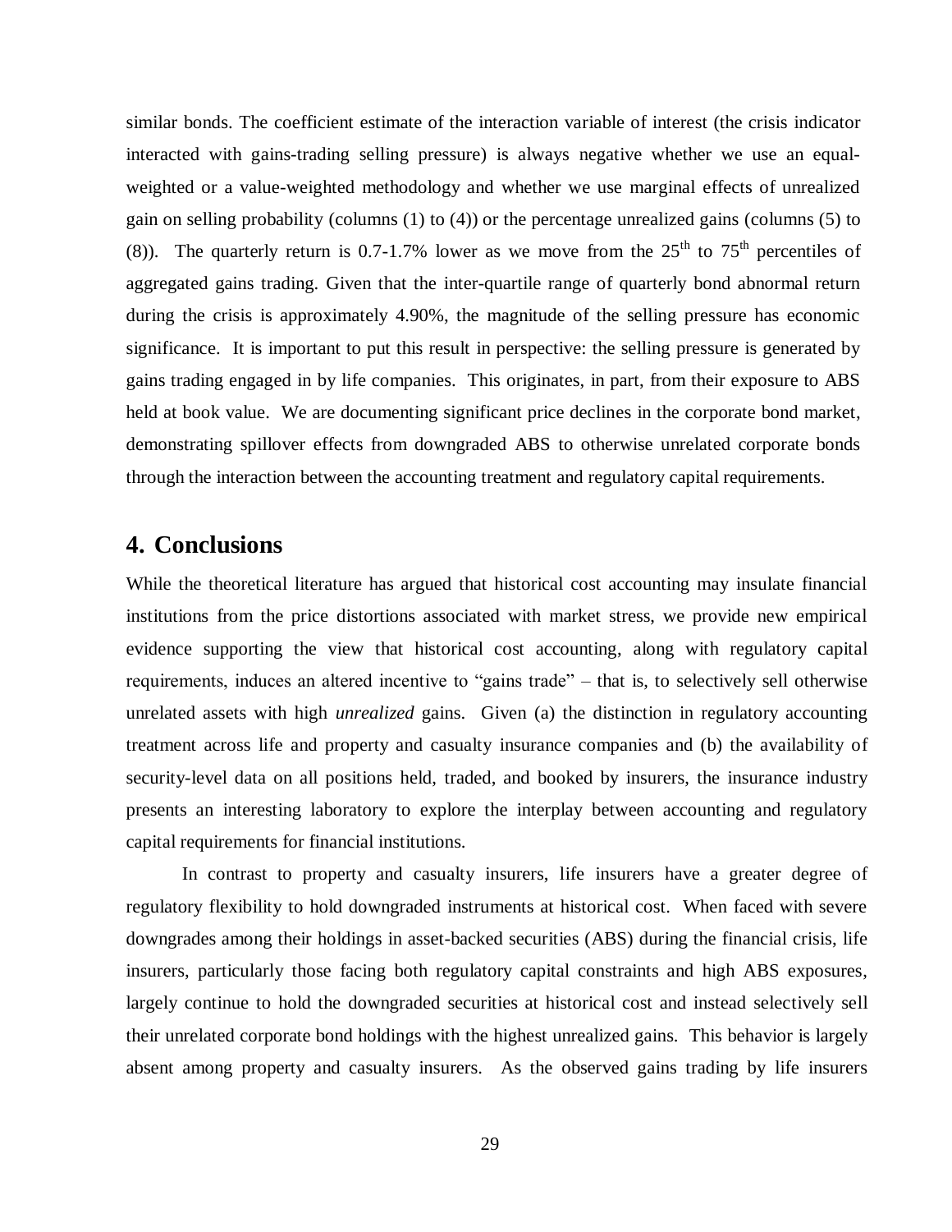similar bonds. The coefficient estimate of the interaction variable of interest (the crisis indicator interacted with gains-trading selling pressure) is always negative whether we use an equal-weighted or a value-weighted methodology and whether we use marginal effects of unrealized gain on selling probability (columns (1) to (4)) or the percentage unrealized gains (columns (5) to (8)). The quarterly return is 0.7-1.7% lower as we move from the $25^{th}$ to $75^{th}$ percentiles of aggregated gains trading. Given that the inter-quartile range of quarterly bond abnormal return during the crisis is approximately 4.90%, the magnitude of the selling pressure has economic significance. It is important to put this result in perspective: the selling pressure is generated by gains trading engaged in by life companies. This originates, in part, from their exposure to ABS held at book value. We are documenting significant price declines in the corporate bond market, demonstrating spillover effects from downgraded ABS to otherwise unrelated corporate bonds through the interaction between the accounting treatment and regulatory capital requirements.

## 4. Conclusions

While the theoretical literature has argued that historical cost accounting may insulate financial institutions from the price distortions associated with market stress, we provide new empirical evidence supporting the view that historical cost accounting, along with regulatory capital requirements, induces an altered incentive to "gains trade" – that is, to selectively sell otherwise unrelated assets with high *unrealized* gains. Given (a) the distinction in regulatory accounting treatment across life and property and casualty insurance companies and (b) the availability of security-level data on all positions held, traded, and booked by insurers, the insurance industry presents an interesting laboratory to explore the interplay between accounting and regulatory capital requirements for financial institutions.

In contrast to property and casualty insurers, life insurers have a greater degree of regulatory flexibility to hold downgraded instruments at historical cost. When faced with severe downgrades among their holdings in asset-backed securities (ABS) during the financial crisis, life insurers, particularly those facing both regulatory capital constraints and high ABS exposures, largely continue to hold the downgraded securities at historical cost and instead selectively sell their unrelated corporate bond holdings with the highest unrealized gains. This behavior is largely absent among property and casualty insurers. As the observed gains trading by life insurers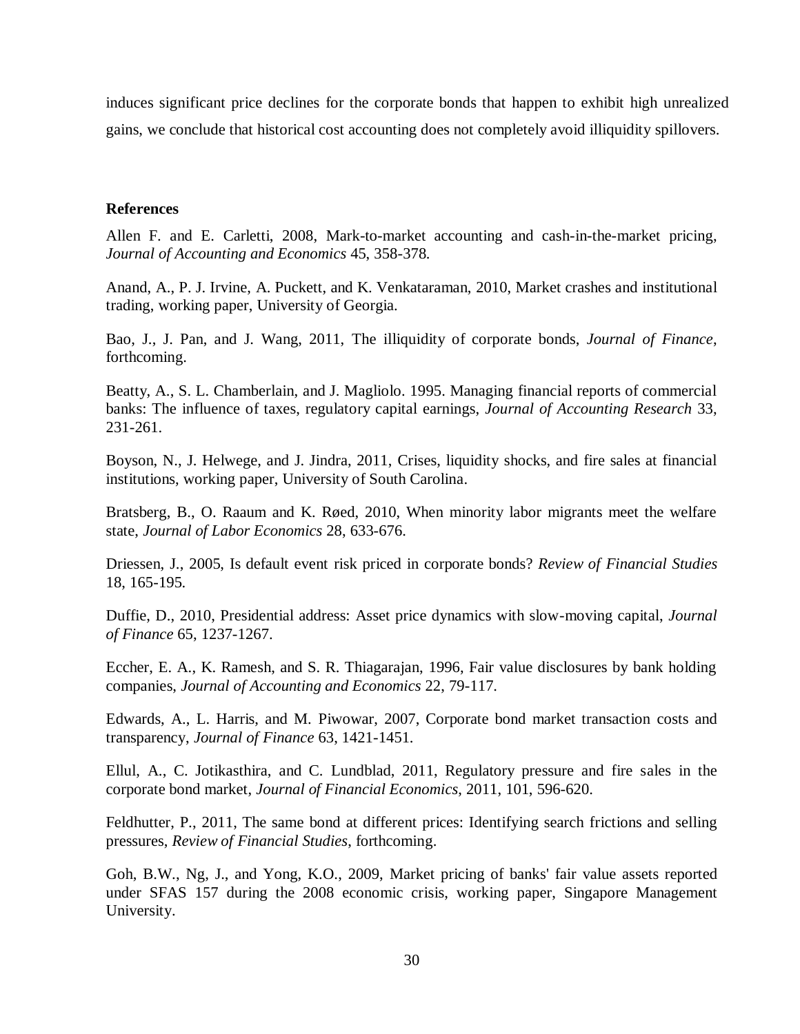induces significant price declines for the corporate bonds that happen to exhibit high unrealized gains, we conclude that historical cost accounting does not completely avoid illiquidity spillovers.

**References**

Allen F. and E. Carletti, 2008, Mark-to-market accounting and cash-in-the-market pricing, *Journal of Accounting and Economics* 45, 358-378.

Anand, A., P. J. Irvine, A. Puckett, and K. Venkataraman, 2010, Market crashes and institutional trading, working paper, University of Georgia.

Bao, J., J. Pan, and J. Wang, 2011, The illiquidity of corporate bonds, *Journal of Finance*, forthcoming.

Beatty, A., S. L. Chamberlain, and J. Magliolo. 1995. Managing financial reports of commercial banks: The influence of taxes, regulatory capital earnings, *Journal of Accounting Research* 33, 231-261.

Boyson, N., J. Helwege, and J. Jindra, 2011, Crises, liquidity shocks, and fire sales at financial institutions, working paper, University of South Carolina.

Bratsberg, B., O. Raaum and K. Røed, 2010, When minority labor migrants meet the welfare state, *Journal of Labor Economics* 28, 633-676.

Driessen, J., 2005, Is default event risk priced in corporate bonds? *Review of Financial Studies* 18, 165-195.

Duffie, D., 2010, Presidential address: Asset price dynamics with slow-moving capital, *Journal of Finance* 65, 1237-1267.

Eccher, E. A., K. Ramesh, and S. R. Thiagarajan, 1996, Fair value disclosures by bank holding companies, *Journal of Accounting and Economics* 22, 79-117.

Edwards, A., L. Harris, and M. Piwowar, 2007, Corporate bond market transaction costs and transparency, *Journal of Finance* 63, 1421-1451.

Ellul, A., C. Jotikasthira, and C. Lundblad, 2011, Regulatory pressure and fire sales in the corporate bond market, *Journal of Financial Economics*, 2011, 101, 596-620.

Feldhutter, P., 2011, The same bond at different prices: Identifying search frictions and selling pressures, *Review of Financial Studies*, forthcoming.

Goh, B.W., Ng, J., and Yong, K.O., 2009, Market pricing of banks' fair value assets reported under SFAS 157 during the 2008 economic crisis, working paper, Singapore Management University.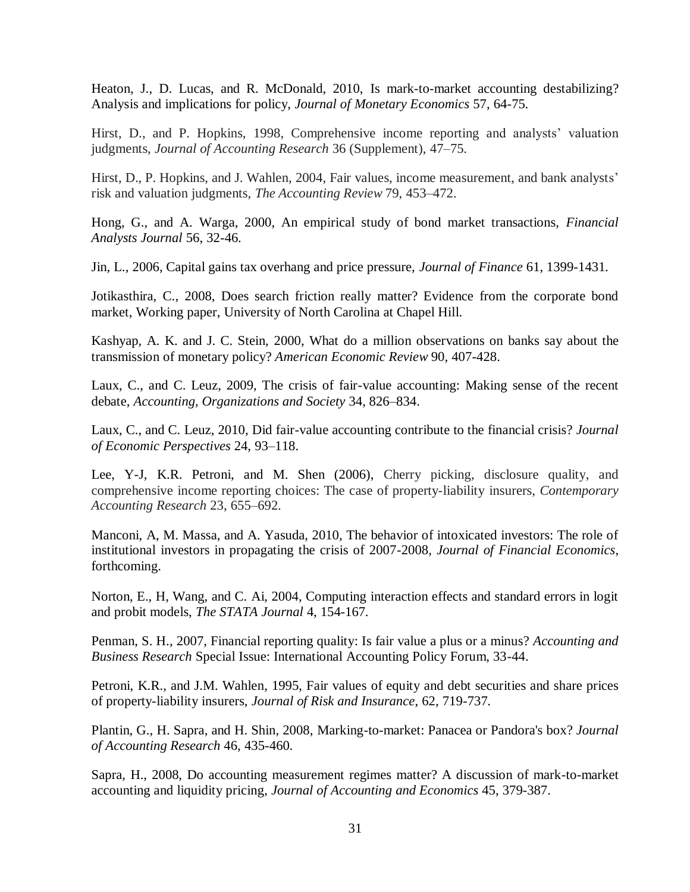Heaton, J., D. Lucas, and R. McDonald, 2010, Is mark-to-market accounting destabilizing? Analysis and implications for policy, *Journal of Monetary Economics* 57, 64-75.

Hirst, D., and P. Hopkins, 1998, Comprehensive income reporting and analysts' valuation judgments, *Journal of Accounting Research* 36 (Supplement), 47–75.

Hirst, D., P. Hopkins, and J. Wahlen, 2004, Fair values, income measurement, and bank analysts' risk and valuation judgments, *The Accounting Review* 79, 453–472.

Hong, G., and A. Warga, 2000, An empirical study of bond market transactions, *Financial Analysts Journal* 56, 32-46.

Jin, L., 2006, Capital gains tax overhang and price pressure, *Journal of Finance* 61, 1399-1431.

Jotikasthira, C., 2008, Does search friction really matter? Evidence from the corporate bond market, Working paper, University of North Carolina at Chapel Hill.

Kashyap, A. K. and J. C. Stein, 2000, What do a million observations on banks say about the transmission of monetary policy? *American Economic Review* 90, 407-428.

Laux, C., and C. Leuz, 2009, The crisis of fair-value accounting: Making sense of the recent debate, *Accounting, Organizations and Society* 34, 826–834.

Laux, C., and C. Leuz, 2010, Did fair-value accounting contribute to the financial crisis? *Journal of Economic Perspectives* 24, 93–118.

Lee, Y-J, K.R. Petroni, and M. Shen (2006), Cherry picking, disclosure quality, and comprehensive income reporting choices: The case of property-liability insurers, *Contemporary Accounting Research* 23, 655–692.

Manconi, A, M. Massa, and A. Yasuda, 2010, The behavior of intoxicated investors: The role of institutional investors in propagating the crisis of 2007-2008, *Journal of Financial Economics*, forthcoming.

Norton, E., H, Wang, and C. Ai, 2004, Computing interaction effects and standard errors in logit and probit models, *The STATA Journal* 4, 154-167.

Penman, S. H., 2007, Financial reporting quality: Is fair value a plus or a minus? *Accounting and Business Research* Special Issue: International Accounting Policy Forum, 33-44.

Petroni, K.R., and J.M. Wahlen, 1995, Fair values of equity and debt securities and share prices of property-liability insurers, *Journal of Risk and Insurance*, 62, 719-737.

Plantin, G., H. Sapra, and H. Shin, 2008, Marking-to-market: Panacea or Pandora's box? *Journal of Accounting Research* 46, 435-460.

Sapra, H., 2008, Do accounting measurement regimes matter? A discussion of mark-to-market accounting and liquidity pricing, *Journal of Accounting and Economics* 45, 379-387.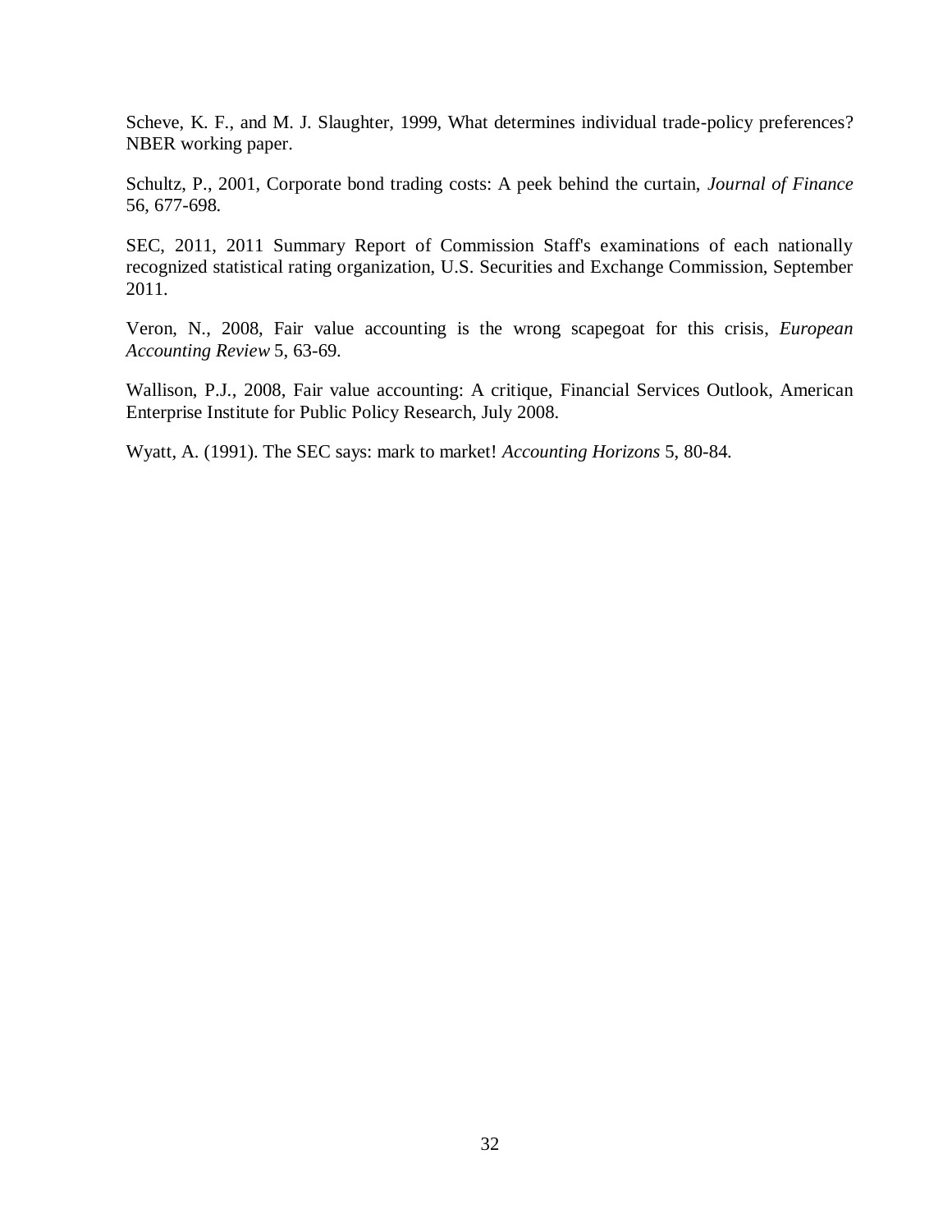Scheve, K. F., and M. J. Slaughter, 1999, What determines individual trade-policy preferences? NBER working paper.

Schultz, P., 2001, Corporate bond trading costs: A peek behind the curtain, *Journal of Finance* 56, 677-698.

SEC, 2011, 2011 Summary Report of Commission Staff's examinations of each nationally recognized statistical rating organization, U.S. Securities and Exchange Commission, September 2011.

Veron, N., 2008, Fair value accounting is the wrong scapegoat for this crisis, *European Accounting Review* 5, 63-69.

Wallison, P.J., 2008, Fair value accounting: A critique, Financial Services Outlook, American Enterprise Institute for Public Policy Research, July 2008.

Wyatt, A. (1991). The SEC says: mark to market! *Accounting Horizons* 5, 80-84.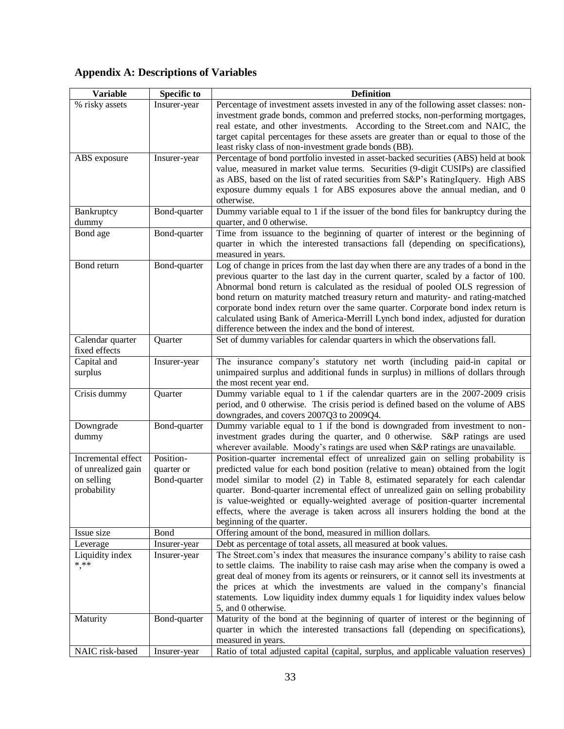## Appendix A: Descriptions of Variables

| Variable | Specific to | Definition |
|---|---|---|
| % risky assets | Insurer-year | Percentage of investment assets invested in any of the following asset classes: non-investment grade bonds, common and preferred stocks, non-performing mortgages, real estate, and other investments. According to the Street.com and NAIC, the target capital percentages for these assets are greater than or equal to those of the least risky class of non-investment grade bonds (BB). |
| ABS exposure | Insurer-year | Percentage of bond portfolio invested in asset-backed securities (ABS) held at book value, measured in market value terms. Securities (9-digit CUSIPs) are classified as ABS, based on the list of rated securities from S&P's RatingIquery. High ABS exposure dummy equals 1 for ABS exposures above the annual median, and 0 otherwise. |
| Bankruptcy dummy | Bond-quarter | Dummy variable equal to 1 if the issuer of the bond files for bankruptcy during the quarter, and 0 otherwise. |
| Bond age | Bond-quarter | Time from issuance to the beginning of quarter of interest or the beginning of quarter in which the interested transactions fall (depending on specifications), measured in years. |
| Bond return | Bond-quarter | Log of change in prices from the last day when there are any trades of a bond in the previous quarter to the last day in the current quarter, scaled by a factor of 100. Abnormal bond return is calculated as the residual of pooled OLS regression of bond return on maturity matched treasury return and maturity- and rating-matched corporate bond index return over the same quarter. Corporate bond index return is calculated using Bank of America-Merrill Lynch bond index, adjusted for duration difference between the index and the bond of interest. |
| Calendar quarter fixed effects | Quarter | Set of dummy variables for calendar quarters in which the observations fall. |
| Capital and surplus | Insurer-year | The insurance company's statutory net worth (including paid-in capital or unimpaired surplus and additional funds in surplus) in millions of dollars through the most recent year end. |
| Crisis dummy | Quarter | Dummy variable equal to 1 if the calendar quarters are in the 2007-2009 crisis period, and 0 otherwise. The crisis period is defined based on the volume of ABS downgrades, and covers 2007Q3 to 2009Q4. |
| Downgrade dummy | Bond-quarter | Dummy variable equal to 1 if the bond is downgraded from investment to non-investment grades during the quarter, and 0 otherwise. S&P ratings are used wherever available. Moody's ratings are used when S&P ratings are unavailable. |
| Incremental effect of unrealized gain on selling probability | Position-quarter or Bond-quarter | Position-quarter incremental effect of unrealized gain on selling probability is predicted value for each bond position (relative to mean) obtained from the logit model similar to model (2) in Table 8, estimated separately for each calendar quarter. Bond-quarter incremental effect of unrealized gain on selling probability is value-weighted or equally-weighted average of position-quarter incremental effects, where the average is taken across all insurers holding the bond at the beginning of the quarter. |
| Issue size | Bond | Offering amount of the bond, measured in million dollars. |
| Leverage | Insurer-year | Debt as percentage of total assets, all measured at book values. |
| Liquidity index *,** | Insurer-year | The Street.com's index that measures the insurance company's ability to raise cash to settle claims. The inability to raise cash may arise when the company is owed a great deal of money from its agents or reinsurers, or it cannot sell its investments at the prices at which the investments are valued in the company's financial statements. Low liquidity index dummy equals 1 for liquidity index values below 5, and 0 otherwise. |
| Maturity | Bond-quarter | Maturity of the bond at the beginning of quarter of interest or the beginning of quarter in which the interested transactions fall (depending on specifications), measured in years. |
| NAIC risk-based | Insurer-year | Ratio of total adjusted capital (capital, surplus, and applicable valuation reserves) |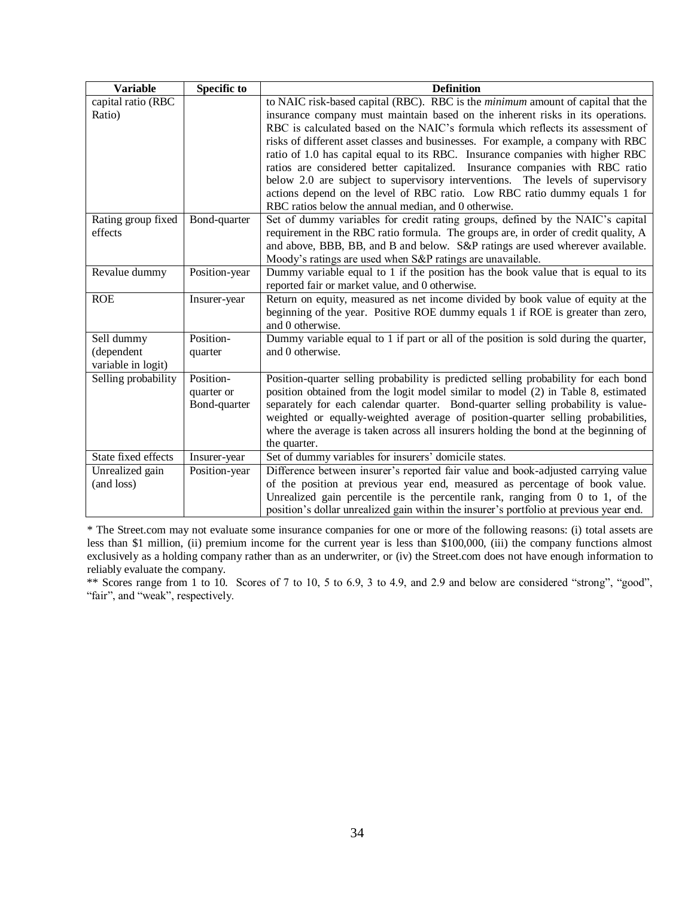| Variable | Specific to | Definition |
|---|---|---|
| capital ratio (RBC Ratio) | | to NAIC risk-based capital (RBC). RBC is the *minimum* amount of capital that the insurance company must maintain based on the inherent risks in its operations. RBC is calculated based on the NAIC's formula which reflects its assessment of risks of different asset classes and businesses. For example, a company with RBC ratio of 1.0 has capital equal to its RBC. Insurance companies with higher RBC ratios are considered better capitalized. Insurance companies with RBC ratio below 2.0 are subject to supervisory interventions. The levels of supervisory actions depend on the level of RBC ratio. Low RBC ratio dummy equals 1 for RBC ratios below the annual median, and 0 otherwise. |
| Rating group fixed effects | Bond-quarter | Set of dummy variables for credit rating groups, defined by the NAIC's capital requirement in the RBC ratio formula. The groups are, in order of credit quality, A and above, BBB, BB, and B and below. S&P ratings are used wherever available. Moody's ratings are used when S&P ratings are unavailable. |
| Revalue dummy | Position-year | Dummy variable equal to 1 if the position has the book value that is equal to its reported fair or market value, and 0 otherwise. |
| ROE | Insurer-year | Return on equity, measured as net income divided by book value of equity at the beginning of the year. Positive ROE dummy equals 1 if ROE is greater than zero, and 0 otherwise. |
| Sell dummy (dependent variable in logit) | Position-quarter | Dummy variable equal to 1 if part or all of the position is sold during the quarter, and 0 otherwise. |
| Selling probability | Position-quarter or Bond-quarter | Position-quarter selling probability is predicted selling probability for each bond position obtained from the logit model similar to model (2) in Table 8, estimated separately for each calendar quarter. Bond-quarter selling probability is value-weighted or equally-weighted average of position-quarter selling probabilities, where the average is taken across all insurers holding the bond at the beginning of the quarter. |
| State fixed effects | Insurer-year | Set of dummy variables for insurers' domicile states. |
| Unrealized gain (and loss) | Position-year | Difference between insurer's reported fair value and book-adjusted carrying value of the position at previous year end, measured as percentage of book value. Unrealized gain percentile is the percentile rank, ranging from 0 to 1, of the position's dollar unrealized gain within the insurer's portfolio at previous year end. |

* The Street.com may not evaluate some insurance companies for one or more of the following reasons: (i) total assets are less than $1 million, (ii) premium income for the current year is less than $100,000, (iii) the company functions almost exclusively as a holding company rather than as an underwriter, or (iv) the Street.com does not have enough information to reliably evaluate the company.

** Scores range from 1 to 10. Scores of 7 to 10, 5 to 6.9, 3 to 4.9, and 2.9 and below are considered "strong", "good", "fair", and "weak", respectively.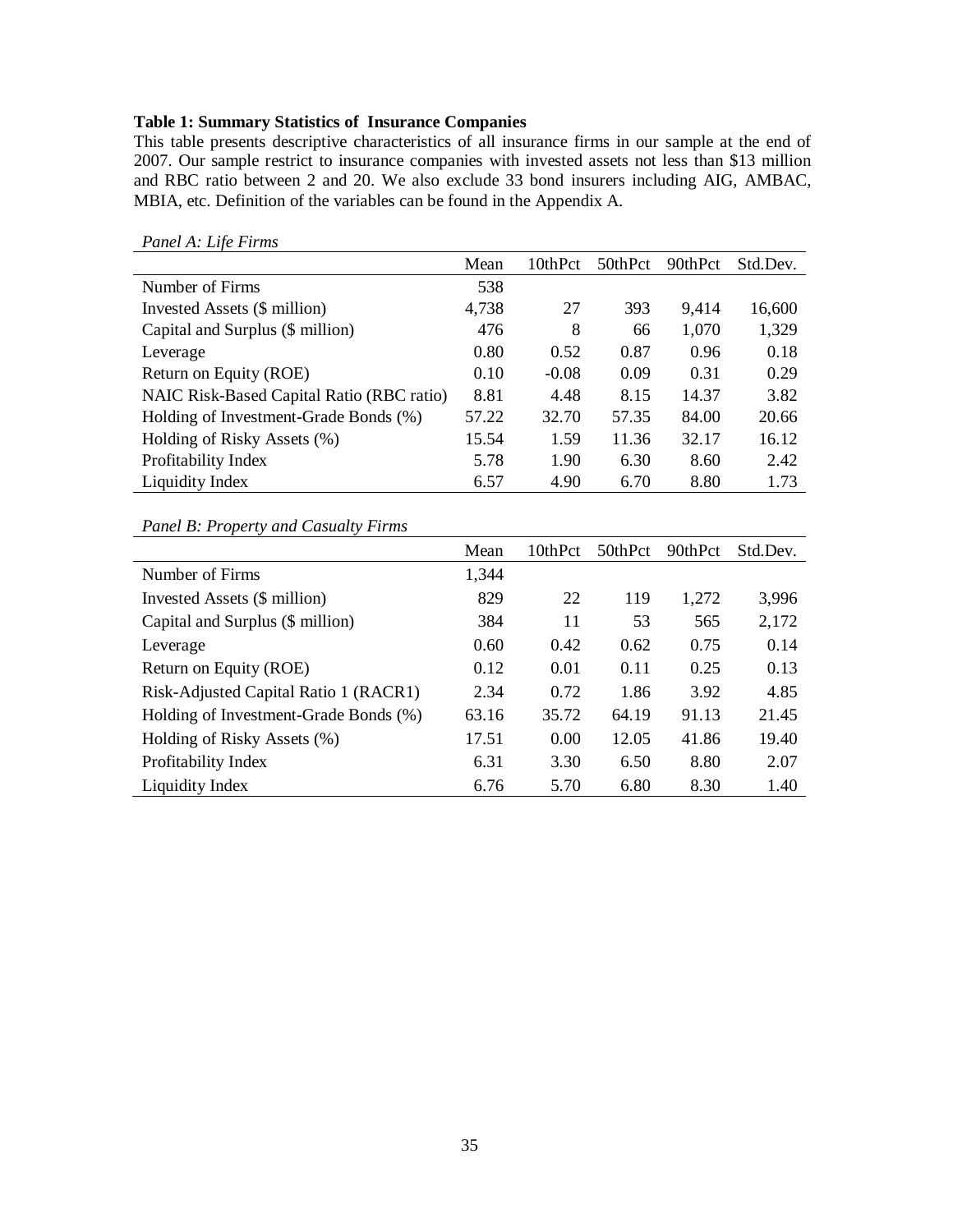**Table 1: Summary Statistics of Insurance Companies**

This table presents descriptive characteristics of all insurance firms in our sample at the end of 2007. Our sample restrict to insurance companies with invested assets not less than $13 million and RBC ratio between 2 and 20. We also exclude 33 bond insurers including AIG, AMBAC, MBIA, etc. Definition of the variables can be found in the Appendix A.

*Panel A: Life Firms*

| | Mean | 10thPct | 50thPct | 90thPct | Std.Dev. |
|---|---|---|---|---|---|
| Number of Firms | 538 | | | | |
| Invested Assets ($ million) | 4,738 | 27 | 393 | 9,414 | 16,600 |
| Capital and Surplus ($ million) | 476 | 8 | 66 | 1,070 | 1,329 |
| Leverage | 0.80 | 0.52 | 0.87 | 0.96 | 0.18 |
| Return on Equity (ROE) | 0.10 | -0.08 | 0.09 | 0.31 | 0.29 |
| NAIC Risk-Based Capital Ratio (RBC ratio) | 8.81 | 4.48 | 8.15 | 14.37 | 3.82 |
| Holding of Investment-Grade Bonds (%) | 57.22 | 32.70 | 57.35 | 84.00 | 20.66 |
| Holding of Risky Assets (%) | 15.54 | 1.59 | 11.36 | 32.17 | 16.12 |
| Profitability Index | 5.78 | 1.90 | 6.30 | 8.60 | 2.42 |
| Liquidity Index | 6.57 | 4.90 | 6.70 | 8.80 | 1.73 |

*Panel B: Property and Casualty Firms*

| | Mean | 10thPct | 50thPct | 90thPct | Std.Dev. |
|---|---|---|---|---|---|
| Number of Firms | 1,344 | | | | |
| Invested Assets ($ million) | 829 | 22 | 119 | 1,272 | 3,996 |
| Capital and Surplus ($ million) | 384 | 11 | 53 | 565 | 2,172 |
| Leverage | 0.60 | 0.42 | 0.62 | 0.75 | 0.14 |
| Return on Equity (ROE) | 0.12 | 0.01 | 0.11 | 0.25 | 0.13 |
| Risk-Adjusted Capital Ratio 1 (RACR1) | 2.34 | 0.72 | 1.86 | 3.92 | 4.85 |
| Holding of Investment-Grade Bonds (%) | 63.16 | 35.72 | 64.19 | 91.13 | 21.45 |
| Holding of Risky Assets (%) | 17.51 | 0.00 | 12.05 | 41.86 | 19.40 |
| Profitability Index | 6.31 | 3.30 | 6.50 | 8.80 | 2.07 |
| Liquidity Index | 6.76 | 5.70 | 6.80 | 8.30 | 1.40 |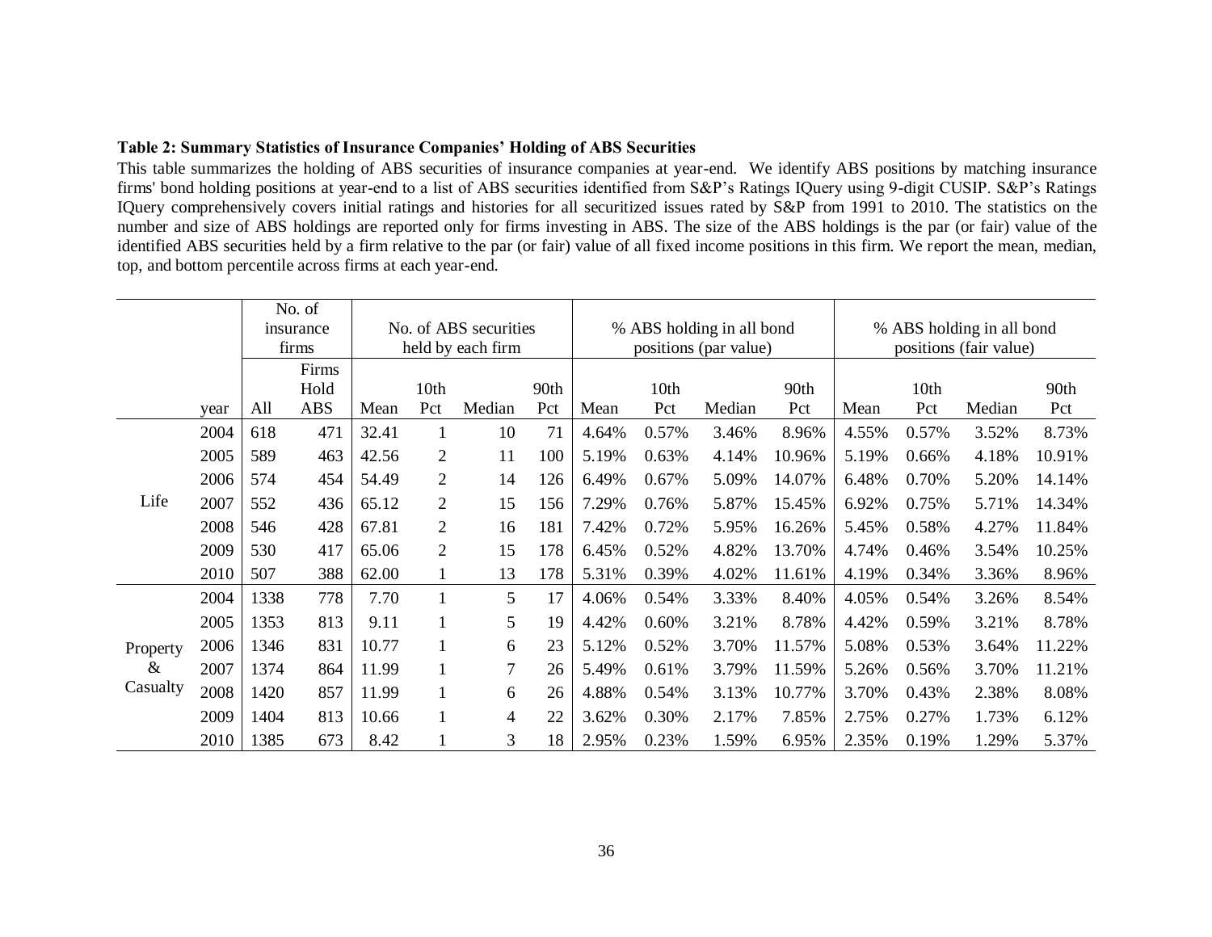**Table 2: Summary Statistics of Insurance Companies' Holding of ABS Securities**

This table summarizes the holding of ABS securities of insurance companies at year-end. We identify ABS positions by matching insurance firms' bond holding positions at year-end to a list of ABS securities identified from S&P's Ratings IQuery using 9-digit CUSIP. S&P's Ratings IQuery comprehensively covers initial ratings and histories for all securitized issues rated by S&P from 1991 to 2010. The statistics on the number and size of ABS holdings are reported only for firms investing in ABS. The size of the ABS holdings is the par (or fair) value of the identified ABS securities held by a firm relative to the par (or fair) value of all fixed income positions in this firm. We report the mean, median, top, and bottom percentile across firms at each year-end.

| | | No. of insurance firms | | No. of ABS securities held by each firm | | | | % ABS holding in all bond positions (par value) | | | | % ABS holding in all bond positions (fair value) | | | |
|---|---|---|---|---|---|---|---|---|---|---|---|---|---|---|---|
| | year | All | Firms Hold ABS | Mean | 10th Pct | Median | 90th Pct | Mean | 10th Pct | Median | 90th Pct | Mean | 10th Pct | Median | 90th Pct |
| Life | 2004 | 618 | 471 | 32.41 | 1 | 10 | 71 | 4.64% | 0.57% | 3.46% | 8.96% | 4.55% | 0.57% | 3.52% | 8.73% |
| | 2005 | 589 | 463 | 42.56 | 2 | 11 | 100 | 5.19% | 0.63% | 4.14% | 10.96% | 5.19% | 0.66% | 4.18% | 10.91% |
| | 2006 | 574 | 454 | 54.49 | 2 | 14 | 126 | 6.49% | 0.67% | 5.09% | 14.07% | 6.48% | 0.70% | 5.20% | 14.14% |
| | 2007 | 552 | 436 | 65.12 | 2 | 15 | 156 | 7.29% | 0.76% | 5.87% | 15.45% | 6.92% | 0.75% | 5.71% | 14.34% |
| | 2008 | 546 | 428 | 67.81 | 2 | 16 | 181 | 7.42% | 0.72% | 5.95% | 16.26% | 5.45% | 0.58% | 4.27% | 11.84% |
| | 2009 | 530 | 417 | 65.06 | 2 | 15 | 178 | 6.45% | 0.52% | 4.82% | 13.70% | 4.74% | 0.46% | 3.54% | 10.25% |
| | 2010 | 507 | 388 | 62.00 | 1 | 13 | 178 | 5.31% | 0.39% | 4.02% | 11.61% | 4.19% | 0.34% | 3.36% | 8.96% |
| Property & Casualty | 2004 | 1338 | 778 | 7.70 | 1 | 5 | 17 | 4.06% | 0.54% | 3.33% | 8.40% | 4.05% | 0.54% | 3.26% | 8.54% |
| | 2005 | 1353 | 813 | 9.11 | 1 | 5 | 19 | 4.42% | 0.60% | 3.21% | 8.78% | 4.42% | 0.59% | 3.21% | 8.78% |
| | 2006 | 1346 | 831 | 10.77 | 1 | 6 | 23 | 5.12% | 0.52% | 3.70% | 11.57% | 5.08% | 0.53% | 3.64% | 11.22% |
| | 2007 | 1374 | 864 | 11.99 | 1 | 7 | 26 | 5.49% | 0.61% | 3.79% | 11.59% | 5.26% | 0.56% | 3.70% | 11.21% |
| | 2008 | 1420 | 857 | 11.99 | 1 | 6 | 26 | 4.88% | 0.54% | 3.13% | 10.77% | 3.70% | 0.43% | 2.38% | 8.08% |
| | 2009 | 1404 | 813 | 10.66 | 1 | 4 | 22 | 3.62% | 0.30% | 2.17% | 7.85% | 2.75% | 0.27% | 1.73% | 6.12% |
| | 2010 | 1385 | 673 | 8.42 | 1 | 3 | 18 | 2.95% | 0.23% | 1.59% | 6.95% | 2.35% | 0.19% | 1.29% | 5.37% |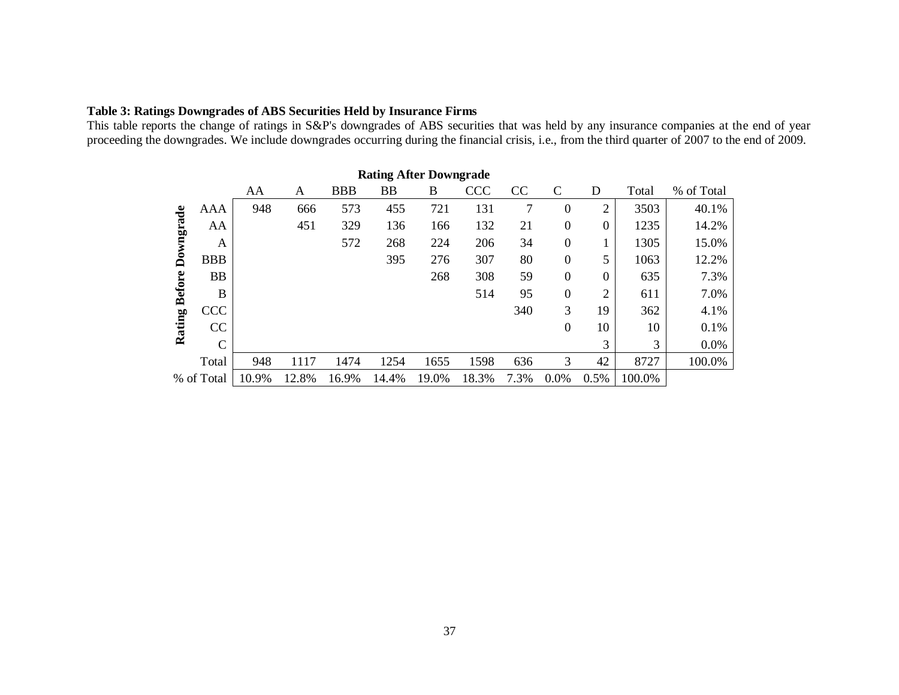**Table 3: Ratings Downgrades of ABS Securities Held by Insurance Firms**

This table reports the change of ratings in S&P's downgrades of ABS securities that was held by any insurance companies at the end of year proceeding the downgrades. We include downgrades occurring during the financial crisis, i.e., from the third quarter of 2007 to the end of 2009.

| Rating Before Downgrade | Rating After Downgrade | | | | | | | | | | |
|---|---|---|---|---|---|---|---|---|---|---|---|
| | AA | A | BBB | BB | B | CCC | CC | C | D | Total | % of Total |
| AAA | 948 | 666 | 573 | 455 | 721 | 131 | 7 | 0 | 2 | 3503 | 40.1% |
| AA | | 451 | 329 | 136 | 166 | 132 | 21 | 0 | 0 | 1235 | 14.2% |
| A | | | 572 | 268 | 224 | 206 | 34 | 0 | 1 | 1305 | 15.0% |
| BBB | | | | 395 | 276 | 307 | 80 | 0 | 5 | 1063 | 12.2% |
| BB | | | | | 268 | 308 | 59 | 0 | 0 | 635 | 7.3% |
| B | | | | | | 514 | 95 | 0 | 2 | 611 | 7.0% |
| CCC | | | | | | | 340 | 3 | 19 | 362 | 4.1% |
| CC | | | | | | | | 0 | 10 | 10 | 0.1% |
| C | | | | | | | | | 3 | 3 | 0.0% |
| Total | 948 | 1117 | 1474 | 1254 | 1655 | 1598 | 636 | 3 | 42 | 8727 | 100.0% |
| % of Total | 10.9% | 12.8% | 16.9% | 14.4% | 19.0% | 18.3% | 7.3% | 0.0% | 0.5% | 100.0% | |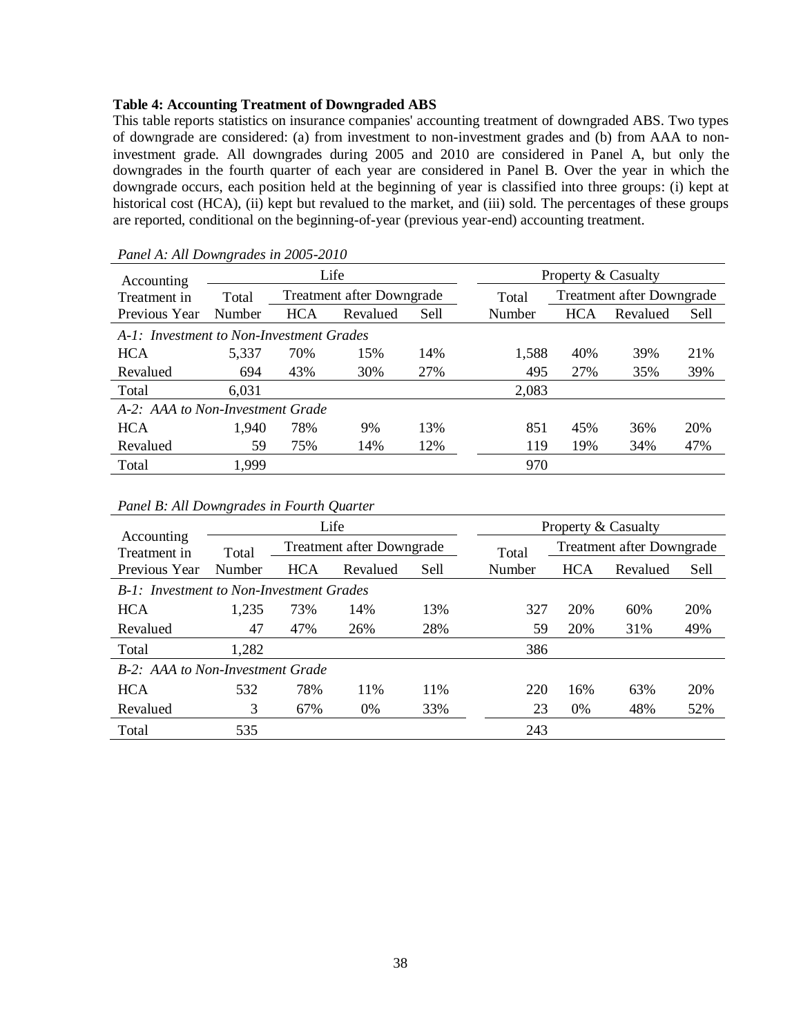**Table 4: Accounting Treatment of Downgraded ABS**

This table reports statistics on insurance companies' accounting treatment of downgraded ABS. Two types of downgrade are considered: (a) from investment to non-investment grades and (b) from AAA to non-investment grade. All downgrades during 2005 and 2010 are considered in Panel A, but only the downgrades in the fourth quarter of each year are considered in Panel B. Over the year in which the downgrade occurs, each position held at the beginning of year is classified into three groups: (i) kept at historical cost (HCA), (ii) kept but revalued to the market, and (iii) sold. The percentages of these groups are reported, conditional on the beginning-of-year (previous year-end) accounting treatment.

*Panel A: All Downgrades in 2005-2010*

| Accounting Treatment in Previous Year | Life | | | | Property & Casualty | | | |
|---|---|---|---|---|---|---|---|---|
| | Total Number | Treatment after Downgrade | | | Total Number | Treatment after Downgrade | | |
| | | HCA | Revalued | Sell | | HCA | Revalued | Sell |
| *A-1: Investment to Non-Investment Grades* | | | | | | | | |
| HCA | 5,337 | 70% | 15% | 14% | 1,588 | 40% | 39% | 21% |
| Revalued | 694 | 43% | 30% | 27% | 495 | 27% | 35% | 39% |
| Total | 6,031 | | | | 2,083 | | | |
| *A-2: AAA to Non-Investment Grade* | | | | | | | | |
| HCA | 1,940 | 78% | 9% | 13% | 851 | 45% | 36% | 20% |
| Revalued | 59 | 75% | 14% | 12% | 119 | 19% | 34% | 47% |
| Total | 1,999 | | | | 970 | | | |

*Panel B: All Downgrades in Fourth Quarter*

| Accounting Treatment in Previous Year | Life | | | | Property & Casualty | | | |
|---|---|---|---|---|---|---|---|---|
| | Total Number | Treatment after Downgrade | | | Total Number | Treatment after Downgrade | | |
| | | HCA | Revalued | Sell | | HCA | Revalued | Sell |
| *B-1: Investment to Non-Investment Grades* | | | | | | | | |
| HCA | 1,235 | 73% | 14% | 13% | 327 | 20% | 60% | 20% |
| Revalued | 47 | 47% | 26% | 28% | 59 | 20% | 31% | 49% |
| Total | 1,282 | | | | 386 | | | |
| *B-2: AAA to Non-Investment Grade* | | | | | | | | |
| HCA | 532 | 78% | 11% | 11% | 220 | 16% | 63% | 20% |
| Revalued | 3 | 67% | 0% | 33% | 23 | 0% | 48% | 52% |
| Total | 535 | | | | 243 | | | |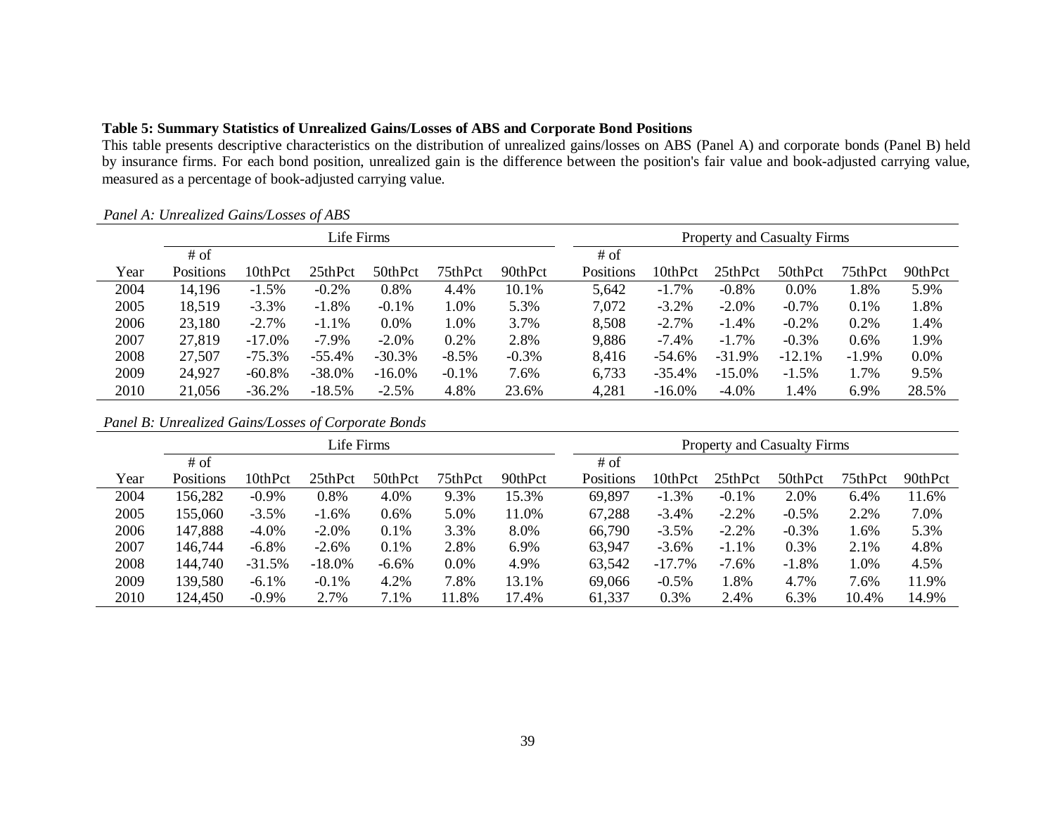**Table 5: Summary Statistics of Unrealized Gains/Losses of ABS and Corporate Bond Positions**

This table presents descriptive characteristics on the distribution of unrealized gains/losses on ABS (Panel A) and corporate bonds (Panel B) held by insurance firms. For each bond position, unrealized gain is the difference between the position's fair value and book-adjusted carrying value, measured as a percentage of book-adjusted carrying value.

*Panel A: Unrealized Gains/Losses of ABS*

| | Life Firms | | | | | | Property and Casualty Firms | | | | | |
|---|---|---|---|---|---|---|---|---|---|---|---|---|
| Year | # of Positions | 10thPct | 25thPct | 50thPct | 75thPct | 90thPct | # of Positions | 10thPct | 25thPct | 50thPct | 75thPct | 90thPct |
| 2004 | 14,196 | -1.5% | -0.2% | 0.8% | 4.4% | 10.1% | 5,642 | -1.7% | -0.8% | 0.0% | 1.8% | 5.9% |
| 2005 | 18,519 | -3.3% | -1.8% | -0.1% | 1.0% | 5.3% | 7,072 | -3.2% | -2.0% | -0.7% | 0.1% | 1.8% |
| 2006 | 23,180 | -2.7% | -1.1% | 0.0% | 1.0% | 3.7% | 8,508 | -2.7% | -1.4% | -0.2% | 0.2% | 1.4% |
| 2007 | 27,819 | -17.0% | -7.9% | -2.0% | 0.2% | 2.8% | 9,886 | -7.4% | -1.7% | -0.3% | 0.6% | 1.9% |
| 2008 | 27,507 | -75.3% | -55.4% | -30.3% | -8.5% | -0.3% | 8,416 | -54.6% | -31.9% | -12.1% | -1.9% | 0.0% |
| 2009 | 24,927 | -60.8% | -38.0% | -16.0% | -0.1% | 7.6% | 6,733 | -35.4% | -15.0% | -1.5% | 1.7% | 9.5% |
| 2010 | 21,056 | -36.2% | -18.5% | -2.5% | 4.8% | 23.6% | 4,281 | -16.0% | -4.0% | 1.4% | 6.9% | 28.5% |

*Panel B: Unrealized Gains/Losses of Corporate Bonds*

| | Life Firms | | | | | | Property and Casualty Firms | | | | | |
|---|---|---|---|---|---|---|---|---|---|---|---|---|
| Year | # of Positions | 10thPct | 25thPct | 50thPct | 75thPct | 90thPct | # of Positions | 10thPct | 25thPct | 50thPct | 75thPct | 90thPct |
| 2004 | 156,282 | -0.9% | 0.8% | 4.0% | 9.3% | 15.3% | 69,897 | -1.3% | -0.1% | 2.0% | 6.4% | 11.6% |
| 2005 | 155,060 | -3.5% | -1.6% | 0.6% | 5.0% | 11.0% | 67,288 | -3.4% | -2.2% | -0.5% | 2.2% | 7.0% |
| 2006 | 147,888 | -4.0% | -2.0% | 0.1% | 3.3% | 8.0% | 66,790 | -3.5% | -2.2% | -0.3% | 1.6% | 5.3% |
| 2007 | 146,744 | -6.8% | -2.6% | 0.1% | 2.8% | 6.9% | 63,947 | -3.6% | -1.1% | 0.3% | 2.1% | 4.8% |
| 2008 | 144,740 | -31.5% | -18.0% | -6.6% | 0.0% | 4.9% | 63,542 | -17.7% | -7.6% | -1.8% | 1.0% | 4.5% |
| 2009 | 139,580 | -6.1% | -0.1% | 4.2% | 7.8% | 13.1% | 69,066 | -0.5% | 1.8% | 4.7% | 7.6% | 11.9% |
| 2010 | 124,450 | -0.9% | 2.7% | 7.1% | 11.8% | 17.4% | 61,337 | 0.3% | 2.4% | 6.3% | 10.4% | 14.9% |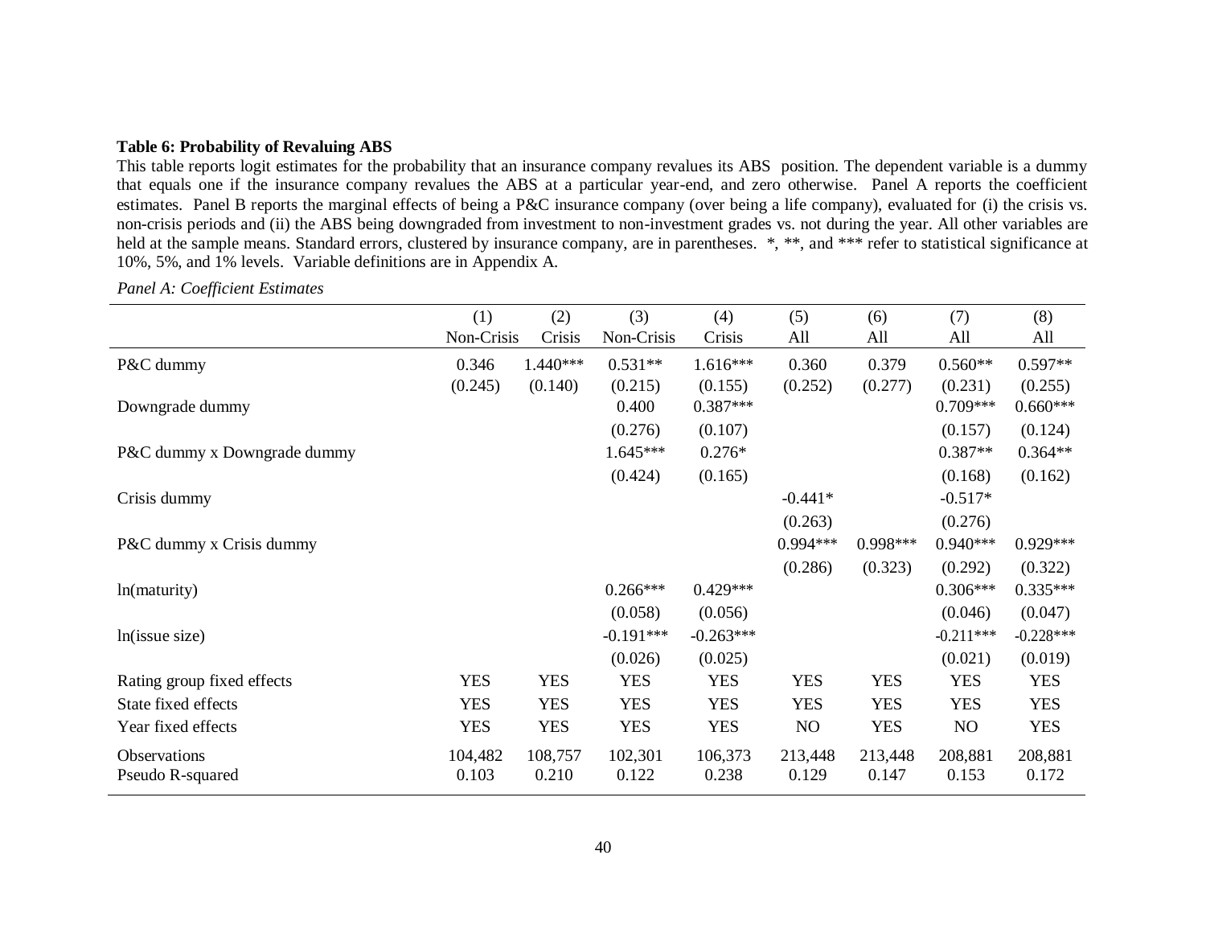**Table 6: Probability of Revaluing ABS**

This table reports logit estimates for the probability that an insurance company revalues its ABS position. The dependent variable is a dummy that equals one if the insurance company revalues the ABS at a particular year-end, and zero otherwise. Panel A reports the coefficient estimates. Panel B reports the marginal effects of being a P&C insurance company (over being a life company), evaluated for (i) the crisis vs. non-crisis periods and (ii) the ABS being downgraded from investment to non-investment grades vs. not during the year. All other variables are held at the sample means. Standard errors, clustered by insurance company, are in parentheses. *, **, and *** refer to statistical significance at 10%, 5%, and 1% levels. Variable definitions are in Appendix A.

*Panel A: Coefficient Estimates*

| | (1) | (2) | (3) | (4) | (5) | (6) | (7) | (8) |
|---|---|---|---|---|---|---|---|---|
| | Non-Crisis | Crisis | Non-Crisis | Crisis | All | All | All | All |
| P&C dummy | 0.346 | 1.440*** | 0.531** | 1.616*** | 0.360 | 0.379 | 0.560** | 0.597** |
| | (0.245) | (0.140) | (0.215) | (0.155) | (0.252) | (0.277) | (0.231) | (0.255) |
| Downgrade dummy | | | 0.400 | 0.387*** | | | 0.709*** | 0.660*** |
| | | | (0.276) | (0.107) | | | (0.157) | (0.124) |
| P&C dummy x Downgrade dummy | | | 1.645*** | 0.276* | | | 0.387** | 0.364** |
| | | | (0.424) | (0.165) | | | (0.168) | (0.162) |
| Crisis dummy | | | | | -0.441* | | -0.517* | |
| | | | | | (0.263) | | (0.276) | |
| P&C dummy x Crisis dummy | | | | | 0.994*** | 0.998*** | 0.940*** | 0.929*** |
| | | | | | (0.286) | (0.323) | (0.292) | (0.322) |
| ln(maturity) | | | 0.266*** | 0.429*** | | | 0.306*** | 0.335*** |
| | | | (0.058) | (0.056) | | | (0.046) | (0.047) |
| ln(issue size) | | | -0.191*** | -0.263*** | | | -0.211*** | -0.228*** |
| | | | (0.026) | (0.025) | | | (0.021) | (0.019) |
| Rating group fixed effects | YES | YES | YES | YES | YES | YES | YES | YES |
| State fixed effects | YES | YES | YES | YES | YES | YES | YES | YES |
| Year fixed effects | YES | YES | YES | YES | NO | YES | NO | YES |
| Observations | 104,482 | 108,757 | 102,301 | 106,373 | 213,448 | 213,448 | 208,881 | 208,881 |
| Pseudo R-squared | 0.103 | 0.210 | 0.122 | 0.238 | 0.129 | 0.147 | 0.153 | 0.172 |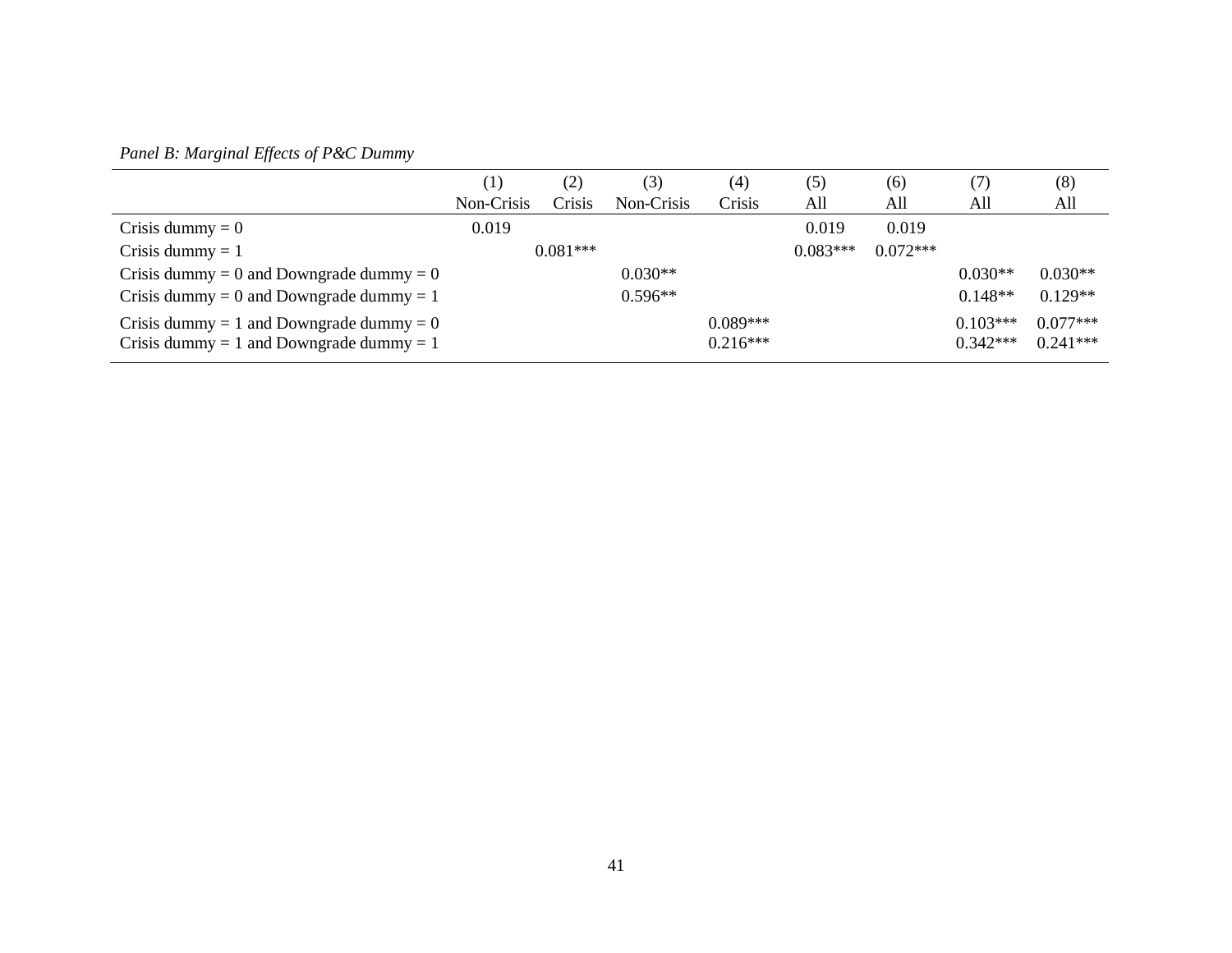*Panel B: Marginal Effects of P&C Dummy*

| | (1)<br>Non-Crisis | (2)<br>Crisis | (3)<br>Non-Crisis | (4)<br>Crisis | (5)<br>All | (6)<br>All | (7)<br>All | (8)<br>All |
|---|---|---|---|---|---|---|---|---|
| Crisis dummy = 0 | 0.019 | | | | 0.019 | 0.019 | | |
| Crisis dummy = 1 | | 0.081*** | | | 0.083*** | 0.072*** | | |
| Crisis dummy = 0 and Downgrade dummy = 0 | | | 0.030** | | | | 0.030** | 0.030** |
| Crisis dummy = 0 and Downgrade dummy = 1 | | | 0.596** | | | | 0.148** | 0.129** |
| Crisis dummy = 1 and Downgrade dummy = 0 | | | | 0.089*** | | | 0.103*** | 0.077*** |
| Crisis dummy = 1 and Downgrade dummy = 1 | | | | 0.216*** | | | 0.342*** | 0.241*** |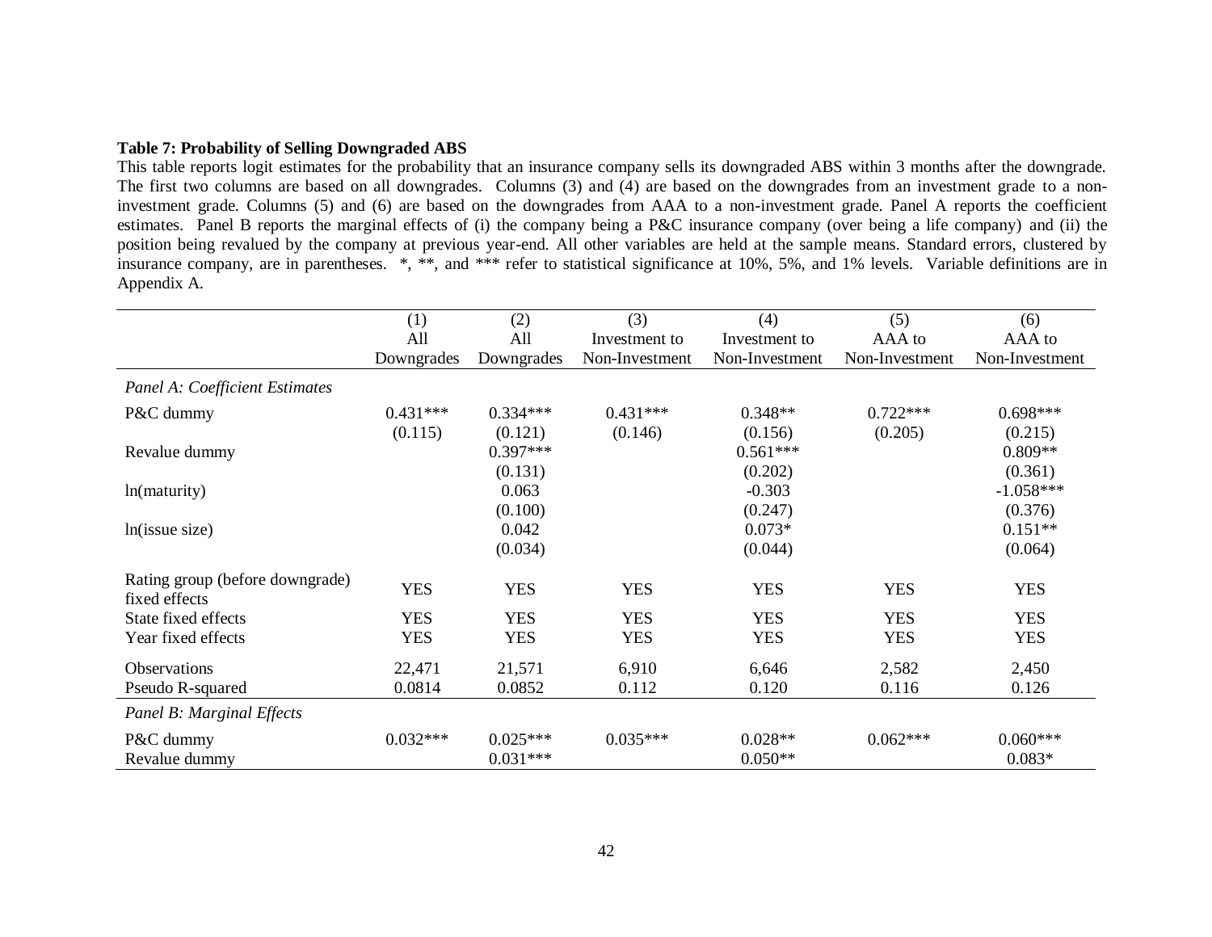**Table 7: Probability of Selling Downgraded ABS**

This table reports logit estimates for the probability that an insurance company sells its downgraded ABS within 3 months after the downgrade. The first two columns are based on all downgrades. Columns (3) and (4) are based on the downgrades from an investment grade to a non-investment grade. Columns (5) and (6) are based on the downgrades from AAA to a non-investment grade. Panel A reports the coefficient estimates. Panel B reports the marginal effects of (i) the company being a P&C insurance company (over being a life company) and (ii) the position being revalued by the company at previous year-end. All other variables are held at the sample means. Standard errors, clustered by insurance company, are in parentheses. *, **, and *** refer to statistical significance at 10%, 5%, and 1% levels. Variable definitions are in Appendix A.

| | (1) All Downgrades | (2) All Downgrades | (3) Investment to Non-Investment | (4) Investment to Non-Investment | (5) AAA to Non-Investment | (6) AAA to Non-Investment |
|---|---|---|---|---|---|---|
| *Panel A: Coefficient Estimates* | | | | | | |
| P&C dummy | 0.431*** | 0.334*** | 0.431*** | 0.348** | 0.722*** | 0.698*** |
| | (0.115) | (0.121) | (0.146) | (0.156) | (0.205) | (0.215) |
| Revalue dummy | | 0.397*** | | 0.561*** | | 0.809** |
| | | (0.131) | | (0.202) | | (0.361) |
| ln(maturity) | | 0.063 | | -0.303 | | -1.058*** |
| | | (0.100) | | (0.247) | | (0.376) |
| ln(issue size) | | 0.042 | | 0.073* | | 0.151** |
| | | (0.034) | | (0.044) | | (0.064) |
| Rating group (before downgrade) fixed effects | YES | YES | YES | YES | YES | YES |
| State fixed effects | YES | YES | YES | YES | YES | YES |
| Year fixed effects | YES | YES | YES | YES | YES | YES |
| Observations | 22,471 | 21,571 | 6,910 | 6,646 | 2,582 | 2,450 |
| Pseudo R-squared | 0.0814 | 0.0852 | 0.112 | 0.120 | 0.116 | 0.126 |
| *Panel B: Marginal Effects* | | | | | | |
| P&C dummy | 0.032*** | 0.025*** | 0.035*** | 0.028** | 0.062*** | 0.060*** |
| Revalue dummy | | 0.031*** | | 0.050** | | 0.083* |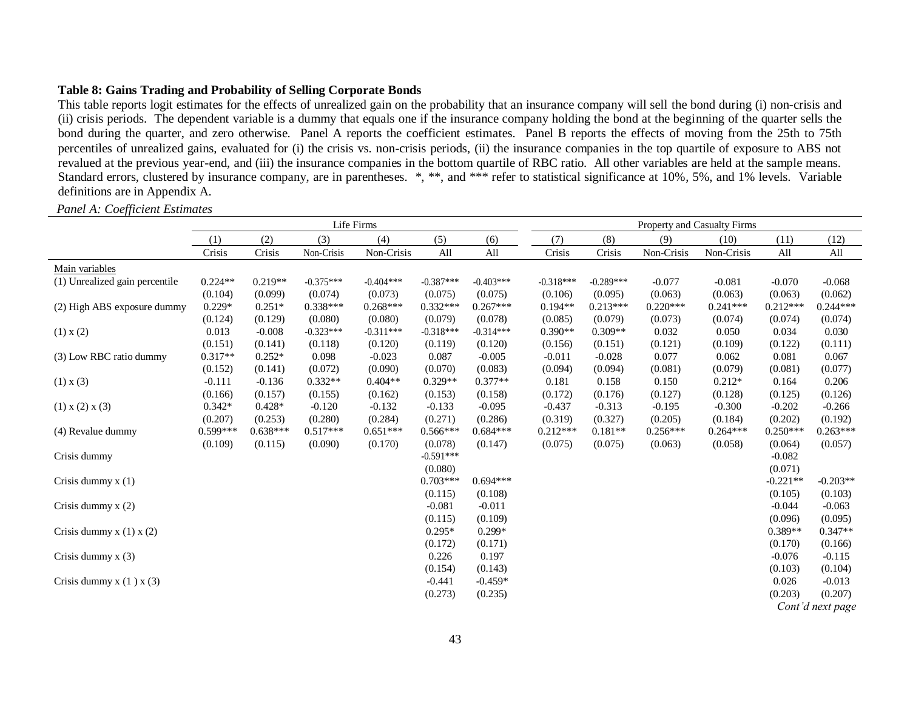**Table 8: Gains Trading and Probability of Selling Corporate Bonds**

This table reports logit estimates for the effects of unrealized gain on the probability that an insurance company will sell the bond during (i) non-crisis and (ii) crisis periods. The dependent variable is a dummy that equals one if the insurance company holding the bond at the beginning of the quarter sells the bond during the quarter, and zero otherwise. Panel A reports the coefficient estimates. Panel B reports the effects of moving from the 25th to 75th percentiles of unrealized gains, evaluated for (i) the crisis vs. non-crisis periods, (ii) the insurance companies in the top quartile of exposure to ABS not revalued at the previous year-end, and (iii) the insurance companies in the bottom quartile of RBC ratio. All other variables are held at the sample means. Standard errors, clustered by insurance company, are in parentheses. *, **, and *** refer to statistical significance at 10%, 5%, and 1% levels. Variable definitions are in Appendix A.

*Panel A: Coefficient Estimates*

| | Life Firms | | | | | | Property and Casualty Firms | | | | | |
|---|---|---|---|---|---|---|---|---|---|---|---|---|
| | (1) | (2) | (3) | (4) | (5) | (6) | (7) | (8) | (9) | (10) | (11) | (12) |
| | Crisis | Crisis | Non-Crisis | Non-Crisis | All | All | Crisis | Crisis | Non-Crisis | Non-Crisis | All | All |
| Main variables | | | | | | | | | | | | |
| (1) Unrealized gain percentile | 0.224** | 0.219** | -0.375*** | -0.404*** | -0.387*** | -0.403*** | -0.318*** | -0.289*** | -0.077 | -0.081 | -0.070 | -0.068 |
| | (0.104) | (0.099) | (0.074) | (0.073) | (0.075) | (0.075) | (0.106) | (0.095) | (0.063) | (0.063) | (0.063) | (0.062) |
| (2) High ABS exposure dummy | 0.229* | 0.251* | 0.338*** | 0.268*** | 0.332*** | 0.267*** | 0.194** | 0.213*** | 0.220*** | 0.241*** | 0.212*** | 0.244*** |
| | (0.124) | (0.129) | (0.080) | (0.080) | (0.079) | (0.078) | (0.085) | (0.079) | (0.073) | (0.074) | (0.074) | (0.074) |
| (1) x (2) | 0.013 | -0.008 | -0.323*** | -0.311*** | -0.318*** | -0.314*** | 0.390** | 0.309** | 0.032 | 0.050 | 0.034 | 0.030 |
| | (0.151) | (0.141) | (0.118) | (0.120) | (0.119) | (0.120) | (0.156) | (0.151) | (0.121) | (0.109) | (0.122) | (0.111) |
| (3) Low RBC ratio dummy | 0.317** | 0.252* | 0.098 | -0.023 | 0.087 | -0.005 | -0.011 | -0.028 | 0.077 | 0.062 | 0.081 | 0.067 |
| | (0.152) | (0.141) | (0.072) | (0.090) | (0.070) | (0.083) | (0.094) | (0.094) | (0.081) | (0.079) | (0.081) | (0.077) |
| (1) x (3) | -0.111 | -0.136 | 0.332** | 0.404** | 0.329** | 0.377** | 0.181 | 0.158 | 0.150 | 0.212* | 0.164 | 0.206 |
| | (0.166) | (0.157) | (0.155) | (0.162) | (0.153) | (0.158) | (0.172) | (0.176) | (0.127) | (0.128) | (0.125) | (0.126) |
| (1) x (2) x (3) | 0.342* | 0.428* | -0.120 | -0.132 | -0.133 | -0.095 | -0.437 | -0.313 | -0.195 | -0.300 | -0.202 | -0.266 |
| | (0.207) | (0.253) | (0.280) | (0.284) | (0.271) | (0.286) | (0.319) | (0.327) | (0.205) | (0.184) | (0.202) | (0.192) |
| (4) Revalue dummy | 0.599*** | 0.638*** | 0.517*** | 0.651*** | 0.566*** | 0.684*** | 0.212*** | 0.181** | 0.256*** | 0.264*** | 0.250*** | 0.263*** |
| | (0.109) | (0.115) | (0.090) | (0.170) | (0.078) | (0.147) | (0.075) | (0.075) | (0.063) | (0.058) | (0.064) | (0.057) |
| Crisis dummy | | | | | -0.591*** | | | | | | -0.082 | |
| | | | | | (0.080) | | | | | | (0.071) | |
| Crisis dummy x (1) | | | | | 0.703*** | 0.694*** | | | | | -0.221** | -0.203** |
| | | | | | (0.115) | (0.108) | | | | | (0.105) | (0.103) |
| Crisis dummy x (2) | | | | | -0.081 | -0.011 | | | | | -0.044 | -0.063 |
| | | | | | (0.115) | (0.109) | | | | | (0.096) | (0.095) |
| Crisis dummy x (1) x (2) | | | | | 0.295* | 0.299* | | | | | 0.389** | 0.347** |
| | | | | | (0.172) | (0.171) | | | | | (0.170) | (0.166) |
| Crisis dummy x (3) | | | | | 0.226 | 0.197 | | | | | -0.076 | -0.115 |
| | | | | | (0.154) | (0.143) | | | | | (0.103) | (0.104) |
| Crisis dummy x (1 ) x (3) | | | | | -0.441 | -0.459* | | | | | 0.026 | -0.013 |
| | | | | | (0.273) | (0.235) | | | | | (0.203) | (0.207) |

*Cont'd next page*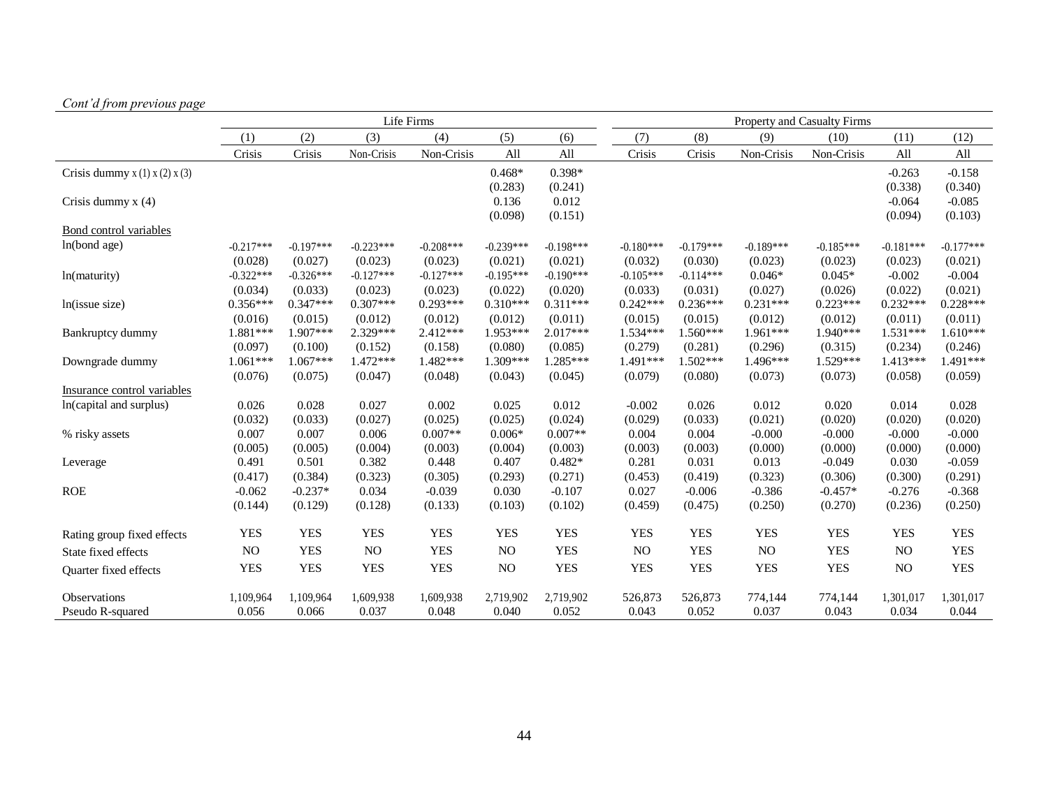*Cont'd from previous page*

| | Life Firms | | | | | | Property and Casualty Firms | | | | | |
|---|---|---|---|---|---|---|---|---|---|---|---|---|
| | (1) | (2) | (3) | (4) | (5) | (6) | (7) | (8) | (9) | (10) | (11) | (12) |
| | Crisis | Crisis | Non-Crisis | Non-Crisis | All | All | Crisis | Crisis | Non-Crisis | Non-Crisis | All | All |
| Crisis dummy x (1) x (2) x (3) | | | | | 0.468* | 0.398* | | | | | -0.263 | -0.158 |
| | | | | | (0.283) | (0.241) | | | | | (0.338) | (0.340) |
| Crisis dummy x (4) | | | | | 0.136 | 0.012 | | | | | -0.064 | -0.085 |
| | | | | | (0.098) | (0.151) | | | | | (0.094) | (0.103) |
| Bond control variables | | | | | | | | | | | | |
| ln(bond age) | -0.217*** | -0.197*** | -0.223*** | -0.208*** | -0.239*** | -0.198*** | -0.180*** | -0.179*** | -0.189*** | -0.185*** | -0.181*** | -0.177*** |
| | (0.028) | (0.027) | (0.023) | (0.023) | (0.021) | (0.021) | (0.032) | (0.030) | (0.023) | (0.023) | (0.023) | (0.021) |
| ln(maturity) | -0.322*** | -0.326*** | -0.127*** | -0.127*** | -0.195*** | -0.190*** | -0.105*** | -0.114*** | 0.046* | 0.045* | -0.002 | -0.004 |
| | (0.034) | (0.033) | (0.023) | (0.023) | (0.022) | (0.020) | (0.033) | (0.031) | (0.027) | (0.026) | (0.022) | (0.021) |
| ln(issue size) | 0.356*** | 0.347*** | 0.307*** | 0.293*** | 0.310*** | 0.311*** | 0.242*** | 0.236*** | 0.231*** | 0.223*** | 0.232*** | 0.228*** |
| | (0.016) | (0.015) | (0.012) | (0.012) | (0.012) | (0.011) | (0.015) | (0.015) | (0.012) | (0.012) | (0.011) | (0.011) |
| Bankruptcy dummy | 1.881*** | 1.907*** | 2.329*** | 2.412*** | 1.953*** | 2.017*** | 1.534*** | 1.560*** | 1.961*** | 1.940*** | 1.531*** | 1.610*** |
| | (0.097) | (0.100) | (0.152) | (0.158) | (0.080) | (0.085) | (0.279) | (0.281) | (0.296) | (0.315) | (0.234) | (0.246) |
| Downgrade dummy | 1.061*** | 1.067*** | 1.472*** | 1.482*** | 1.309*** | 1.285*** | 1.491*** | 1.502*** | 1.496*** | 1.529*** | 1.413*** | 1.491*** |
| | (0.076) | (0.075) | (0.047) | (0.048) | (0.043) | (0.045) | (0.079) | (0.080) | (0.073) | (0.073) | (0.058) | (0.059) |
| Insurance control variables | | | | | | | | | | | | |
| ln(capital and surplus) | 0.026 | 0.028 | 0.027 | 0.002 | 0.025 | 0.012 | -0.002 | 0.026 | 0.012 | 0.020 | 0.014 | 0.028 |
| | (0.032) | (0.033) | (0.027) | (0.025) | (0.025) | (0.024) | (0.029) | (0.033) | (0.021) | (0.020) | (0.020) | (0.020) |
| % risky assets | 0.007 | 0.007 | 0.006 | 0.007** | 0.006* | 0.007** | 0.004 | 0.004 | -0.000 | -0.000 | -0.000 | -0.000 |
| | (0.005) | (0.005) | (0.004) | (0.003) | (0.004) | (0.003) | (0.003) | (0.003) | (0.000) | (0.000) | (0.000) | (0.000) |
| Leverage | 0.491 | 0.501 | 0.382 | 0.448 | 0.407 | 0.482* | 0.281 | 0.031 | 0.013 | -0.049 | 0.030 | -0.059 |
| | (0.417) | (0.384) | (0.323) | (0.305) | (0.293) | (0.271) | (0.453) | (0.419) | (0.323) | (0.306) | (0.300) | (0.291) |
| ROE | -0.062 | -0.237* | 0.034 | -0.039 | 0.030 | -0.107 | 0.027 | -0.006 | -0.386 | -0.457* | -0.276 | -0.368 |
| | (0.144) | (0.129) | (0.128) | (0.133) | (0.103) | (0.102) | (0.459) | (0.475) | (0.250) | (0.270) | (0.236) | (0.250) |
| Rating group fixed effects | YES | YES | YES | YES | YES | YES | YES | YES | YES | YES | YES | YES |
| State fixed effects | NO | YES | NO | YES | NO | YES | NO | YES | NO | YES | NO | YES |
| Quarter fixed effects | YES | YES | YES | YES | NO | YES | YES | YES | YES | YES | NO | YES |
| Observations | 1,109,964 | 1,109,964 | 1,609,938 | 1,609,938 | 2,719,902 | 2,719,902 | 526,873 | 526,873 | 774,144 | 774,144 | 1,301,017 | 1,301,017 |
| Pseudo R-squared | 0.056 | 0.066 | 0.037 | 0.048 | 0.040 | 0.052 | 0.043 | 0.052 | 0.037 | 0.043 | 0.034 | 0.044 |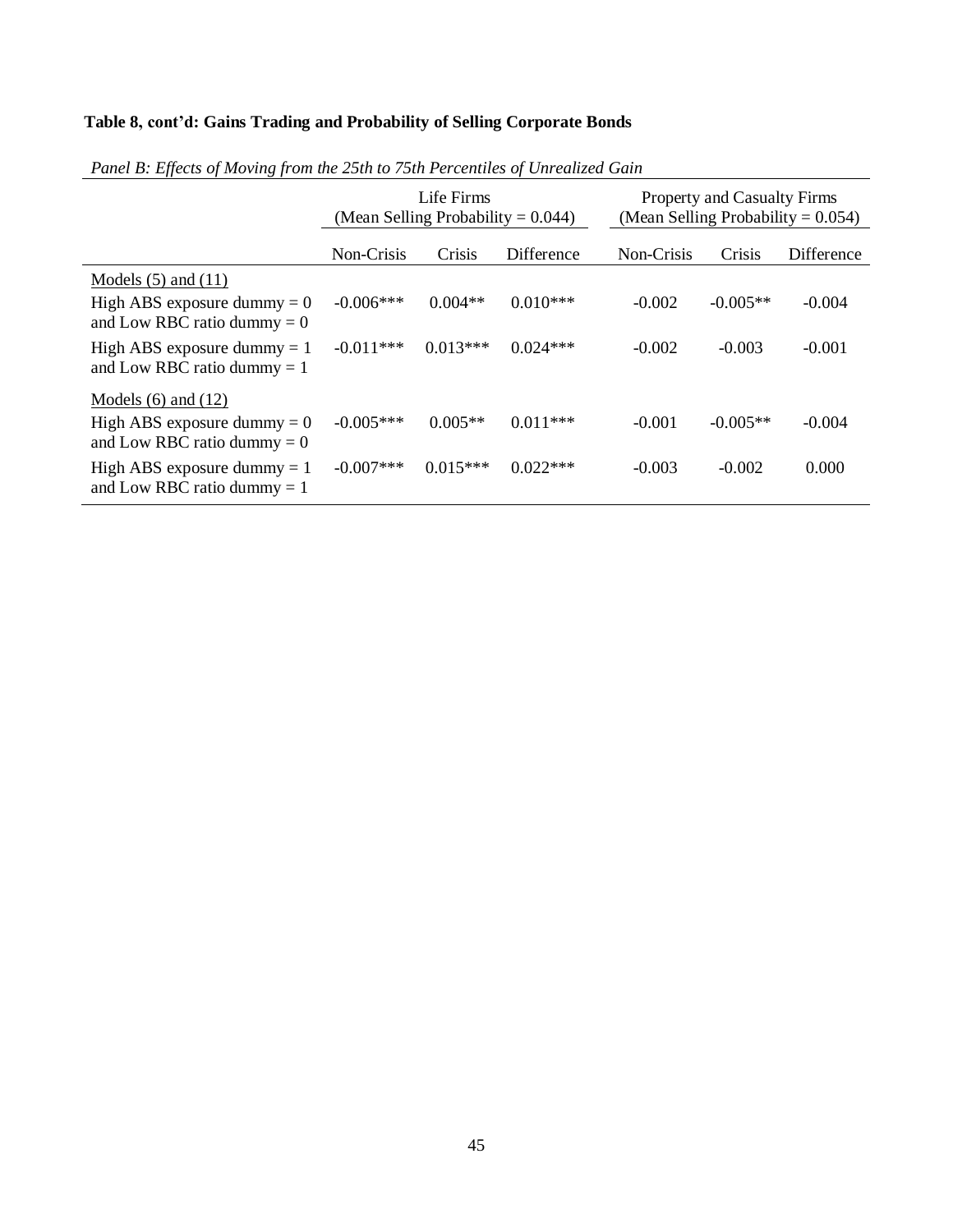**Table 8, cont'd: Gains Trading and Probability of Selling Corporate Bonds**

*Panel B: Effects of Moving from the 25th to 75th Percentiles of Unrealized Gain*

| | Life Firms (Mean Selling Probability = 0.044) | | | Property and Casualty Firms (Mean Selling Probability = 0.054) | | |
|---|---|---|---|---|---|---|
| | Non-Crisis | Crisis | Difference | Non-Crisis | Crisis | Difference |
| Models (5) and (11) | | | | | | |
| High ABS exposure dummy = 0 and Low RBC ratio dummy = 0 | -0.006*** | 0.004** | 0.010*** | -0.002 | -0.005** | -0.004 |
| High ABS exposure dummy = 1 and Low RBC ratio dummy = 1 | -0.011*** | 0.013*** | 0.024*** | -0.002 | -0.003 | -0.001 |
| Models (6) and (12) | | | | | | |
| High ABS exposure dummy = 0 and Low RBC ratio dummy = 0 | -0.005*** | 0.005** | 0.011*** | -0.001 | -0.005** | -0.004 |
| High ABS exposure dummy = 1 and Low RBC ratio dummy = 1 | -0.007*** | 0.015*** | 0.022*** | -0.003 | -0.002 | 0.000 |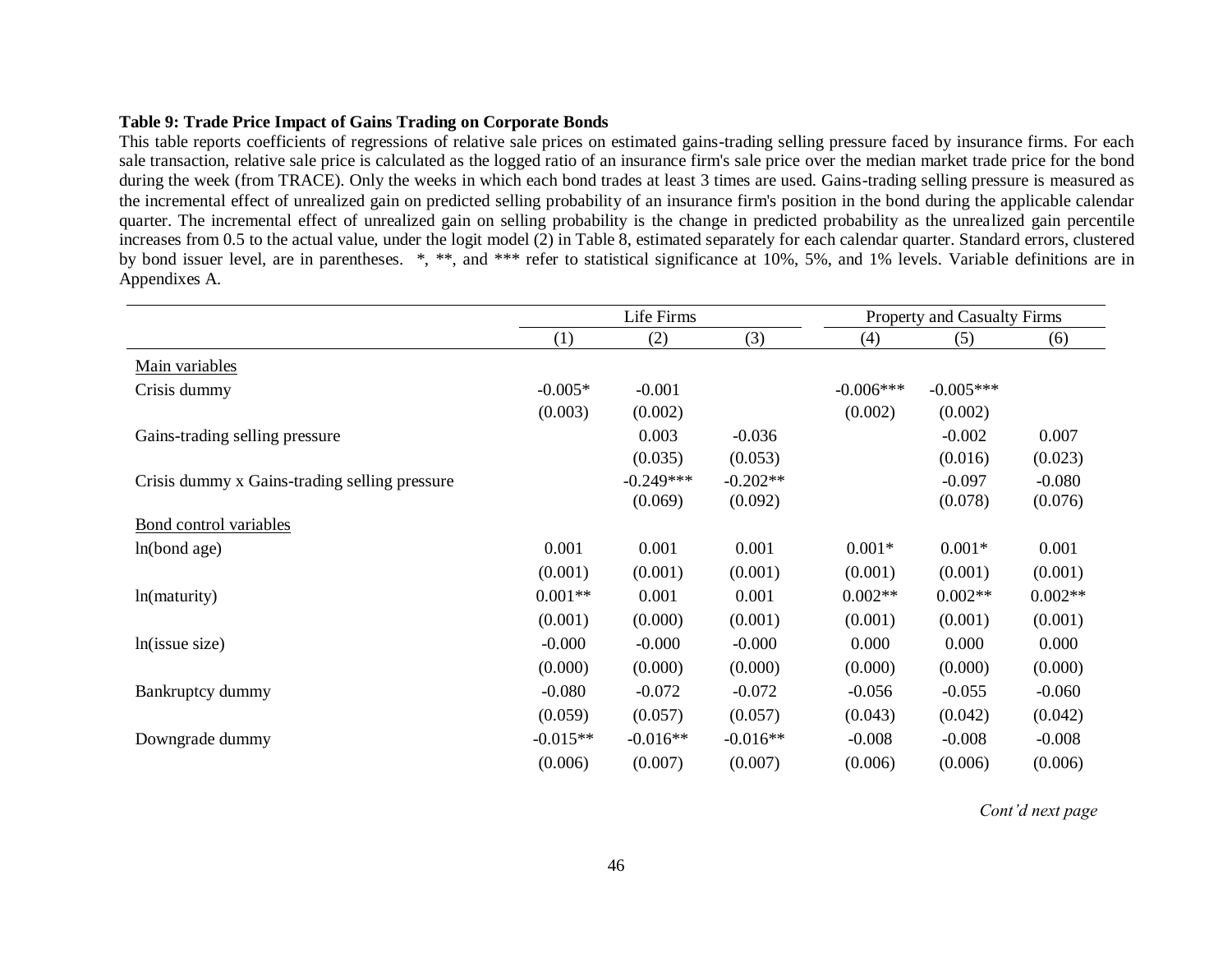**Table 9: Trade Price Impact of Gains Trading on Corporate Bonds**

This table reports coefficients of regressions of relative sale prices on estimated gains-trading selling pressure faced by insurance firms. For each sale transaction, relative sale price is calculated as the logged ratio of an insurance firm's sale price over the median market trade price for the bond during the week (from TRACE). Only the weeks in which each bond trades at least 3 times are used. Gains-trading selling pressure is measured as the incremental effect of unrealized gain on predicted selling probability of an insurance firm's position in the bond during the applicable calendar quarter. The incremental effect of unrealized gain on selling probability is the change in predicted probability as the unrealized gain percentile increases from 0.5 to the actual value, under the logit model (2) in Table 8, estimated separately for each calendar quarter. Standard errors, clustered by bond issuer level, are in parentheses. *, **, and *** refer to statistical significance at 10%, 5%, and 1% levels. Variable definitions are in Appendixes A.

| | Life Firms | | | Property and Casualty Firms | | |
|---|---|---|---|---|---|---|
| | (1) | (2) | (3) | (4) | (5) | (6) |
| Main variables | | | | | | |
| Crisis dummy | -0.005* | -0.001 | | -0.006*** | -0.005*** | |
| | (0.003) | (0.002) | | (0.002) | (0.002) | |
| Gains-trading selling pressure | | 0.003 | -0.036 | | -0.002 | 0.007 |
| | | (0.035) | (0.053) | | (0.016) | (0.023) |
| Crisis dummy x Gains-trading selling pressure | | -0.249*** | -0.202** | | -0.097 | -0.080 |
| | | (0.069) | (0.092) | | (0.078) | (0.076) |
| Bond control variables | | | | | | |
| ln(bond age) | 0.001 | 0.001 | 0.001 | 0.001* | 0.001* | 0.001 |
| | (0.001) | (0.001) | (0.001) | (0.001) | (0.001) | (0.001) |
| ln(maturity) | 0.001** | 0.001 | 0.001 | 0.002** | 0.002** | 0.002** |
| | (0.001) | (0.000) | (0.001) | (0.001) | (0.001) | (0.001) |
| ln(issue size) | -0.000 | -0.000 | -0.000 | 0.000 | 0.000 | 0.000 |
| | (0.000) | (0.000) | (0.000) | (0.000) | (0.000) | (0.000) |
| Bankruptcy dummy | -0.080 | -0.072 | -0.072 | -0.056 | -0.055 | -0.060 |
| | (0.059) | (0.057) | (0.057) | (0.043) | (0.042) | (0.042) |
| Downgrade dummy | -0.015** | -0.016** | -0.016** | -0.008 | -0.008 | -0.008 |
| | (0.006) | (0.007) | (0.007) | (0.006) | (0.006) | (0.006) |

*Cont'd next page*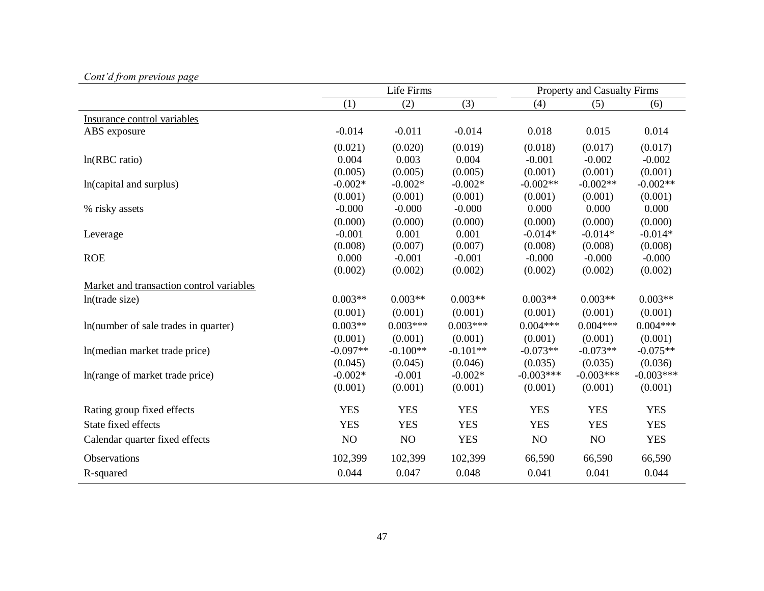*Cont'd from previous page*

| | Life Firms | | | Property and Casualty Firms | | |
|---|---|---|---|---|---|---|
| | (1) | (2) | (3) | (4) | (5) | (6) |
| Insurance control variables | | | | | | |
| ABS exposure | -0.014 | -0.011 | -0.014 | 0.018 | 0.015 | 0.014 |
| | (0.021) | (0.020) | (0.019) | (0.018) | (0.017) | (0.017) |
| ln(RBC ratio) | 0.004 | 0.003 | 0.004 | -0.001 | -0.002 | -0.002 |
| | (0.005) | (0.005) | (0.005) | (0.001) | (0.001) | (0.001) |
| ln(capital and surplus) | -0.002* | -0.002* | -0.002* | -0.002** | -0.002** | -0.002** |
| | (0.001) | (0.001) | (0.001) | (0.001) | (0.001) | (0.001) |
| % risky assets | -0.000 | -0.000 | -0.000 | 0.000 | 0.000 | 0.000 |
| | (0.000) | (0.000) | (0.000) | (0.000) | (0.000) | (0.000) |
| Leverage | -0.001 | 0.001 | 0.001 | -0.014* | -0.014* | -0.014* |
| | (0.008) | (0.007) | (0.007) | (0.008) | (0.008) | (0.008) |
| ROE | 0.000 | -0.001 | -0.001 | -0.000 | -0.000 | -0.000 |
| | (0.002) | (0.002) | (0.002) | (0.002) | (0.002) | (0.002) |
| Market and transaction control variables | | | | | | |
| ln(trade size) | 0.003** | 0.003** | 0.003** | 0.003** | 0.003** | 0.003** |
| | (0.001) | (0.001) | (0.001) | (0.001) | (0.001) | (0.001) |
| ln(number of sale trades in quarter) | 0.003** | 0.003*** | 0.003*** | 0.004*** | 0.004*** | 0.004*** |
| | (0.001) | (0.001) | (0.001) | (0.001) | (0.001) | (0.001) |
| ln(median market trade price) | -0.097** | -0.100** | -0.101** | -0.073** | -0.073** | -0.075** |
| | (0.045) | (0.045) | (0.046) | (0.035) | (0.035) | (0.036) |
| ln(range of market trade price) | -0.002* | -0.001 | -0.002* | -0.003*** | -0.003*** | -0.003*** |
| | (0.001) | (0.001) | (0.001) | (0.001) | (0.001) | (0.001) |
| Rating group fixed effects | YES | YES | YES | YES | YES | YES |
| State fixed effects | YES | YES | YES | YES | YES | YES |
| Calendar quarter fixed effects | NO | NO | YES | NO | NO | YES |
| Observations | 102,399 | 102,399 | 102,399 | 66,590 | 66,590 | 66,590 |
| R-squared | 0.044 | 0.047 | 0.048 | 0.041 | 0.041 | 0.044 |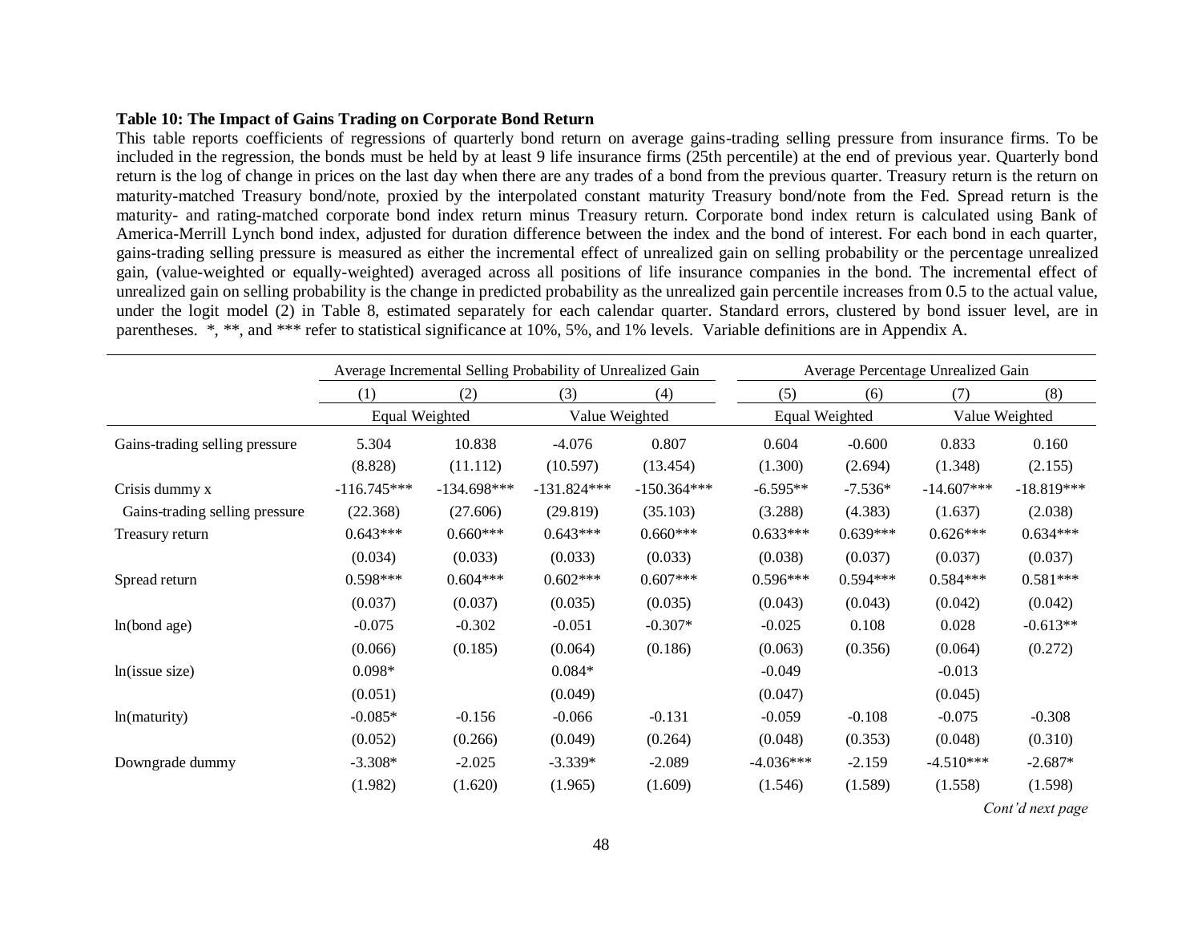**Table 10: The Impact of Gains Trading on Corporate Bond Return**

This table reports coefficients of regressions of quarterly bond return on average gains-trading selling pressure from insurance firms. To be included in the regression, the bonds must be held by at least 9 life insurance firms (25th percentile) at the end of previous year. Quarterly bond return is the log of change in prices on the last day when there are any trades of a bond from the previous quarter. Treasury return is the return on maturity-matched Treasury bond/note, proxied by the interpolated constant maturity Treasury bond/note from the Fed. Spread return is the maturity- and rating-matched corporate bond index return minus Treasury return. Corporate bond index return is calculated using Bank of America-Merrill Lynch bond index, adjusted for duration difference between the index and the bond of interest. For each bond in each quarter, gains-trading selling pressure is measured as either the incremental effect of unrealized gain on selling probability or the percentage unrealized gain, (value-weighted or equally-weighted) averaged across all positions of life insurance companies in the bond. The incremental effect of unrealized gain on selling probability is the change in predicted probability as the unrealized gain percentile increases from 0.5 to the actual value, under the logit model (2) in Table 8, estimated separately for each calendar quarter. Standard errors, clustered by bond issuer level, are in parentheses. *, **, and *** refer to statistical significance at 10%, 5%, and 1% levels. Variable definitions are in Appendix A.

| | Average Incremental Selling Probability of Unrealized Gain | | | | Average Percentage Unrealized Gain | | | |
|---|---|---|---|---|---|---|---|---|
| | (1) | (2) | (3) | (4) | (5) | (6) | (7) | (8) |
| | Equal Weighted | | Value Weighted | | Equal Weighted | | Value Weighted | |
| Gains-trading selling pressure | 5.304 | 10.838 | -4.076 | 0.807 | 0.604 | -0.600 | 0.833 | 0.160 |
| | (8.828) | (11.112) | (10.597) | (13.454) | (1.300) | (2.694) | (1.348) | (2.155) |
| Crisis dummy x | -116.745*** | -134.698*** | -131.824*** | -150.364*** | -6.595** | -7.536* | -14.607*** | -18.819*** |
| Gains-trading selling pressure | (22.368) | (27.606) | (29.819) | (35.103) | (3.288) | (4.383) | (1.637) | (2.038) |
| Treasury return | 0.643*** | 0.660*** | 0.643*** | 0.660*** | 0.633*** | 0.639*** | 0.626*** | 0.634*** |
| | (0.034) | (0.033) | (0.033) | (0.033) | (0.038) | (0.037) | (0.037) | (0.037) |
| Spread return | 0.598*** | 0.604*** | 0.602*** | 0.607*** | 0.596*** | 0.594*** | 0.584*** | 0.581*** |
| | (0.037) | (0.037) | (0.035) | (0.035) | (0.043) | (0.043) | (0.042) | (0.042) |
| ln(bond age) | -0.075 | -0.302 | -0.051 | -0.307* | -0.025 | 0.108 | 0.028 | -0.613** |
| | (0.066) | (0.185) | (0.064) | (0.186) | (0.063) | (0.356) | (0.064) | (0.272) |
| ln(issue size) | 0.098* | | 0.084* | | -0.049 | | -0.013 | |
| | (0.051) | | (0.049) | | (0.047) | | (0.045) | |
| ln(maturity) | -0.085* | -0.156 | -0.066 | -0.131 | -0.059 | -0.108 | -0.075 | -0.308 |
| | (0.052) | (0.266) | (0.049) | (0.264) | (0.048) | (0.353) | (0.048) | (0.310) |
| Downgrade dummy | -3.308* | -2.025 | -3.339* | -2.089 | -4.036*** | -2.159 | -4.510*** | -2.687* |
| | (1.982) | (1.620) | (1.965) | (1.609) | (1.546) | (1.589) | (1.558) | (1.598) |

*Cont'd next page*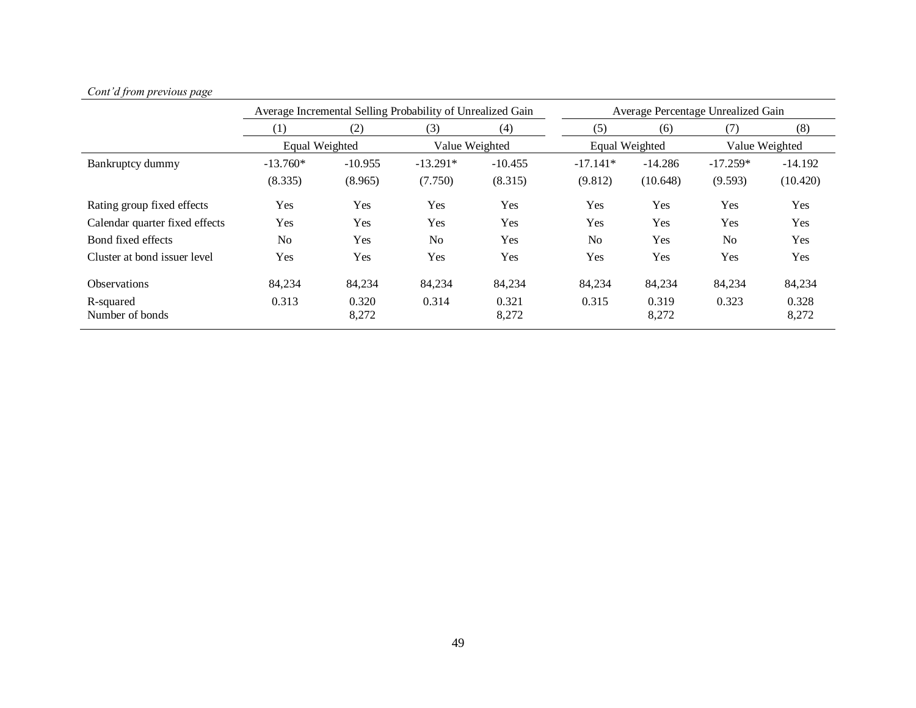*Cont'd from previous page*

| | Average Incremental Selling Probability of Unrealized Gain | | | | Average Percentage Unrealized Gain | | | |
|---|---|---|---|---|---|---|---|---|
| | (1) | (2) | (3) | (4) | (5) | (6) | (7) | (8) |
| | Equal Weighted | | Value Weighted | | Equal Weighted | | Value Weighted | |
| Bankruptcy dummy | -13.760* | -10.955 | -13.291* | -10.455 | -17.141* | -14.286 | -17.259* | -14.192 |
| | (8.335) | (8.965) | (7.750) | (8.315) | (9.812) | (10.648) | (9.593) | (10.420) |
| Rating group fixed effects | Yes | Yes | Yes | Yes | Yes | Yes | Yes | Yes |
| Calendar quarter fixed effects | Yes | Yes | Yes | Yes | Yes | Yes | Yes | Yes |
| Bond fixed effects | No | Yes | No | Yes | No | Yes | No | Yes |
| Cluster at bond issuer level | Yes | Yes | Yes | Yes | Yes | Yes | Yes | Yes |
| Observations | 84,234 | 84,234 | 84,234 | 84,234 | 84,234 | 84,234 | 84,234 | 84,234 |
| R-squared | 0.313 | 0.320 | 0.314 | 0.321 | 0.315 | 0.319 | 0.323 | 0.328 |
| Number of bonds | | 8,272 | | 8,272 | | 8,272 | | 8,272 |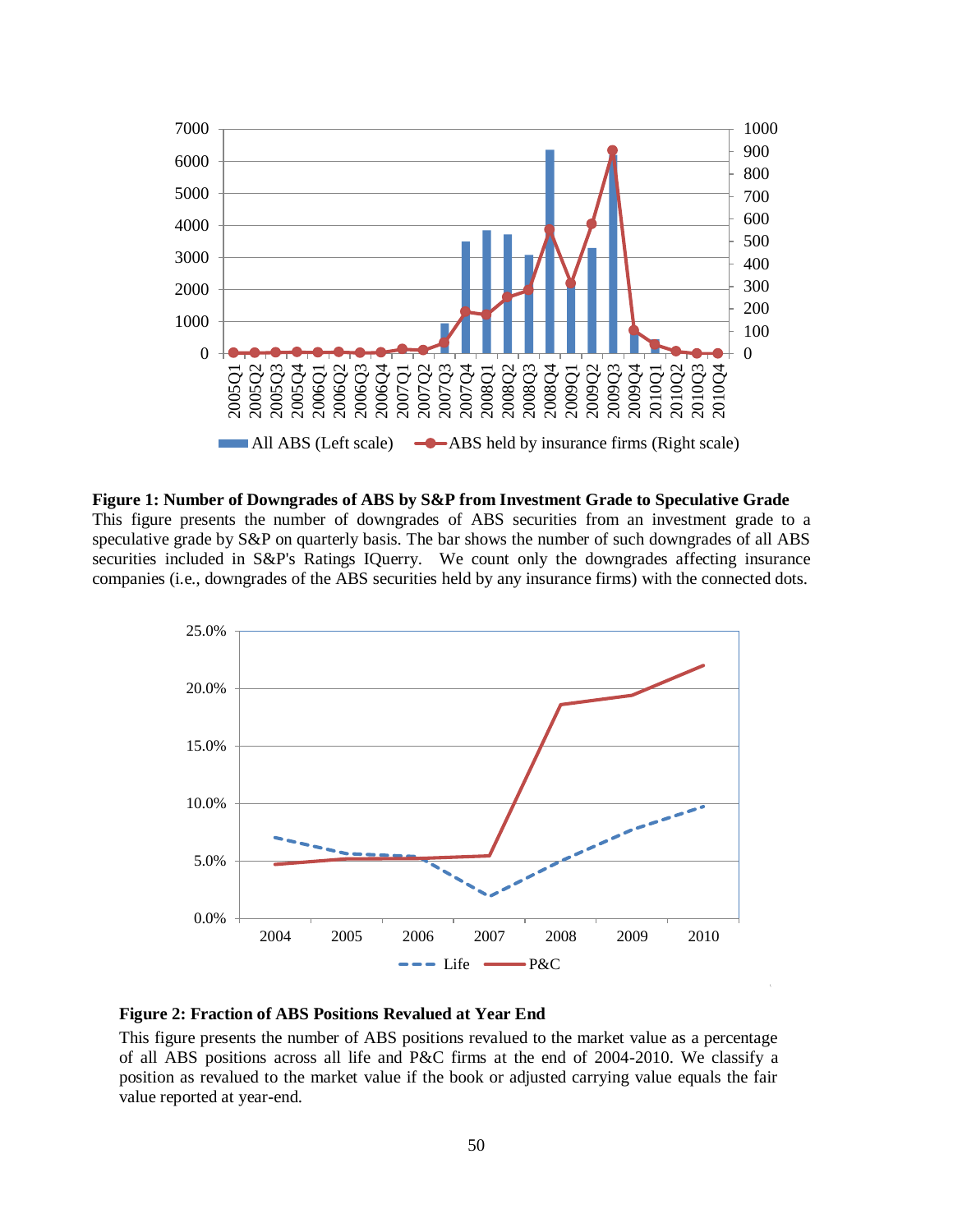7000
6000
5000
4000
3000
2000
1000
0

1000
900
800
700
600
500
400
300
200
100
0

2005Q1 2005Q2 2005Q3 2005Q4 2006Q1 2006Q2 2006Q3 2006Q4 2007Q1 2007Q2 2007Q3 2007Q4 2008Q1 2008Q2 2008Q3 2008Q4 2009Q1 2009Q2 2009Q3 2009Q4 2010Q1 2010Q2 2010Q3 2010Q4

All ABS (Left scale)    ABS held by insurance firms (Right scale)

**Figure 1: Number of Downgrades of ABS by S&P from Investment Grade to Speculative Grade**
This figure presents the number of downgrades of ABS securities from an investment grade to a speculative grade by S&P on quarterly basis. The bar shows the number of such downgrades of all ABS securities included in S&P's Ratings IQuerry. We count only the downgrades affecting insurance companies (i.e., downgrades of the ABS securities held by any insurance firms) with the connected dots.

25.0%
20.0%
15.0%
10.0%
5.0%
0.0%

2004 2005 2006 2007 2008 2009 2010

Life    P&C

**Figure 2: Fraction of ABS Positions Revalued at Year End**
This figure presents the number of ABS positions revalued to the market value as a percentage of all ABS positions across all life and P&C firms at the end of 2004-2010. We classify a position as revalued to the market value if the book or adjusted carrying value equals the fair value reported at year-end.